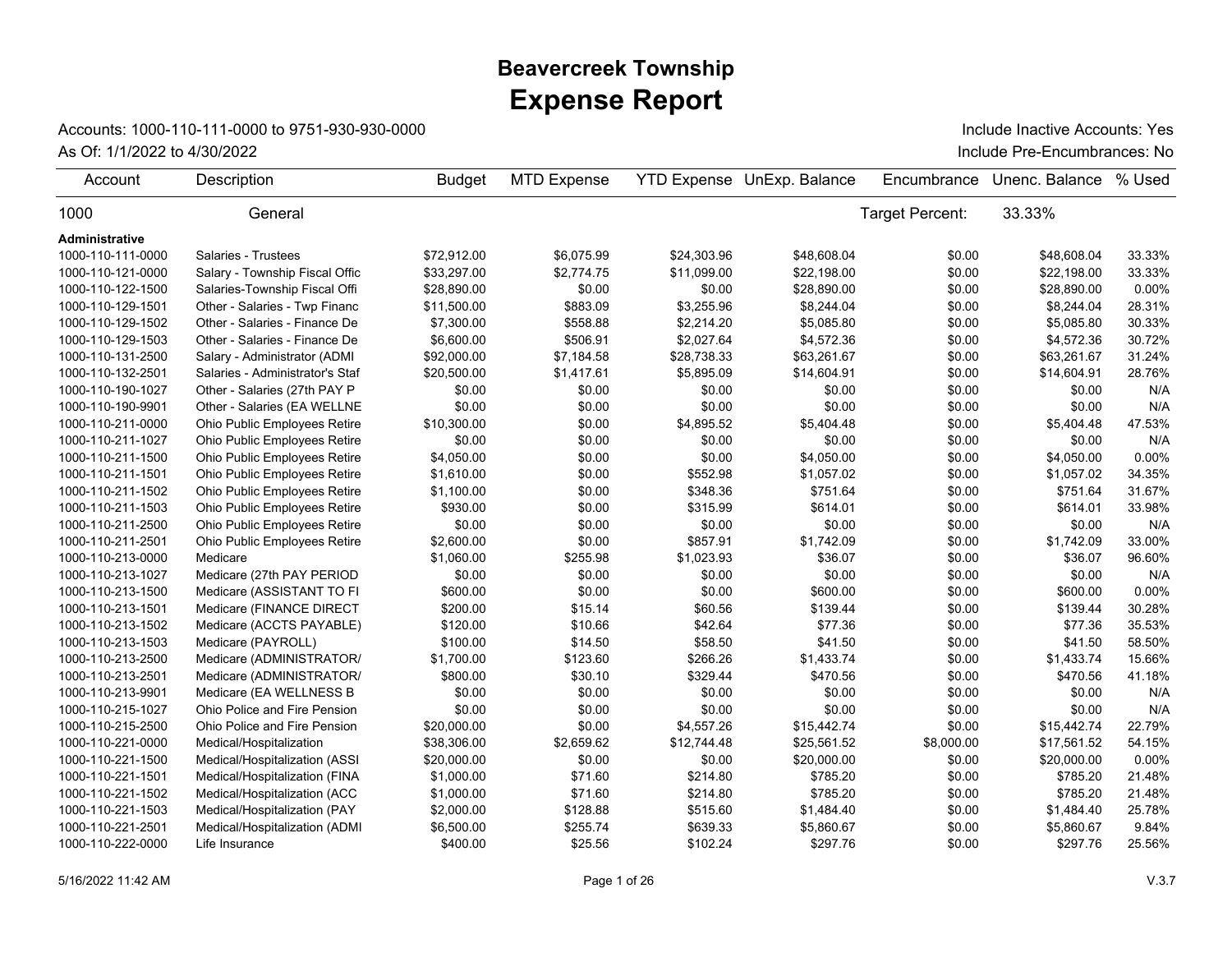# Beavercreek Township
## Expense Report

Accounts: 1000-110-111-0000 to 9751-930-930-0000 Include Inactive Accounts: Yes

As Of: 1/1/2022 to 4/30/2022 Include Pre-Encumbrances: No

| Account | Description | Budget | MTD Expense | YTD Expense | UnExp. Balance | Encumbrance | Unenc. Balance | % Used |
|---|---|---|---|---|---|---|---|---|
| 1000 | General | | | | | Target Percent: | 33.33% | |
| **Administrative** | | | | | | | | |
| 1000-110-111-0000 | Salaries - Trustees | $72,912.00 | $6,075.99 | $24,303.96 | $48,608.04 | $0.00 | $48,608.04 | 33.33% |
| 1000-110-121-0000 | Salary - Township Fiscal Offic | $33,297.00 | $2,774.75 | $11,099.00 | $22,198.00 | $0.00 | $22,198.00 | 33.33% |
| 1000-110-122-1500 | Salaries-Township Fiscal Offi | $28,890.00 | $0.00 | $0.00 | $28,890.00 | $0.00 | $28,890.00 | 0.00% |
| 1000-110-129-1501 | Other - Salaries - Twp Financ | $11,500.00 | $883.09 | $3,255.96 | $8,244.04 | $0.00 | $8,244.04 | 28.31% |
| 1000-110-129-1502 | Other - Salaries - Finance De | $7,300.00 | $558.88 | $2,214.20 | $5,085.80 | $0.00 | $5,085.80 | 30.33% |
| 1000-110-129-1503 | Other - Salaries - Finance De | $6,600.00 | $506.91 | $2,027.64 | $4,572.36 | $0.00 | $4,572.36 | 30.72% |
| 1000-110-131-2500 | Salary - Administrator (ADMI | $92,000.00 | $7,184.58 | $28,738.33 | $63,261.67 | $0.00 | $63,261.67 | 31.24% |
| 1000-110-132-2501 | Salaries - Administrator's Staf | $20,500.00 | $1,417.61 | $5,895.09 | $14,604.91 | $0.00 | $14,604.91 | 28.76% |
| 1000-110-190-1027 | Other - Salaries (27th PAY P | $0.00 | $0.00 | $0.00 | $0.00 | $0.00 | $0.00 | N/A |
| 1000-110-190-9901 | Other - Salaries (EA WELLNE | $0.00 | $0.00 | $0.00 | $0.00 | $0.00 | $0.00 | N/A |
| 1000-110-211-0000 | Ohio Public Employees Retire | $10,300.00 | $0.00 | $4,895.52 | $5,404.48 | $0.00 | $5,404.48 | 47.53% |
| 1000-110-211-1027 | Ohio Public Employees Retire | $0.00 | $0.00 | $0.00 | $0.00 | $0.00 | $0.00 | N/A |
| 1000-110-211-1500 | Ohio Public Employees Retire | $4,050.00 | $0.00 | $0.00 | $4,050.00 | $0.00 | $4,050.00 | 0.00% |
| 1000-110-211-1501 | Ohio Public Employees Retire | $1,610.00 | $0.00 | $552.98 | $1,057.02 | $0.00 | $1,057.02 | 34.35% |
| 1000-110-211-1502 | Ohio Public Employees Retire | $1,100.00 | $0.00 | $348.36 | $751.64 | $0.00 | $751.64 | 31.67% |
| 1000-110-211-1503 | Ohio Public Employees Retire | $930.00 | $0.00 | $315.99 | $614.01 | $0.00 | $614.01 | 33.98% |
| 1000-110-211-2500 | Ohio Public Employees Retire | $0.00 | $0.00 | $0.00 | $0.00 | $0.00 | $0.00 | N/A |
| 1000-110-211-2501 | Ohio Public Employees Retire | $2,600.00 | $0.00 | $857.91 | $1,742.09 | $0.00 | $1,742.09 | 33.00% |
| 1000-110-213-0000 | Medicare | $1,060.00 | $255.98 | $1,023.93 | $36.07 | $0.00 | $36.07 | 96.60% |
| 1000-110-213-1027 | Medicare (27th PAY PERIOD | $0.00 | $0.00 | $0.00 | $0.00 | $0.00 | $0.00 | N/A |
| 1000-110-213-1500 | Medicare (ASSISTANT TO FI | $600.00 | $0.00 | $0.00 | $600.00 | $0.00 | $600.00 | 0.00% |
| 1000-110-213-1501 | Medicare (FINANCE DIRECT | $200.00 | $15.14 | $60.56 | $139.44 | $0.00 | $139.44 | 30.28% |
| 1000-110-213-1502 | Medicare (ACCTS PAYABLE) | $120.00 | $10.66 | $42.64 | $77.36 | $0.00 | $77.36 | 35.53% |
| 1000-110-213-1503 | Medicare (PAYROLL) | $100.00 | $14.50 | $58.50 | $41.50 | $0.00 | $41.50 | 58.50% |
| 1000-110-213-2500 | Medicare (ADMINISTRATOR/ | $1,700.00 | $123.60 | $266.26 | $1,433.74 | $0.00 | $1,433.74 | 15.66% |
| 1000-110-213-2501 | Medicare (ADMINISTRATOR/ | $800.00 | $30.10 | $329.44 | $470.56 | $0.00 | $470.56 | 41.18% |
| 1000-110-213-9901 | Medicare (EA WELLNESS B | $0.00 | $0.00 | $0.00 | $0.00 | $0.00 | $0.00 | N/A |
| 1000-110-215-1027 | Ohio Police and Fire Pension | $0.00 | $0.00 | $0.00 | $0.00 | $0.00 | $0.00 | N/A |
| 1000-110-215-2500 | Ohio Police and Fire Pension | $20,000.00 | $0.00 | $4,557.26 | $15,442.74 | $0.00 | $15,442.74 | 22.79% |
| 1000-110-221-0000 | Medical/Hospitalization | $38,306.00 | $2,659.62 | $12,744.48 | $25,561.52 | $8,000.00 | $17,561.52 | 54.15% |
| 1000-110-221-1500 | Medical/Hospitalization (ASSI | $20,000.00 | $0.00 | $0.00 | $20,000.00 | $0.00 | $20,000.00 | 0.00% |
| 1000-110-221-1501 | Medical/Hospitalization (FINA | $1,000.00 | $71.60 | $214.80 | $785.20 | $0.00 | $785.20 | 21.48% |
| 1000-110-221-1502 | Medical/Hospitalization (ACC | $1,000.00 | $71.60 | $214.80 | $785.20 | $0.00 | $785.20 | 21.48% |
| 1000-110-221-1503 | Medical/Hospitalization (PAY | $2,000.00 | $128.88 | $515.60 | $1,484.40 | $0.00 | $1,484.40 | 25.78% |
| 1000-110-221-2501 | Medical/Hospitalization (ADMI | $6,500.00 | $255.74 | $639.33 | $5,860.67 | $0.00 | $5,860.67 | 9.84% |
| 1000-110-222-0000 | Life Insurance | $400.00 | $25.56 | $102.24 | $297.76 | $0.00 | $297.76 | 25.56% |

5/16/2022 11:42 AM V.3.7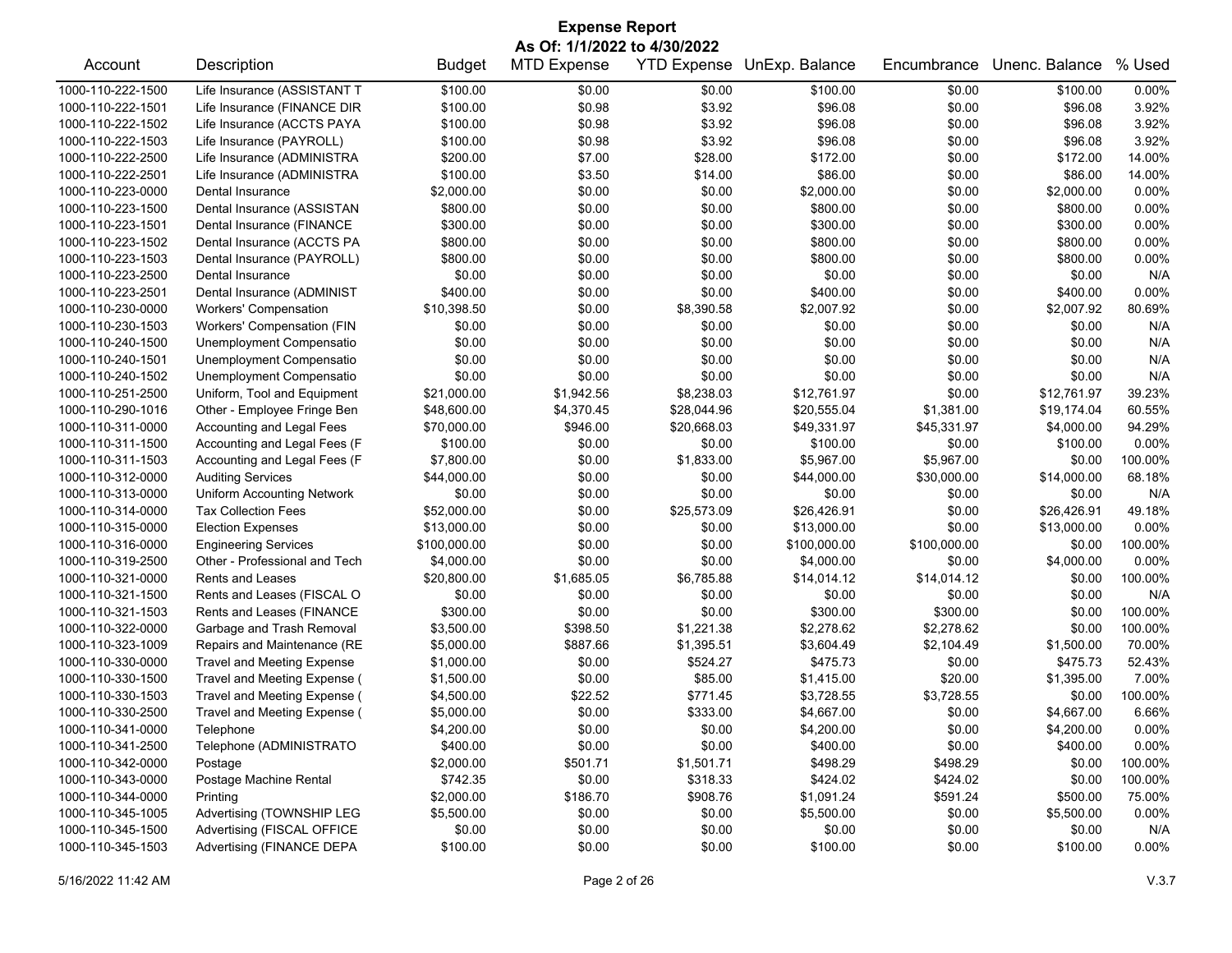# Expense Report

**As Of: 1/1/2022 to 4/30/2022**

| Account | Description | Budget | MTD Expense | YTD Expense | UnExp. Balance | Encumbrance | Unenc. Balance | % Used |
|---|---|---|---|---|---|---|---|---|
| 1000-110-222-1500 | Life Insurance (ASSISTANT T | $100.00 | $0.00 | $0.00 | $100.00 | $0.00 | $100.00 | 0.00% |
| 1000-110-222-1501 | Life Insurance (FINANCE DIR | $100.00 | $0.98 | $3.92 | $96.08 | $0.00 | $96.08 | 3.92% |
| 1000-110-222-1502 | Life Insurance (ACCTS PAYA | $100.00 | $0.98 | $3.92 | $96.08 | $0.00 | $96.08 | 3.92% |
| 1000-110-222-1503 | Life Insurance (PAYROLL) | $100.00 | $0.98 | $3.92 | $96.08 | $0.00 | $96.08 | 3.92% |
| 1000-110-222-2500 | Life Insurance (ADMINISTRA | $200.00 | $7.00 | $28.00 | $172.00 | $0.00 | $172.00 | 14.00% |
| 1000-110-222-2501 | Life Insurance (ADMINISTRA | $100.00 | $3.50 | $14.00 | $86.00 | $0.00 | $86.00 | 14.00% |
| 1000-110-223-0000 | Dental Insurance | $2,000.00 | $0.00 | $0.00 | $2,000.00 | $0.00 | $2,000.00 | 0.00% |
| 1000-110-223-1500 | Dental Insurance (ASSISTAN | $800.00 | $0.00 | $0.00 | $800.00 | $0.00 | $800.00 | 0.00% |
| 1000-110-223-1501 | Dental Insurance (FINANCE | $300.00 | $0.00 | $0.00 | $300.00 | $0.00 | $300.00 | 0.00% |
| 1000-110-223-1502 | Dental Insurance (ACCTS PA | $800.00 | $0.00 | $0.00 | $800.00 | $0.00 | $800.00 | 0.00% |
| 1000-110-223-1503 | Dental Insurance (PAYROLL) | $800.00 | $0.00 | $0.00 | $800.00 | $0.00 | $800.00 | 0.00% |
| 1000-110-223-2500 | Dental Insurance | $0.00 | $0.00 | $0.00 | $0.00 | $0.00 | $0.00 | N/A |
| 1000-110-223-2501 | Dental Insurance (ADMINIST | $400.00 | $0.00 | $0.00 | $400.00 | $0.00 | $400.00 | 0.00% |
| 1000-110-230-0000 | Workers' Compensation | $10,398.50 | $0.00 | $8,390.58 | $2,007.92 | $0.00 | $2,007.92 | 80.69% |
| 1000-110-230-1503 | Workers' Compensation (FIN | $0.00 | $0.00 | $0.00 | $0.00 | $0.00 | $0.00 | N/A |
| 1000-110-240-1500 | Unemployment Compensatio | $0.00 | $0.00 | $0.00 | $0.00 | $0.00 | $0.00 | N/A |
| 1000-110-240-1501 | Unemployment Compensatio | $0.00 | $0.00 | $0.00 | $0.00 | $0.00 | $0.00 | N/A |
| 1000-110-240-1502 | Unemployment Compensatio | $0.00 | $0.00 | $0.00 | $0.00 | $0.00 | $0.00 | N/A |
| 1000-110-251-2500 | Uniform, Tool and Equipment | $21,000.00 | $1,942.56 | $8,238.03 | $12,761.97 | $0.00 | $12,761.97 | 39.23% |
| 1000-110-290-1016 | Other - Employee Fringe Ben | $48,600.00 | $4,370.45 | $28,044.96 | $20,555.04 | $1,381.00 | $19,174.04 | 60.55% |
| 1000-110-311-0000 | Accounting and Legal Fees | $70,000.00 | $946.00 | $20,668.03 | $49,331.97 | $45,331.97 | $4,000.00 | 94.29% |
| 1000-110-311-1500 | Accounting and Legal Fees (F | $100.00 | $0.00 | $0.00 | $100.00 | $0.00 | $100.00 | 0.00% |
| 1000-110-311-1503 | Accounting and Legal Fees (F | $7,800.00 | $0.00 | $1,833.00 | $5,967.00 | $5,967.00 | $0.00 | 100.00% |
| 1000-110-312-0000 | Auditing Services | $44,000.00 | $0.00 | $0.00 | $44,000.00 | $30,000.00 | $14,000.00 | 68.18% |
| 1000-110-313-0000 | Uniform Accounting Network | $0.00 | $0.00 | $0.00 | $0.00 | $0.00 | $0.00 | N/A |
| 1000-110-314-0000 | Tax Collection Fees | $52,000.00 | $0.00 | $25,573.09 | $26,426.91 | $0.00 | $26,426.91 | 49.18% |
| 1000-110-315-0000 | Election Expenses | $13,000.00 | $0.00 | $0.00 | $13,000.00 | $0.00 | $13,000.00 | 0.00% |
| 1000-110-316-0000 | Engineering Services | $100,000.00 | $0.00 | $0.00 | $100,000.00 | $100,000.00 | $0.00 | 100.00% |
| 1000-110-319-2500 | Other - Professional and Tech | $4,000.00 | $0.00 | $0.00 | $4,000.00 | $0.00 | $4,000.00 | 0.00% |
| 1000-110-321-0000 | Rents and Leases | $20,800.00 | $1,685.05 | $6,785.88 | $14,014.12 | $14,014.12 | $0.00 | 100.00% |
| 1000-110-321-1500 | Rents and Leases (FISCAL O | $0.00 | $0.00 | $0.00 | $0.00 | $0.00 | $0.00 | N/A |
| 1000-110-321-1503 | Rents and Leases (FINANCE | $300.00 | $0.00 | $0.00 | $300.00 | $300.00 | $0.00 | 100.00% |
| 1000-110-322-0000 | Garbage and Trash Removal | $3,500.00 | $398.50 | $1,221.38 | $2,278.62 | $2,278.62 | $0.00 | 100.00% |
| 1000-110-323-1009 | Repairs and Maintenance (RE | $5,000.00 | $887.66 | $1,395.51 | $3,604.49 | $2,104.49 | $1,500.00 | 70.00% |
| 1000-110-330-0000 | Travel and Meeting Expense | $1,000.00 | $0.00 | $524.27 | $475.73 | $0.00 | $475.73 | 52.43% |
| 1000-110-330-1500 | Travel and Meeting Expense ( | $1,500.00 | $0.00 | $85.00 | $1,415.00 | $20.00 | $1,395.00 | 7.00% |
| 1000-110-330-1503 | Travel and Meeting Expense ( | $4,500.00 | $22.52 | $771.45 | $3,728.55 | $3,728.55 | $0.00 | 100.00% |
| 1000-110-330-2500 | Travel and Meeting Expense ( | $5,000.00 | $0.00 | $333.00 | $4,667.00 | $0.00 | $4,667.00 | 6.66% |
| 1000-110-341-0000 | Telephone | $4,200.00 | $0.00 | $0.00 | $4,200.00 | $0.00 | $4,200.00 | 0.00% |
| 1000-110-341-2500 | Telephone (ADMINISTRATO | $400.00 | $0.00 | $0.00 | $400.00 | $0.00 | $400.00 | 0.00% |
| 1000-110-342-0000 | Postage | $2,000.00 | $501.71 | $1,501.71 | $498.29 | $498.29 | $0.00 | 100.00% |
| 1000-110-343-0000 | Postage Machine Rental | $742.35 | $0.00 | $318.33 | $424.02 | $424.02 | $0.00 | 100.00% |
| 1000-110-344-0000 | Printing | $2,000.00 | $186.70 | $908.76 | $1,091.24 | $591.24 | $500.00 | 75.00% |
| 1000-110-345-1005 | Advertising (TOWNSHIP LEG | $5,500.00 | $0.00 | $0.00 | $5,500.00 | $0.00 | $5,500.00 | 0.00% |
| 1000-110-345-1500 | Advertising (FISCAL OFFICE | $0.00 | $0.00 | $0.00 | $0.00 | $0.00 | $0.00 | N/A |
| 1000-110-345-1503 | Advertising (FINANCE DEPA | $100.00 | $0.00 | $0.00 | $100.00 | $0.00 | $100.00 | 0.00% |

5/16/2022 11:42 AM V.3.7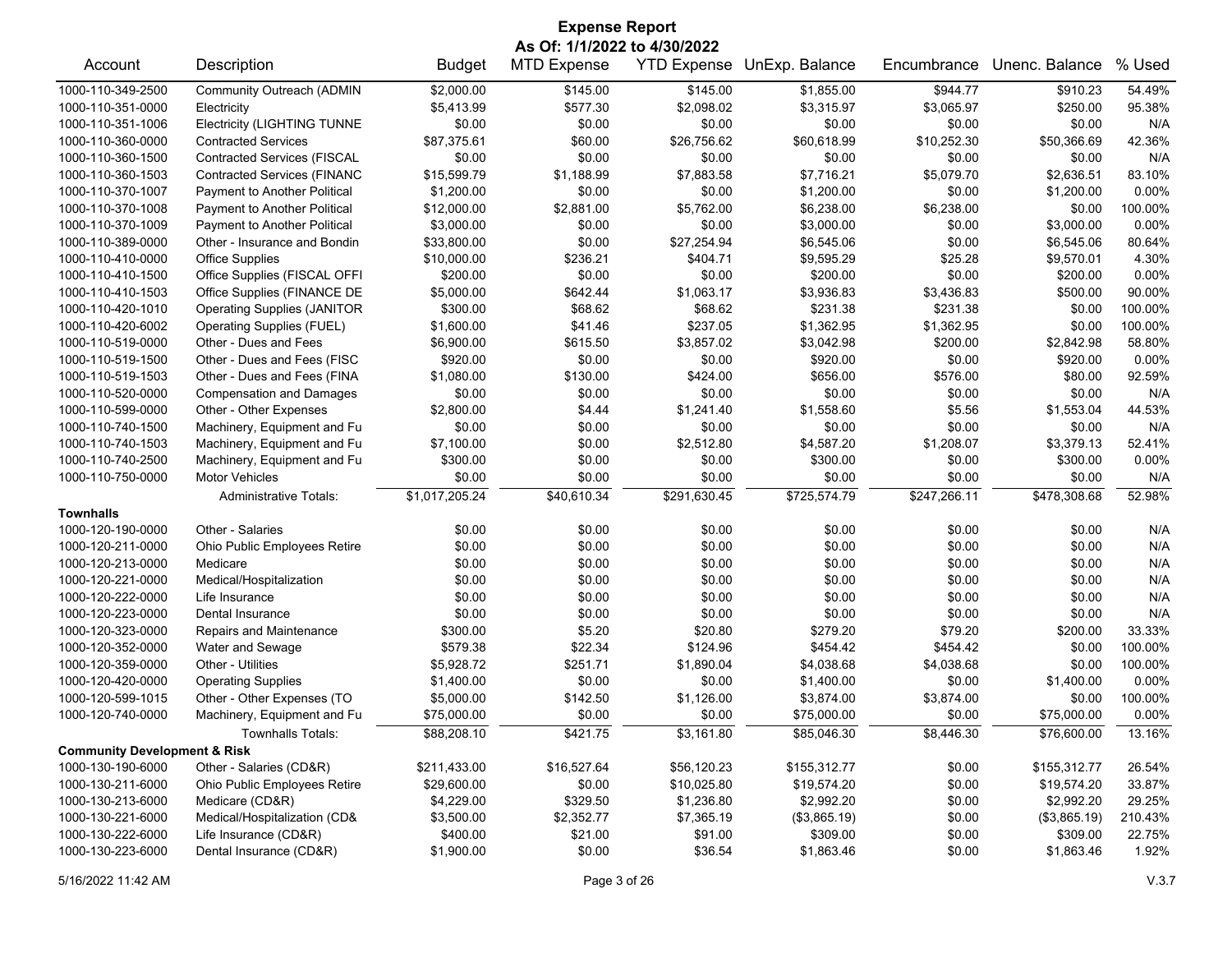# Expense Report

**As Of: 1/1/2022 to 4/30/2022**

| Account | Description | Budget | MTD Expense | YTD Expense | UnExp. Balance | Encumbrance | Unenc. Balance | % Used |
|---|---|---|---|---|---|---|---|---|
| 1000-110-349-2500 | Community Outreach (ADMIN | $2,000.00 | $145.00 | $145.00 | $1,855.00 | $944.77 | $910.23 | 54.49% |
| 1000-110-351-0000 | Electricity | $5,413.99 | $577.30 | $2,098.02 | $3,315.97 | $3,065.97 | $250.00 | 95.38% |
| 1000-110-351-1006 | Electricity (LIGHTING TUNNE | $0.00 | $0.00 | $0.00 | $0.00 | $0.00 | $0.00 | N/A |
| 1000-110-360-0000 | Contracted Services | $87,375.61 | $60.00 | $26,756.62 | $60,618.99 | $10,252.30 | $50,366.69 | 42.36% |
| 1000-110-360-1500 | Contracted Services (FISCAL | $0.00 | $0.00 | $0.00 | $0.00 | $0.00 | $0.00 | N/A |
| 1000-110-360-1503 | Contracted Services (FINANC | $15,599.79 | $1,188.99 | $7,883.58 | $7,716.21 | $5,079.70 | $2,636.51 | 83.10% |
| 1000-110-370-1007 | Payment to Another Political | $1,200.00 | $0.00 | $0.00 | $1,200.00 | $0.00 | $1,200.00 | 0.00% |
| 1000-110-370-1008 | Payment to Another Political | $12,000.00 | $2,881.00 | $5,762.00 | $6,238.00 | $6,238.00 | $0.00 | 100.00% |
| 1000-110-370-1009 | Payment to Another Political | $3,000.00 | $0.00 | $0.00 | $3,000.00 | $0.00 | $3,000.00 | 0.00% |
| 1000-110-389-0000 | Other - Insurance and Bondin | $33,800.00 | $0.00 | $27,254.94 | $6,545.06 | $0.00 | $6,545.06 | 80.64% |
| 1000-110-410-0000 | Office Supplies | $10,000.00 | $236.21 | $404.71 | $9,595.29 | $25.28 | $9,570.01 | 4.30% |
| 1000-110-410-1500 | Office Supplies (FISCAL OFFI | $200.00 | $0.00 | $0.00 | $200.00 | $0.00 | $200.00 | 0.00% |
| 1000-110-410-1503 | Office Supplies (FINANCE DE | $5,000.00 | $642.44 | $1,063.17 | $3,936.83 | $3,436.83 | $500.00 | 90.00% |
| 1000-110-420-1010 | Operating Supplies (JANITOR | $300.00 | $68.62 | $68.62 | $231.38 | $231.38 | $0.00 | 100.00% |
| 1000-110-420-6002 | Operating Supplies (FUEL) | $1,600.00 | $41.46 | $237.05 | $1,362.95 | $1,362.95 | $0.00 | 100.00% |
| 1000-110-519-0000 | Other - Dues and Fees | $6,900.00 | $615.50 | $3,857.02 | $3,042.98 | $200.00 | $2,842.98 | 58.80% |
| 1000-110-519-1500 | Other - Dues and Fees (FISC | $920.00 | $0.00 | $0.00 | $920.00 | $0.00 | $920.00 | 0.00% |
| 1000-110-519-1503 | Other - Dues and Fees (FINA | $1,080.00 | $130.00 | $424.00 | $656.00 | $576.00 | $80.00 | 92.59% |
| 1000-110-520-0000 | Compensation and Damages | $0.00 | $0.00 | $0.00 | $0.00 | $0.00 | $0.00 | N/A |
| 1000-110-599-0000 | Other - Other Expenses | $2,800.00 | $4.44 | $1,241.40 | $1,558.60 | $5.56 | $1,553.04 | 44.53% |
| 1000-110-740-1500 | Machinery, Equipment and Fu | $0.00 | $0.00 | $0.00 | $0.00 | $0.00 | $0.00 | N/A |
| 1000-110-740-1503 | Machinery, Equipment and Fu | $7,100.00 | $0.00 | $2,512.80 | $4,587.20 | $1,208.07 | $3,379.13 | 52.41% |
| 1000-110-740-2500 | Machinery, Equipment and Fu | $300.00 | $0.00 | $0.00 | $300.00 | $0.00 | $300.00 | 0.00% |
| 1000-110-750-0000 | Motor Vehicles | $0.00 | $0.00 | $0.00 | $0.00 | $0.00 | $0.00 | N/A |
| | Administrative Totals: | $1,017,205.24 | $40,610.34 | $291,630.45 | $725,574.79 | $247,266.11 | $478,308.68 | 52.98% |
| **Townhalls** | | | | | | | | |
| 1000-120-190-0000 | Other - Salaries | $0.00 | $0.00 | $0.00 | $0.00 | $0.00 | $0.00 | N/A |
| 1000-120-211-0000 | Ohio Public Employees Retire | $0.00 | $0.00 | $0.00 | $0.00 | $0.00 | $0.00 | N/A |
| 1000-120-213-0000 | Medicare | $0.00 | $0.00 | $0.00 | $0.00 | $0.00 | $0.00 | N/A |
| 1000-120-221-0000 | Medical/Hospitalization | $0.00 | $0.00 | $0.00 | $0.00 | $0.00 | $0.00 | N/A |
| 1000-120-222-0000 | Life Insurance | $0.00 | $0.00 | $0.00 | $0.00 | $0.00 | $0.00 | N/A |
| 1000-120-223-0000 | Dental Insurance | $0.00 | $0.00 | $0.00 | $0.00 | $0.00 | $0.00 | N/A |
| 1000-120-323-0000 | Repairs and Maintenance | $300.00 | $5.20 | $20.80 | $279.20 | $79.20 | $200.00 | 33.33% |
| 1000-120-352-0000 | Water and Sewage | $579.38 | $22.34 | $124.96 | $454.42 | $454.42 | $0.00 | 100.00% |
| 1000-120-359-0000 | Other - Utilities | $5,928.72 | $251.71 | $1,890.04 | $4,038.68 | $4,038.68 | $0.00 | 100.00% |
| 1000-120-420-0000 | Operating Supplies | $1,400.00 | $0.00 | $0.00 | $1,400.00 | $0.00 | $1,400.00 | 0.00% |
| 1000-120-599-1015 | Other - Other Expenses (TO | $5,000.00 | $142.50 | $1,126.00 | $3,874.00 | $3,874.00 | $0.00 | 100.00% |
| 1000-120-740-0000 | Machinery, Equipment and Fu | $75,000.00 | $0.00 | $0.00 | $75,000.00 | $0.00 | $75,000.00 | 0.00% |
| | Townhalls Totals: | $88,208.10 | $421.75 | $3,161.80 | $85,046.30 | $8,446.30 | $76,600.00 | 13.16% |
| **Community Development & Risk** | | | | | | | | |
| 1000-130-190-6000 | Other - Salaries (CD&R) | $211,433.00 | $16,527.64 | $56,120.23 | $155,312.77 | $0.00 | $155,312.77 | 26.54% |
| 1000-130-211-6000 | Ohio Public Employees Retire | $29,600.00 | $0.00 | $10,025.80 | $19,574.20 | $0.00 | $19,574.20 | 33.87% |
| 1000-130-213-6000 | Medicare (CD&R) | $4,229.00 | $329.50 | $1,236.80 | $2,992.20 | $0.00 | $2,992.20 | 29.25% |
| 1000-130-221-6000 | Medical/Hospitalization (CD& | $3,500.00 | $2,352.77 | $7,365.19 | ($3,865.19) | $0.00 | ($3,865.19) | 210.43% |
| 1000-130-222-6000 | Life Insurance (CD&R) | $400.00 | $21.00 | $91.00 | $309.00 | $0.00 | $309.00 | 22.75% |
| 1000-130-223-6000 | Dental Insurance (CD&R) | $1,900.00 | $0.00 | $36.54 | $1,863.46 | $0.00 | $1,863.46 | 1.92% |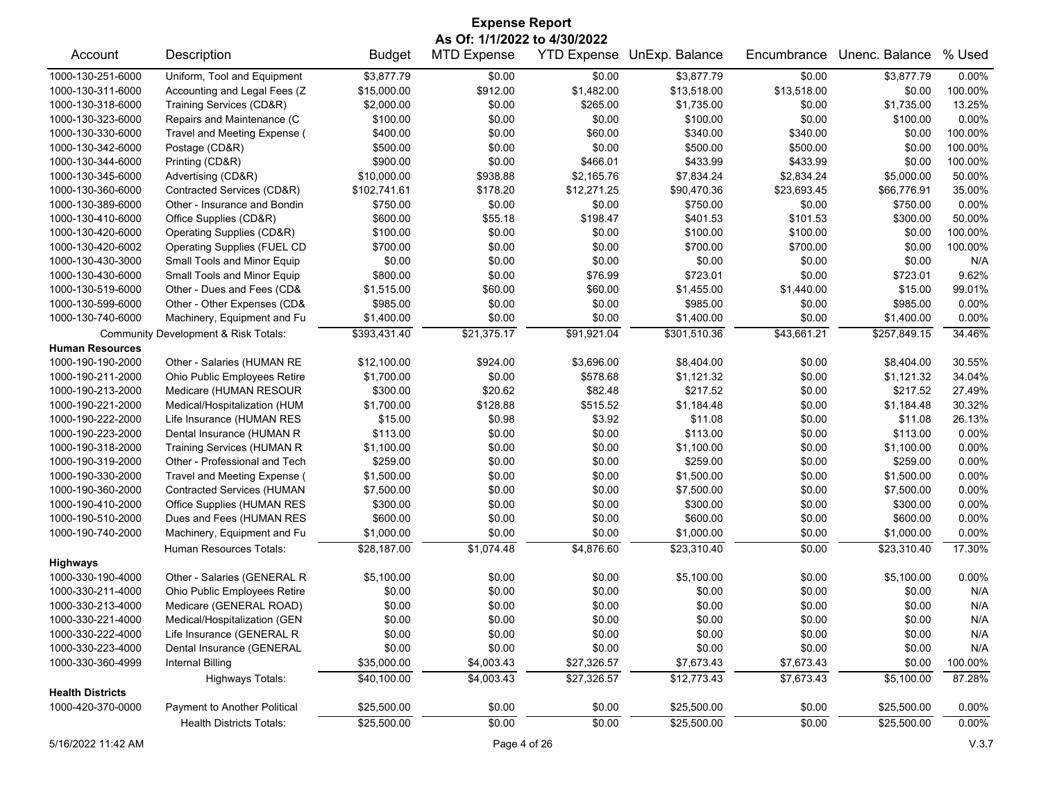# Expense Report

**As Of: 1/1/2022 to 4/30/2022**

| Account | Description | Budget | MTD Expense | YTD Expense | UnExp. Balance | Encumbrance | Unenc. Balance | % Used |
|---|---|---|---|---|---|---|---|---|
| 1000-130-251-6000 | Uniform, Tool and Equipment | $3,877.79 | $0.00 | $0.00 | $3,877.79 | $0.00 | $3,877.79 | 0.00% |
| 1000-130-311-6000 | Accounting and Legal Fees (Z | $15,000.00 | $912.00 | $1,482.00 | $13,518.00 | $13,518.00 | $0.00 | 100.00% |
| 1000-130-318-6000 | Training Services (CD&R) | $2,000.00 | $0.00 | $265.00 | $1,735.00 | $0.00 | $1,735.00 | 13.25% |
| 1000-130-323-6000 | Repairs and Maintenance (C | $100.00 | $0.00 | $0.00 | $100.00 | $0.00 | $100.00 | 0.00% |
| 1000-130-330-6000 | Travel and Meeting Expense ( | $400.00 | $0.00 | $60.00 | $340.00 | $340.00 | $0.00 | 100.00% |
| 1000-130-342-6000 | Postage (CD&R) | $500.00 | $0.00 | $0.00 | $500.00 | $500.00 | $0.00 | 100.00% |
| 1000-130-344-6000 | Printing (CD&R) | $900.00 | $0.00 | $466.01 | $433.99 | $433.99 | $0.00 | 100.00% |
| 1000-130-345-6000 | Advertising (CD&R) | $10,000.00 | $938.88 | $2,165.76 | $7,834.24 | $2,834.24 | $5,000.00 | 50.00% |
| 1000-130-360-6000 | Contracted Services (CD&R) | $102,741.61 | $178.20 | $12,271.25 | $90,470.36 | $23,693.45 | $66,776.91 | 35.00% |
| 1000-130-389-6000 | Other - Insurance and Bondin | $750.00 | $0.00 | $0.00 | $750.00 | $0.00 | $750.00 | 0.00% |
| 1000-130-410-6000 | Office Supplies (CD&R) | $600.00 | $55.18 | $198.47 | $401.53 | $101.53 | $300.00 | 50.00% |
| 1000-130-420-6000 | Operating Supplies (CD&R) | $100.00 | $0.00 | $0.00 | $100.00 | $100.00 | $0.00 | 100.00% |
| 1000-130-420-6002 | Operating Supplies (FUEL CD | $700.00 | $0.00 | $0.00 | $700.00 | $700.00 | $0.00 | 100.00% |
| 1000-130-430-3000 | Small Tools and Minor Equip | $0.00 | $0.00 | $0.00 | $0.00 | $0.00 | $0.00 | N/A |
| 1000-130-430-6000 | Small Tools and Minor Equip | $800.00 | $0.00 | $76.99 | $723.01 | $0.00 | $723.01 | 9.62% |
| 1000-130-519-6000 | Other - Dues and Fees (CD& | $1,515.00 | $60.00 | $60.00 | $1,455.00 | $1,440.00 | $15.00 | 99.01% |
| 1000-130-599-6000 | Other - Other Expenses (CD& | $985.00 | $0.00 | $0.00 | $985.00 | $0.00 | $985.00 | 0.00% |
| 1000-130-740-6000 | Machinery, Equipment and Fu | $1,400.00 | $0.00 | $0.00 | $1,400.00 | $0.00 | $1,400.00 | 0.00% |
| | Community Development & Risk Totals: | $393,431.40 | $21,375.17 | $91,921.04 | $301,510.36 | $43,661.21 | $257,849.15 | 34.46% |
| **Human Resources** | | | | | | | | |
| 1000-190-190-2000 | Other - Salaries (HUMAN RE | $12,100.00 | $924.00 | $3,696.00 | $8,404.00 | $0.00 | $8,404.00 | 30.55% |
| 1000-190-211-2000 | Ohio Public Employees Retire | $1,700.00 | $0.00 | $578.68 | $1,121.32 | $0.00 | $1,121.32 | 34.04% |
| 1000-190-213-2000 | Medicare (HUMAN RESOUR | $300.00 | $20.62 | $82.48 | $217.52 | $0.00 | $217.52 | 27.49% |
| 1000-190-221-2000 | Medical/Hospitalization (HUM | $1,700.00 | $128.88 | $515.52 | $1,184.48 | $0.00 | $1,184.48 | 30.32% |
| 1000-190-222-2000 | Life Insurance (HUMAN RES | $15.00 | $0.98 | $3.92 | $11.08 | $0.00 | $11.08 | 26.13% |
| 1000-190-223-2000 | Dental Insurance (HUMAN R | $113.00 | $0.00 | $0.00 | $113.00 | $0.00 | $113.00 | 0.00% |
| 1000-190-318-2000 | Training Services (HUMAN R | $1,100.00 | $0.00 | $0.00 | $1,100.00 | $0.00 | $1,100.00 | 0.00% |
| 1000-190-319-2000 | Other - Professional and Tech | $259.00 | $0.00 | $0.00 | $259.00 | $0.00 | $259.00 | 0.00% |
| 1000-190-330-2000 | Travel and Meeting Expense ( | $1,500.00 | $0.00 | $0.00 | $1,500.00 | $0.00 | $1,500.00 | 0.00% |
| 1000-190-360-2000 | Contracted Services (HUMAN | $7,500.00 | $0.00 | $0.00 | $7,500.00 | $0.00 | $7,500.00 | 0.00% |
| 1000-190-410-2000 | Office Supplies (HUMAN RES | $300.00 | $0.00 | $0.00 | $300.00 | $0.00 | $300.00 | 0.00% |
| 1000-190-510-2000 | Dues and Fees (HUMAN RES | $600.00 | $0.00 | $0.00 | $600.00 | $0.00 | $600.00 | 0.00% |
| 1000-190-740-2000 | Machinery, Equipment and Fu | $1,000.00 | $0.00 | $0.00 | $1,000.00 | $0.00 | $1,000.00 | 0.00% |
| | Human Resources Totals: | $28,187.00 | $1,074.48 | $4,876.60 | $23,310.40 | $0.00 | $23,310.40 | 17.30% |
| **Highways** | | | | | | | | |
| 1000-330-190-4000 | Other - Salaries (GENERAL R | $5,100.00 | $0.00 | $0.00 | $5,100.00 | $0.00 | $5,100.00 | 0.00% |
| 1000-330-211-4000 | Ohio Public Employees Retire | $0.00 | $0.00 | $0.00 | $0.00 | $0.00 | $0.00 | N/A |
| 1000-330-213-4000 | Medicare (GENERAL ROAD) | $0.00 | $0.00 | $0.00 | $0.00 | $0.00 | $0.00 | N/A |
| 1000-330-221-4000 | Medical/Hospitalization (GEN | $0.00 | $0.00 | $0.00 | $0.00 | $0.00 | $0.00 | N/A |
| 1000-330-222-4000 | Life Insurance (GENERAL R | $0.00 | $0.00 | $0.00 | $0.00 | $0.00 | $0.00 | N/A |
| 1000-330-223-4000 | Dental Insurance (GENERAL | $0.00 | $0.00 | $0.00 | $0.00 | $0.00 | $0.00 | N/A |
| 1000-330-360-4999 | Internal Billing | $35,000.00 | $4,003.43 | $27,326.57 | $7,673.43 | $7,673.43 | $0.00 | 100.00% |
| | Highways Totals: | $40,100.00 | $4,003.43 | $27,326.57 | $12,773.43 | $7,673.43 | $5,100.00 | 87.28% |
| **Health Districts** | | | | | | | | |
| 1000-420-370-0000 | Payment to Another Political | $25,500.00 | $0.00 | $0.00 | $25,500.00 | $0.00 | $25,500.00 | 0.00% |
| | Health Districts Totals: | $25,500.00 | $0.00 | $0.00 | $25,500.00 | $0.00 | $25,500.00 | 0.00% |

5/16/2022 11:42 AM V.3.7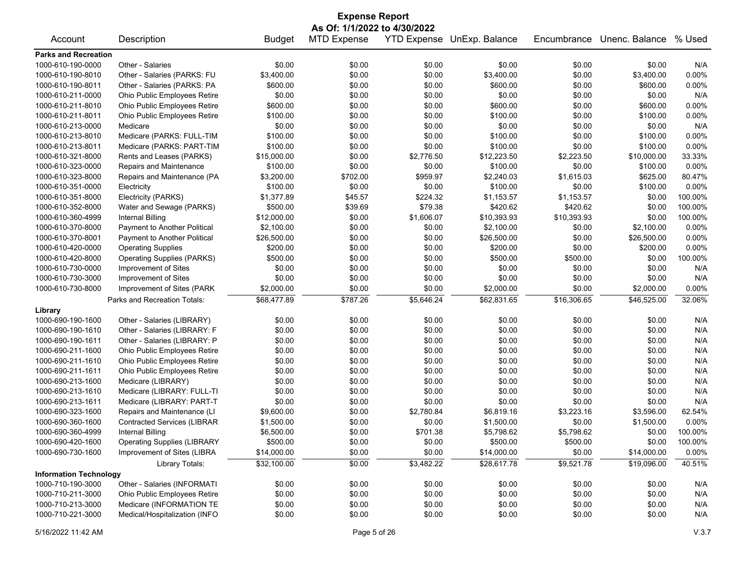# Expense Report

**As Of: 1/1/2022 to 4/30/2022**

| Account | Description | Budget | MTD Expense | YTD Expense | UnExp. Balance | Encumbrance | Unenc. Balance | % Used |
|---|---|---|---|---|---|---|---|---|
| **Parks and Recreation** | | | | | | | | |
| 1000-610-190-0000 | Other - Salaries | $0.00 | $0.00 | $0.00 | $0.00 | $0.00 | $0.00 | N/A |
| 1000-610-190-8010 | Other - Salaries (PARKS: FU | $3,400.00 | $0.00 | $0.00 | $3,400.00 | $0.00 | $3,400.00 | 0.00% |
| 1000-610-190-8011 | Other - Salaries (PARKS: PA | $600.00 | $0.00 | $0.00 | $600.00 | $0.00 | $600.00 | 0.00% |
| 1000-610-211-0000 | Ohio Public Employees Retire | $0.00 | $0.00 | $0.00 | $0.00 | $0.00 | $0.00 | N/A |
| 1000-610-211-8010 | Ohio Public Employees Retire | $600.00 | $0.00 | $0.00 | $600.00 | $0.00 | $600.00 | 0.00% |
| 1000-610-211-8011 | Ohio Public Employees Retire | $100.00 | $0.00 | $0.00 | $100.00 | $0.00 | $100.00 | 0.00% |
| 1000-610-213-0000 | Medicare | $0.00 | $0.00 | $0.00 | $0.00 | $0.00 | $0.00 | N/A |
| 1000-610-213-8010 | Medicare (PARKS: FULL-TIM | $100.00 | $0.00 | $0.00 | $100.00 | $0.00 | $100.00 | 0.00% |
| 1000-610-213-8011 | Medicare (PARKS: PART-TIM | $100.00 | $0.00 | $0.00 | $100.00 | $0.00 | $100.00 | 0.00% |
| 1000-610-321-8000 | Rents and Leases (PARKS) | $15,000.00 | $0.00 | $2,776.50 | $12,223.50 | $2,223.50 | $10,000.00 | 33.33% |
| 1000-610-323-0000 | Repairs and Maintenance | $100.00 | $0.00 | $0.00 | $100.00 | $0.00 | $100.00 | 0.00% |
| 1000-610-323-8000 | Repairs and Maintenance (PA | $3,200.00 | $702.00 | $959.97 | $2,240.03 | $1,615.03 | $625.00 | 80.47% |
| 1000-610-351-0000 | Electricity | $100.00 | $0.00 | $0.00 | $100.00 | $0.00 | $100.00 | 0.00% |
| 1000-610-351-8000 | Electricity (PARKS) | $1,377.89 | $45.57 | $224.32 | $1,153.57 | $1,153.57 | $0.00 | 100.00% |
| 1000-610-352-8000 | Water and Sewage (PARKS) | $500.00 | $39.69 | $79.38 | $420.62 | $420.62 | $0.00 | 100.00% |
| 1000-610-360-4999 | Internal Billing | $12,000.00 | $0.00 | $1,606.07 | $10,393.93 | $10,393.93 | $0.00 | 100.00% |
| 1000-610-370-8000 | Payment to Another Political | $2,100.00 | $0.00 | $0.00 | $2,100.00 | $0.00 | $2,100.00 | 0.00% |
| 1000-610-370-8001 | Payment to Another Political | $26,500.00 | $0.00 | $0.00 | $26,500.00 | $0.00 | $26,500.00 | 0.00% |
| 1000-610-420-0000 | Operating Supplies | $200.00 | $0.00 | $0.00 | $200.00 | $0.00 | $200.00 | 0.00% |
| 1000-610-420-8000 | Operating Supplies (PARKS) | $500.00 | $0.00 | $0.00 | $500.00 | $500.00 | $0.00 | 100.00% |
| 1000-610-730-0000 | Improvement of Sites | $0.00 | $0.00 | $0.00 | $0.00 | $0.00 | $0.00 | N/A |
| 1000-610-730-3000 | Improvement of Sites | $0.00 | $0.00 | $0.00 | $0.00 | $0.00 | $0.00 | N/A |
| 1000-610-730-8000 | Improvement of Sites (PARK | $2,000.00 | $0.00 | $0.00 | $2,000.00 | $0.00 | $2,000.00 | 0.00% |
| | Parks and Recreation Totals: | $68,477.89 | $787.26 | $5,646.24 | $62,831.65 | $16,306.65 | $46,525.00 | 32.06% |
| **Library** | | | | | | | | |
| 1000-690-190-1600 | Other - Salaries (LIBRARY) | $0.00 | $0.00 | $0.00 | $0.00 | $0.00 | $0.00 | N/A |
| 1000-690-190-1610 | Other - Salaries (LIBRARY: F | $0.00 | $0.00 | $0.00 | $0.00 | $0.00 | $0.00 | N/A |
| 1000-690-190-1611 | Other - Salaries (LIBRARY: P | $0.00 | $0.00 | $0.00 | $0.00 | $0.00 | $0.00 | N/A |
| 1000-690-211-1600 | Ohio Public Employees Retire | $0.00 | $0.00 | $0.00 | $0.00 | $0.00 | $0.00 | N/A |
| 1000-690-211-1610 | Ohio Public Employees Retire | $0.00 | $0.00 | $0.00 | $0.00 | $0.00 | $0.00 | N/A |
| 1000-690-211-1611 | Ohio Public Employees Retire | $0.00 | $0.00 | $0.00 | $0.00 | $0.00 | $0.00 | N/A |
| 1000-690-213-1600 | Medicare (LIBRARY) | $0.00 | $0.00 | $0.00 | $0.00 | $0.00 | $0.00 | N/A |
| 1000-690-213-1610 | Medicare (LIBRARY: FULL-TI | $0.00 | $0.00 | $0.00 | $0.00 | $0.00 | $0.00 | N/A |
| 1000-690-213-1611 | Medicare (LIBRARY: PART-T | $0.00 | $0.00 | $0.00 | $0.00 | $0.00 | $0.00 | N/A |
| 1000-690-323-1600 | Repairs and Maintenance (LI | $9,600.00 | $0.00 | $2,780.84 | $6,819.16 | $3,223.16 | $3,596.00 | 62.54% |
| 1000-690-360-1600 | Contracted Services (LIBRAR | $1,500.00 | $0.00 | $0.00 | $1,500.00 | $0.00 | $1,500.00 | 0.00% |
| 1000-690-360-4999 | Internal Billing | $6,500.00 | $0.00 | $701.38 | $5,798.62 | $5,798.62 | $0.00 | 100.00% |
| 1000-690-420-1600 | Operating Supplies (LIBRARY | $500.00 | $0.00 | $0.00 | $500.00 | $500.00 | $0.00 | 100.00% |
| 1000-690-730-1600 | Improvement of Sites (LIBRA | $14,000.00 | $0.00 | $0.00 | $14,000.00 | $0.00 | $14,000.00 | 0.00% |
| | Library Totals: | $32,100.00 | $0.00 | $3,482.22 | $28,617.78 | $9,521.78 | $19,096.00 | 40.51% |
| **Information Technology** | | | | | | | | |
| 1000-710-190-3000 | Other - Salaries (INFORMATI | $0.00 | $0.00 | $0.00 | $0.00 | $0.00 | $0.00 | N/A |
| 1000-710-211-3000 | Ohio Public Employees Retire | $0.00 | $0.00 | $0.00 | $0.00 | $0.00 | $0.00 | N/A |
| 1000-710-213-3000 | Medicare (INFORMATION TE | $0.00 | $0.00 | $0.00 | $0.00 | $0.00 | $0.00 | N/A |
| 1000-710-221-3000 | Medical/Hospitalization (INFO | $0.00 | $0.00 | $0.00 | $0.00 | $0.00 | $0.00 | N/A |

5/16/2022 11:42 AM V.3.7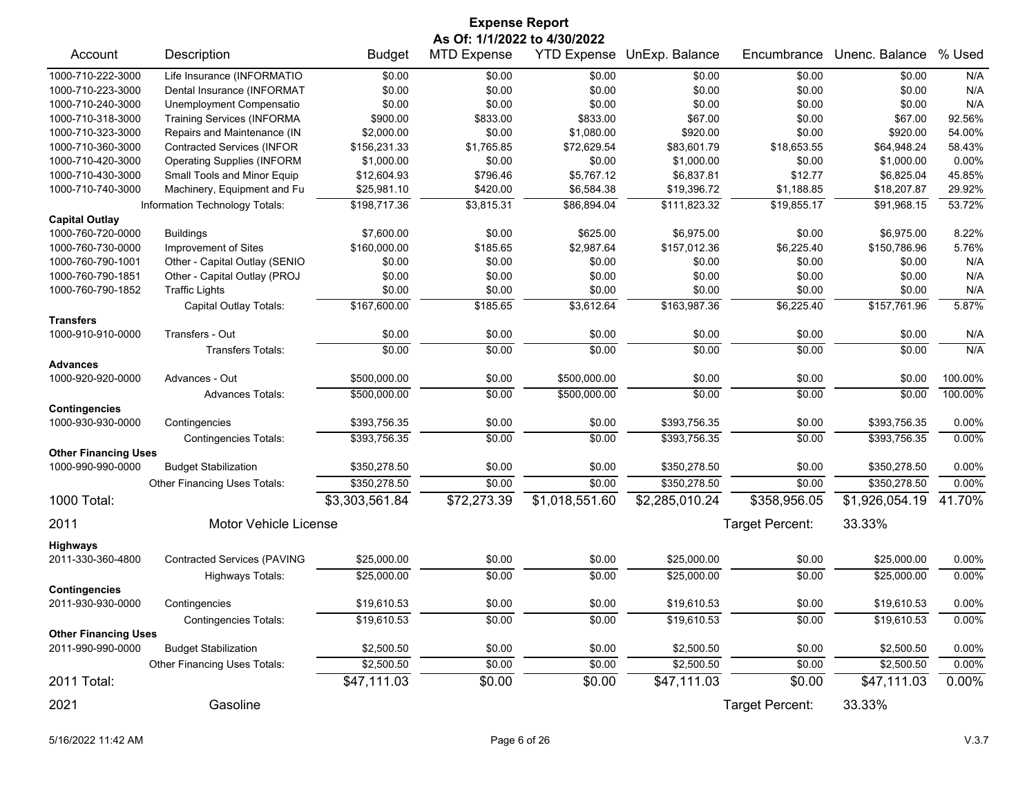# Expense Report

**As Of: 1/1/2022 to 4/30/2022**

| Account | Description | Budget | MTD Expense | YTD Expense | UnExp. Balance | Encumbrance | Unenc. Balance | % Used |
|---|---|---|---|---|---|---|---|---|
| 1000-710-222-3000 | Life Insurance (INFORMATIO | $0.00 | $0.00 | $0.00 | $0.00 | $0.00 | $0.00 | N/A |
| 1000-710-223-3000 | Dental Insurance (INFORMAT | $0.00 | $0.00 | $0.00 | $0.00 | $0.00 | $0.00 | N/A |
| 1000-710-240-3000 | Unemployment Compensatio | $0.00 | $0.00 | $0.00 | $0.00 | $0.00 | $0.00 | N/A |
| 1000-710-318-3000 | Training Services (INFORMA | $900.00 | $833.00 | $833.00 | $67.00 | $0.00 | $67.00 | 92.56% |
| 1000-710-323-3000 | Repairs and Maintenance (IN | $2,000.00 | $0.00 | $1,080.00 | $920.00 | $0.00 | $920.00 | 54.00% |
| 1000-710-360-3000 | Contracted Services (INFOR | $156,231.33 | $1,765.85 | $72,629.54 | $83,601.79 | $18,653.55 | $64,948.24 | 58.43% |
| 1000-710-420-3000 | Operating Supplies (INFORM | $1,000.00 | $0.00 | $0.00 | $1,000.00 | $0.00 | $1,000.00 | 0.00% |
| 1000-710-430-3000 | Small Tools and Minor Equip | $12,604.93 | $796.46 | $5,767.12 | $6,837.81 | $12.77 | $6,825.04 | 45.85% |
| 1000-710-740-3000 | Machinery, Equipment and Fu | $25,981.10 | $420.00 | $6,584.38 | $19,396.72 | $1,188.85 | $18,207.87 | 29.92% |
| | Information Technology Totals: | $198,717.36 | $3,815.31 | $86,894.04 | $111,823.32 | $19,855.17 | $91,968.15 | 53.72% |
| **Capital Outlay** | | | | | | | | |
| 1000-760-720-0000 | Buildings | $7,600.00 | $0.00 | $625.00 | $6,975.00 | $0.00 | $6,975.00 | 8.22% |
| 1000-760-730-0000 | Improvement of Sites | $160,000.00 | $185.65 | $2,987.64 | $157,012.36 | $6,225.40 | $150,786.96 | 5.76% |
| 1000-760-790-1001 | Other - Capital Outlay (SENIO | $0.00 | $0.00 | $0.00 | $0.00 | $0.00 | $0.00 | N/A |
| 1000-760-790-1851 | Other - Capital Outlay (PROJ | $0.00 | $0.00 | $0.00 | $0.00 | $0.00 | $0.00 | N/A |
| 1000-760-790-1852 | Traffic Lights | $0.00 | $0.00 | $0.00 | $0.00 | $0.00 | $0.00 | N/A |
| | Capital Outlay Totals: | $167,600.00 | $185.65 | $3,612.64 | $163,987.36 | $6,225.40 | $157,761.96 | 5.87% |
| **Transfers** | | | | | | | | |
| 1000-910-910-0000 | Transfers - Out | $0.00 | $0.00 | $0.00 | $0.00 | $0.00 | $0.00 | N/A |
| | Transfers Totals: | $0.00 | $0.00 | $0.00 | $0.00 | $0.00 | $0.00 | N/A |
| **Advances** | | | | | | | | |
| 1000-920-920-0000 | Advances - Out | $500,000.00 | $0.00 | $500,000.00 | $0.00 | $0.00 | $0.00 | 100.00% |
| | Advances Totals: | $500,000.00 | $0.00 | $500,000.00 | $0.00 | $0.00 | $0.00 | 100.00% |
| **Contingencies** | | | | | | | | |
| 1000-930-930-0000 | Contingencies | $393,756.35 | $0.00 | $0.00 | $393,756.35 | $0.00 | $393,756.35 | 0.00% |
| | Contingencies Totals: | $393,756.35 | $0.00 | $0.00 | $393,756.35 | $0.00 | $393,756.35 | 0.00% |
| **Other Financing Uses** | | | | | | | | |
| 1000-990-990-0000 | Budget Stabilization | $350,278.50 | $0.00 | $0.00 | $350,278.50 | $0.00 | $350,278.50 | 0.00% |
| | Other Financing Uses Totals: | $350,278.50 | $0.00 | $0.00 | $350,278.50 | $0.00 | $350,278.50 | 0.00% |
| **1000 Total:** | | $3,303,561.84 | $72,273.39 | $1,018,551.60 | $2,285,010.24 | $358,956.05 | $1,926,054.19 | 41.70% |
| **2011** | **Motor Vehicle License** | | | | | Target Percent: | 33.33% | |
| **Highways** | | | | | | | | |
| 2011-330-360-4800 | Contracted Services (PAVING | $25,000.00 | $0.00 | $0.00 | $25,000.00 | $0.00 | $25,000.00 | 0.00% |
| | Highways Totals: | $25,000.00 | $0.00 | $0.00 | $25,000.00 | $0.00 | $25,000.00 | 0.00% |
| **Contingencies** | | | | | | | | |
| 2011-930-930-0000 | Contingencies | $19,610.53 | $0.00 | $0.00 | $19,610.53 | $0.00 | $19,610.53 | 0.00% |
| | Contingencies Totals: | $19,610.53 | $0.00 | $0.00 | $19,610.53 | $0.00 | $19,610.53 | 0.00% |
| **Other Financing Uses** | | | | | | | | |
| 2011-990-990-0000 | Budget Stabilization | $2,500.50 | $0.00 | $0.00 | $2,500.50 | $0.00 | $2,500.50 | 0.00% |
| | Other Financing Uses Totals: | $2,500.50 | $0.00 | $0.00 | $2,500.50 | $0.00 | $2,500.50 | 0.00% |
| **2011 Total:** | | $47,111.03 | $0.00 | $0.00 | $47,111.03 | $0.00 | $47,111.03 | 0.00% |
| **2021** | **Gasoline** | | | | | Target Percent: | 33.33% | |

5/16/2022 11:42 AM — V.3.7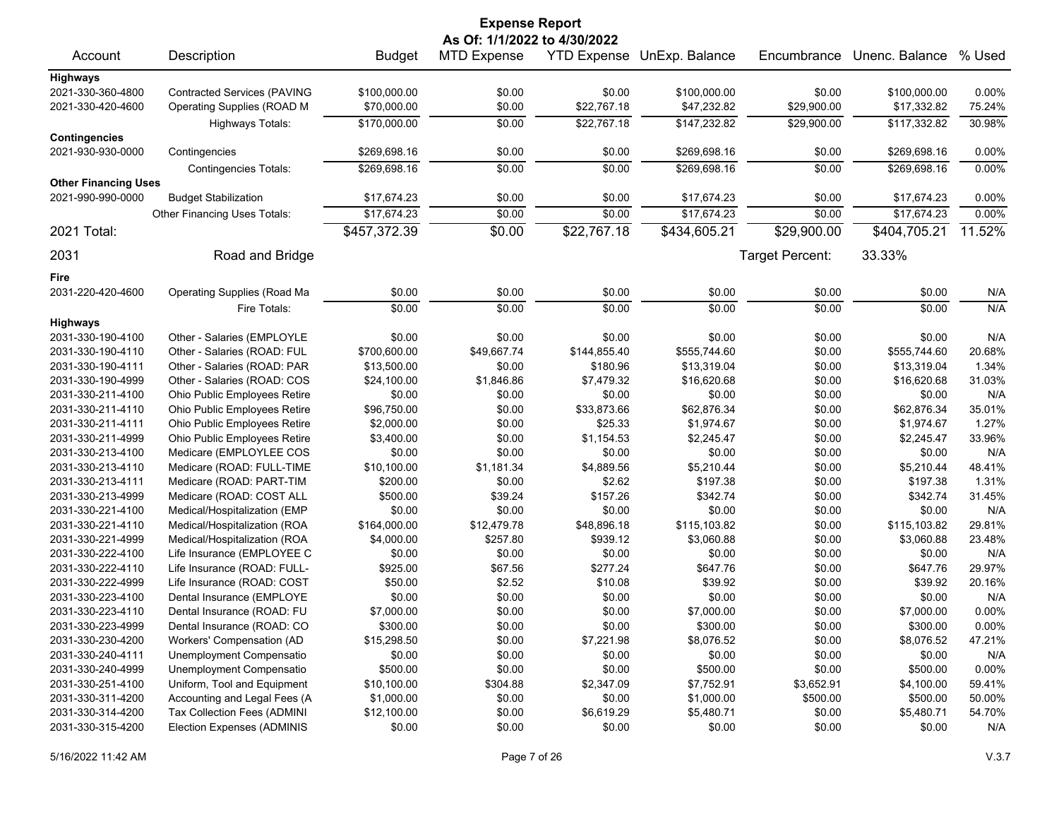# Expense Report

**As Of: 1/1/2022 to 4/30/2022**

| Account | Description | Budget | MTD Expense | YTD Expense | UnExp. Balance | Encumbrance | Unenc. Balance | % Used |
|---|---|---|---|---|---|---|---|---|
| **Highways** | | | | | | | | |
| 2021-330-360-4800 | Contracted Services (PAVING | $100,000.00 | $0.00 | $0.00 | $100,000.00 | $0.00 | $100,000.00 | 0.00% |
| 2021-330-420-4600 | Operating Supplies (ROAD M | $70,000.00 | $0.00 | $22,767.18 | $47,232.82 | $29,900.00 | $17,332.82 | 75.24% |
| | Highways Totals: | $170,000.00 | $0.00 | $22,767.18 | $147,232.82 | $29,900.00 | $117,332.82 | 30.98% |
| **Contingencies** | | | | | | | | |
| 2021-930-930-0000 | Contingencies | $269,698.16 | $0.00 | $0.00 | $269,698.16 | $0.00 | $269,698.16 | 0.00% |
| | Contingencies Totals: | $269,698.16 | $0.00 | $0.00 | $269,698.16 | $0.00 | $269,698.16 | 0.00% |
| **Other Financing Uses** | | | | | | | | |
| 2021-990-990-0000 | Budget Stabilization | $17,674.23 | $0.00 | $0.00 | $17,674.23 | $0.00 | $17,674.23 | 0.00% |
| | Other Financing Uses Totals: | $17,674.23 | $0.00 | $0.00 | $17,674.23 | $0.00 | $17,674.23 | 0.00% |
| **2021 Total:** | | $457,372.39 | $0.00 | $22,767.18 | $434,605.21 | $29,900.00 | $404,705.21 | 11.52% |
| **2031** | **Road and Bridge** | | | | | Target Percent: | 33.33% | |
| **Fire** | | | | | | | | |
| 2031-220-420-4600 | Operating Supplies (Road Ma | $0.00 | $0.00 | $0.00 | $0.00 | $0.00 | $0.00 | N/A |
| | Fire Totals: | $0.00 | $0.00 | $0.00 | $0.00 | $0.00 | $0.00 | N/A |
| **Highways** | | | | | | | | |
| 2031-330-190-4100 | Other - Salaries (EMPLOYLE | $0.00 | $0.00 | $0.00 | $0.00 | $0.00 | $0.00 | N/A |
| 2031-330-190-4110 | Other - Salaries (ROAD: FUL | $700,600.00 | $49,667.74 | $144,855.40 | $555,744.60 | $0.00 | $555,744.60 | 20.68% |
| 2031-330-190-4111 | Other - Salaries (ROAD: PAR | $13,500.00 | $0.00 | $180.96 | $13,319.04 | $0.00 | $13,319.04 | 1.34% |
| 2031-330-190-4999 | Other - Salaries (ROAD: COS | $24,100.00 | $1,846.86 | $7,479.32 | $16,620.68 | $0.00 | $16,620.68 | 31.03% |
| 2031-330-211-4100 | Ohio Public Employees Retire | $0.00 | $0.00 | $0.00 | $0.00 | $0.00 | $0.00 | N/A |
| 2031-330-211-4110 | Ohio Public Employees Retire | $96,750.00 | $0.00 | $33,873.66 | $62,876.34 | $0.00 | $62,876.34 | 35.01% |
| 2031-330-211-4111 | Ohio Public Employees Retire | $2,000.00 | $0.00 | $25.33 | $1,974.67 | $0.00 | $1,974.67 | 1.27% |
| 2031-330-211-4999 | Ohio Public Employees Retire | $3,400.00 | $0.00 | $1,154.53 | $2,245.47 | $0.00 | $2,245.47 | 33.96% |
| 2031-330-213-4100 | Medicare (EMPLOYLEE COS | $0.00 | $0.00 | $0.00 | $0.00 | $0.00 | $0.00 | N/A |
| 2031-330-213-4110 | Medicare (ROAD: FULL-TIME | $10,100.00 | $1,181.34 | $4,889.56 | $5,210.44 | $0.00 | $5,210.44 | 48.41% |
| 2031-330-213-4111 | Medicare (ROAD: PART-TIM | $200.00 | $0.00 | $2.62 | $197.38 | $0.00 | $197.38 | 1.31% |
| 2031-330-213-4999 | Medicare (ROAD: COST ALL | $500.00 | $39.24 | $157.26 | $342.74 | $0.00 | $342.74 | 31.45% |
| 2031-330-221-4100 | Medical/Hospitalization (EMP | $0.00 | $0.00 | $0.00 | $0.00 | $0.00 | $0.00 | N/A |
| 2031-330-221-4110 | Medical/Hospitalization (ROA | $164,000.00 | $12,479.78 | $48,896.18 | $115,103.82 | $0.00 | $115,103.82 | 29.81% |
| 2031-330-221-4999 | Medical/Hospitalization (ROA | $4,000.00 | $257.80 | $939.12 | $3,060.88 | $0.00 | $3,060.88 | 23.48% |
| 2031-330-222-4100 | Life Insurance (EMPLOYEE C | $0.00 | $0.00 | $0.00 | $0.00 | $0.00 | $0.00 | N/A |
| 2031-330-222-4110 | Life Insurance (ROAD: FULL- | $925.00 | $67.56 | $277.24 | $647.76 | $0.00 | $647.76 | 29.97% |
| 2031-330-222-4999 | Life Insurance (ROAD: COST | $50.00 | $2.52 | $10.08 | $39.92 | $0.00 | $39.92 | 20.16% |
| 2031-330-223-4100 | Dental Insurance (EMPLOYE | $0.00 | $0.00 | $0.00 | $0.00 | $0.00 | $0.00 | N/A |
| 2031-330-223-4110 | Dental Insurance (ROAD: FU | $7,000.00 | $0.00 | $0.00 | $7,000.00 | $0.00 | $7,000.00 | 0.00% |
| 2031-330-223-4999 | Dental Insurance (ROAD: CO | $300.00 | $0.00 | $0.00 | $300.00 | $0.00 | $300.00 | 0.00% |
| 2031-330-230-4200 | Workers' Compensation (AD | $15,298.50 | $0.00 | $7,221.98 | $8,076.52 | $0.00 | $8,076.52 | 47.21% |
| 2031-330-240-4111 | Unemployment Compensatio | $0.00 | $0.00 | $0.00 | $0.00 | $0.00 | $0.00 | N/A |
| 2031-330-240-4999 | Unemployment Compensatio | $500.00 | $0.00 | $0.00 | $500.00 | $0.00 | $500.00 | 0.00% |
| 2031-330-251-4100 | Uniform, Tool and Equipment | $10,100.00 | $304.88 | $2,347.09 | $7,752.91 | $3,652.91 | $4,100.00 | 59.41% |
| 2031-330-311-4200 | Accounting and Legal Fees (A | $1,000.00 | $0.00 | $0.00 | $1,000.00 | $500.00 | $500.00 | 50.00% |
| 2031-330-314-4200 | Tax Collection Fees (ADMINI | $12,100.00 | $0.00 | $6,619.29 | $5,480.71 | $0.00 | $5,480.71 | 54.70% |
| 2031-330-315-4200 | Election Expenses (ADMINIS | $0.00 | $0.00 | $0.00 | $0.00 | $0.00 | $0.00 | N/A |

5/16/2022 11:42 AM V.3.7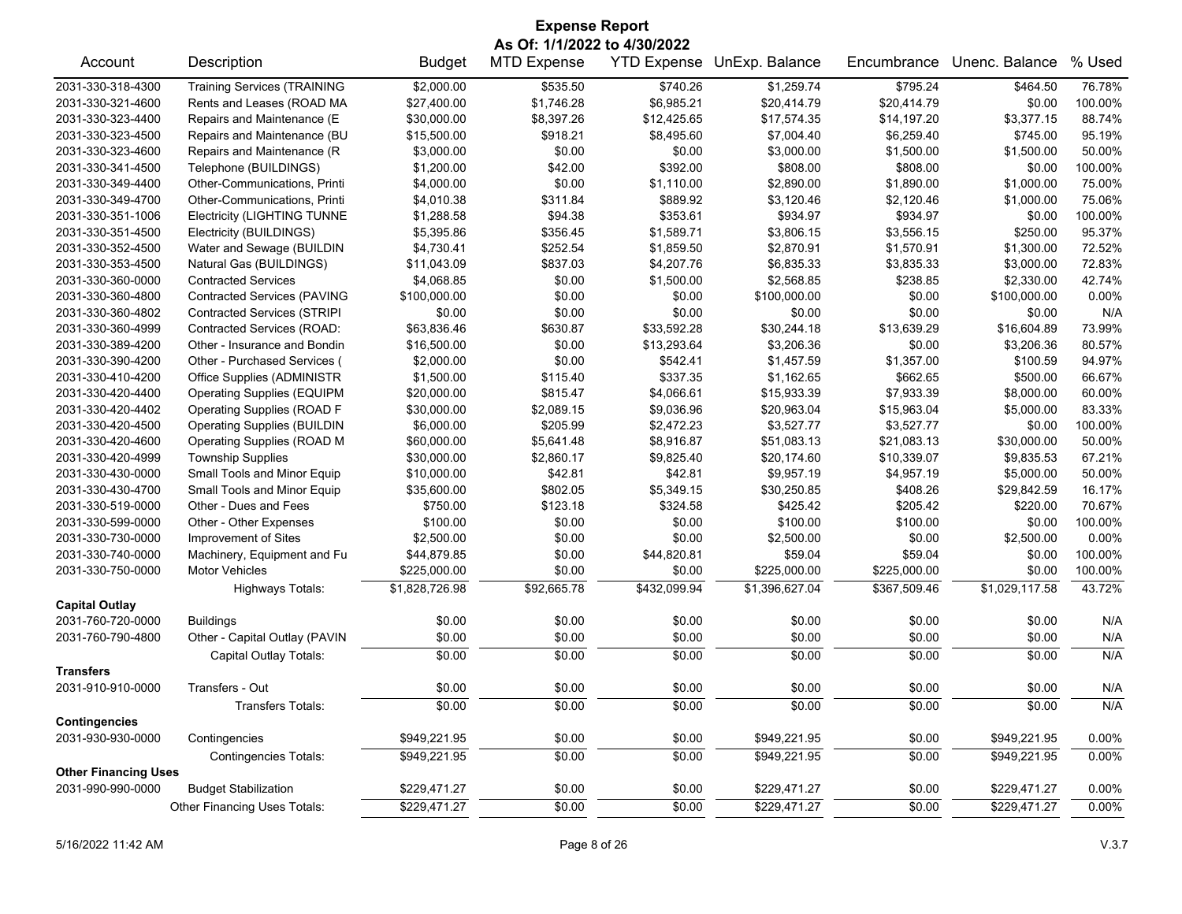# Expense Report

**As Of: 1/1/2022 to 4/30/2022**

| Account | Description | Budget | MTD Expense | YTD Expense | UnExp. Balance | Encumbrance | Unenc. Balance | % Used |
|---|---|---|---|---|---|---|---|---|
| 2031-330-318-4300 | Training Services (TRAINING | $2,000.00 | $535.50 | $740.26 | $1,259.74 | $795.24 | $464.50 | 76.78% |
| 2031-330-321-4600 | Rents and Leases (ROAD MA | $27,400.00 | $1,746.28 | $6,985.21 | $20,414.79 | $20,414.79 | $0.00 | 100.00% |
| 2031-330-323-4400 | Repairs and Maintenance (E | $30,000.00 | $8,397.26 | $12,425.65 | $17,574.35 | $14,197.20 | $3,377.15 | 88.74% |
| 2031-330-323-4500 | Repairs and Maintenance (BU | $15,500.00 | $918.21 | $8,495.60 | $7,004.40 | $6,259.40 | $745.00 | 95.19% |
| 2031-330-323-4600 | Repairs and Maintenance (R | $3,000.00 | $0.00 | $0.00 | $3,000.00 | $1,500.00 | $1,500.00 | 50.00% |
| 2031-330-341-4500 | Telephone (BUILDINGS) | $1,200.00 | $42.00 | $392.00 | $808.00 | $808.00 | $0.00 | 100.00% |
| 2031-330-349-4400 | Other-Communications, Printi | $4,000.00 | $0.00 | $1,110.00 | $2,890.00 | $1,890.00 | $1,000.00 | 75.00% |
| 2031-330-349-4700 | Other-Communications, Printi | $4,010.38 | $311.84 | $889.92 | $3,120.46 | $2,120.46 | $1,000.00 | 75.06% |
| 2031-330-351-1006 | Electricity (LIGHTING TUNNE | $1,288.58 | $94.38 | $353.61 | $934.97 | $934.97 | $0.00 | 100.00% |
| 2031-330-351-4500 | Electricity (BUILDINGS) | $5,395.86 | $356.45 | $1,589.71 | $3,806.15 | $3,556.15 | $250.00 | 95.37% |
| 2031-330-352-4500 | Water and Sewage (BUILDIN | $4,730.41 | $252.54 | $1,859.50 | $2,870.91 | $1,570.91 | $1,300.00 | 72.52% |
| 2031-330-353-4500 | Natural Gas (BUILDINGS) | $11,043.09 | $837.03 | $4,207.76 | $6,835.33 | $3,835.33 | $3,000.00 | 72.83% |
| 2031-330-360-0000 | Contracted Services | $4,068.85 | $0.00 | $1,500.00 | $2,568.85 | $238.85 | $2,330.00 | 42.74% |
| 2031-330-360-4800 | Contracted Services (PAVING | $100,000.00 | $0.00 | $0.00 | $100,000.00 | $0.00 | $100,000.00 | 0.00% |
| 2031-330-360-4802 | Contracted Services (STRIPI | $0.00 | $0.00 | $0.00 | $0.00 | $0.00 | $0.00 | N/A |
| 2031-330-360-4999 | Contracted Services (ROAD: | $63,836.46 | $630.87 | $33,592.28 | $30,244.18 | $13,639.29 | $16,604.89 | 73.99% |
| 2031-330-389-4200 | Other - Insurance and Bondin | $16,500.00 | $0.00 | $13,293.64 | $3,206.36 | $0.00 | $3,206.36 | 80.57% |
| 2031-330-390-4200 | Other - Purchased Services ( | $2,000.00 | $0.00 | $542.41 | $1,457.59 | $1,357.00 | $100.59 | 94.97% |
| 2031-330-410-4200 | Office Supplies (ADMINISTR | $1,500.00 | $115.40 | $337.35 | $1,162.65 | $662.65 | $500.00 | 66.67% |
| 2031-330-420-4400 | Operating Supplies (EQUIPM | $20,000.00 | $815.47 | $4,066.61 | $15,933.39 | $7,933.39 | $8,000.00 | 60.00% |
| 2031-330-420-4402 | Operating Supplies (ROAD F | $30,000.00 | $2,089.15 | $9,036.96 | $20,963.04 | $15,963.04 | $5,000.00 | 83.33% |
| 2031-330-420-4500 | Operating Supplies (BUILDIN | $6,000.00 | $205.99 | $2,472.23 | $3,527.77 | $3,527.77 | $0.00 | 100.00% |
| 2031-330-420-4600 | Operating Supplies (ROAD M | $60,000.00 | $5,641.48 | $8,916.87 | $51,083.13 | $21,083.13 | $30,000.00 | 50.00% |
| 2031-330-420-4999 | Township Supplies | $30,000.00 | $2,860.17 | $9,825.40 | $20,174.60 | $10,339.07 | $9,835.53 | 67.21% |
| 2031-330-430-0000 | Small Tools and Minor Equip | $10,000.00 | $42.81 | $42.81 | $9,957.19 | $4,957.19 | $5,000.00 | 50.00% |
| 2031-330-430-4700 | Small Tools and Minor Equip | $35,600.00 | $802.05 | $5,349.15 | $30,250.85 | $408.26 | $29,842.59 | 16.17% |
| 2031-330-519-0000 | Other - Dues and Fees | $750.00 | $123.18 | $324.58 | $425.42 | $205.42 | $220.00 | 70.67% |
| 2031-330-599-0000 | Other - Other Expenses | $100.00 | $0.00 | $0.00 | $100.00 | $100.00 | $0.00 | 100.00% |
| 2031-330-730-0000 | Improvement of Sites | $2,500.00 | $0.00 | $0.00 | $2,500.00 | $0.00 | $2,500.00 | 0.00% |
| 2031-330-740-0000 | Machinery, Equipment and Fu | $44,879.85 | $0.00 | $44,820.81 | $59.04 | $59.04 | $0.00 | 100.00% |
| 2031-330-750-0000 | Motor Vehicles | $225,000.00 | $0.00 | $0.00 | $225,000.00 | $225,000.00 | $0.00 | 100.00% |
| | Highways Totals: | $1,828,726.98 | $92,665.78 | $432,099.94 | $1,396,627.04 | $367,509.46 | $1,029,117.58 | 43.72% |
| **Capital Outlay** | | | | | | | | |
| 2031-760-720-0000 | Buildings | $0.00 | $0.00 | $0.00 | $0.00 | $0.00 | $0.00 | N/A |
| 2031-760-790-4800 | Other - Capital Outlay (PAVIN | $0.00 | $0.00 | $0.00 | $0.00 | $0.00 | $0.00 | N/A |
| | Capital Outlay Totals: | $0.00 | $0.00 | $0.00 | $0.00 | $0.00 | $0.00 | N/A |
| **Transfers** | | | | | | | | |
| 2031-910-910-0000 | Transfers - Out | $0.00 | $0.00 | $0.00 | $0.00 | $0.00 | $0.00 | N/A |
| | Transfers Totals: | $0.00 | $0.00 | $0.00 | $0.00 | $0.00 | $0.00 | N/A |
| **Contingencies** | | | | | | | | |
| 2031-930-930-0000 | Contingencies | $949,221.95 | $0.00 | $0.00 | $949,221.95 | $0.00 | $949,221.95 | 0.00% |
| | Contingencies Totals: | $949,221.95 | $0.00 | $0.00 | $949,221.95 | $0.00 | $949,221.95 | 0.00% |
| **Other Financing Uses** | | | | | | | | |
| 2031-990-990-0000 | Budget Stabilization | $229,471.27 | $0.00 | $0.00 | $229,471.27 | $0.00 | $229,471.27 | 0.00% |
| | Other Financing Uses Totals: | $229,471.27 | $0.00 | $0.00 | $229,471.27 | $0.00 | $229,471.27 | 0.00% |

5/16/2022 11:42 AM V.3.7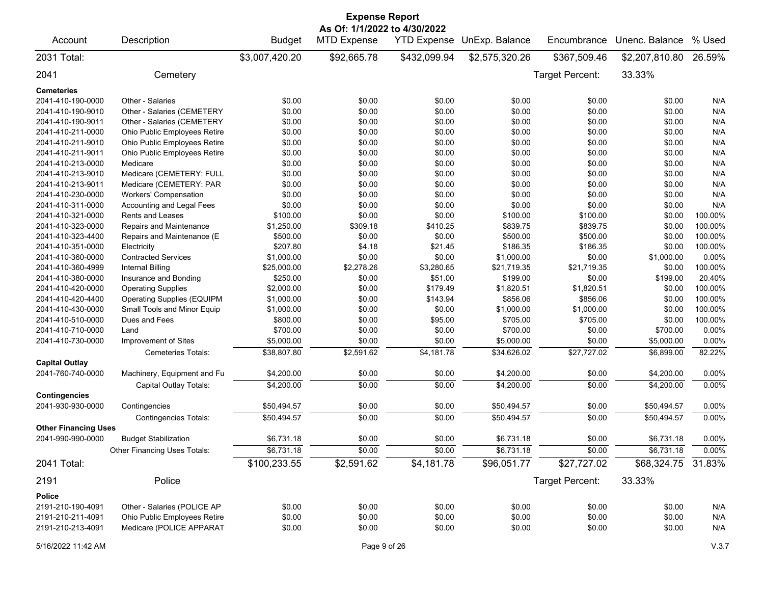# Expense Report

**As Of: 1/1/2022 to 4/30/2022**

| Account | Description | Budget | MTD Expense | YTD Expense | UnExp. Balance | Encumbrance | Unenc. Balance | % Used |
|---|---|---|---|---|---|---|---|---|
| **2031 Total:** | | $3,007,420.20 | $92,665.78 | $432,099.94 | $2,575,320.26 | $367,509.46 | $2,207,810.80 | 26.59% |
| **2041** | **Cemetery** | | | | | Target Percent: | 33.33% | |
| **Cemeteries** | | | | | | | | |
| 2041-410-190-0000 | Other - Salaries | $0.00 | $0.00 | $0.00 | $0.00 | $0.00 | $0.00 | N/A |
| 2041-410-190-9010 | Other - Salaries (CEMETERY | $0.00 | $0.00 | $0.00 | $0.00 | $0.00 | $0.00 | N/A |
| 2041-410-190-9011 | Other - Salaries (CEMETERY | $0.00 | $0.00 | $0.00 | $0.00 | $0.00 | $0.00 | N/A |
| 2041-410-211-0000 | Ohio Public Employees Retire | $0.00 | $0.00 | $0.00 | $0.00 | $0.00 | $0.00 | N/A |
| 2041-410-211-9010 | Ohio Public Employees Retire | $0.00 | $0.00 | $0.00 | $0.00 | $0.00 | $0.00 | N/A |
| 2041-410-211-9011 | Ohio Public Employees Retire | $0.00 | $0.00 | $0.00 | $0.00 | $0.00 | $0.00 | N/A |
| 2041-410-213-0000 | Medicare | $0.00 | $0.00 | $0.00 | $0.00 | $0.00 | $0.00 | N/A |
| 2041-410-213-9010 | Medicare (CEMETERY: FULL | $0.00 | $0.00 | $0.00 | $0.00 | $0.00 | $0.00 | N/A |
| 2041-410-213-9011 | Medicare (CEMETERY: PAR | $0.00 | $0.00 | $0.00 | $0.00 | $0.00 | $0.00 | N/A |
| 2041-410-230-0000 | Workers' Compensation | $0.00 | $0.00 | $0.00 | $0.00 | $0.00 | $0.00 | N/A |
| 2041-410-311-0000 | Accounting and Legal Fees | $0.00 | $0.00 | $0.00 | $0.00 | $0.00 | $0.00 | N/A |
| 2041-410-321-0000 | Rents and Leases | $100.00 | $0.00 | $0.00 | $100.00 | $100.00 | $0.00 | 100.00% |
| 2041-410-323-0000 | Repairs and Maintenance | $1,250.00 | $309.18 | $410.25 | $839.75 | $839.75 | $0.00 | 100.00% |
| 2041-410-323-4400 | Repairs and Maintenance (E | $500.00 | $0.00 | $0.00 | $500.00 | $500.00 | $0.00 | 100.00% |
| 2041-410-351-0000 | Electricity | $207.80 | $4.18 | $21.45 | $186.35 | $186.35 | $0.00 | 100.00% |
| 2041-410-360-0000 | Contracted Services | $1,000.00 | $0.00 | $0.00 | $1,000.00 | $0.00 | $1,000.00 | 0.00% |
| 2041-410-360-4999 | Internal Billing | $25,000.00 | $2,278.26 | $3,280.65 | $21,719.35 | $21,719.35 | $0.00 | 100.00% |
| 2041-410-380-0000 | Insurance and Bonding | $250.00 | $0.00 | $51.00 | $199.00 | $0.00 | $199.00 | 20.40% |
| 2041-410-420-0000 | Operating Supplies | $2,000.00 | $0.00 | $179.49 | $1,820.51 | $1,820.51 | $0.00 | 100.00% |
| 2041-410-420-4400 | Operating Supplies (EQUIPM | $1,000.00 | $0.00 | $143.94 | $856.06 | $856.06 | $0.00 | 100.00% |
| 2041-410-430-0000 | Small Tools and Minor Equip | $1,000.00 | $0.00 | $0.00 | $1,000.00 | $1,000.00 | $0.00 | 100.00% |
| 2041-410-510-0000 | Dues and Fees | $800.00 | $0.00 | $95.00 | $705.00 | $705.00 | $0.00 | 100.00% |
| 2041-410-710-0000 | Land | $700.00 | $0.00 | $0.00 | $700.00 | $0.00 | $700.00 | 0.00% |
| 2041-410-730-0000 | Improvement of Sites | $5,000.00 | $0.00 | $0.00 | $5,000.00 | $0.00 | $5,000.00 | 0.00% |
| | Cemeteries Totals: | $38,807.80 | $2,591.62 | $4,181.78 | $34,626.02 | $27,727.02 | $6,899.00 | 82.22% |
| **Capital Outlay** | | | | | | | | |
| 2041-760-740-0000 | Machinery, Equipment and Fu | $4,200.00 | $0.00 | $0.00 | $4,200.00 | $0.00 | $4,200.00 | 0.00% |
| | Capital Outlay Totals: | $4,200.00 | $0.00 | $0.00 | $4,200.00 | $0.00 | $4,200.00 | 0.00% |
| **Contingencies** | | | | | | | | |
| 2041-930-930-0000 | Contingencies | $50,494.57 | $0.00 | $0.00 | $50,494.57 | $0.00 | $50,494.57 | 0.00% |
| | Contingencies Totals: | $50,494.57 | $0.00 | $0.00 | $50,494.57 | $0.00 | $50,494.57 | 0.00% |
| **Other Financing Uses** | | | | | | | | |
| 2041-990-990-0000 | Budget Stabilization | $6,731.18 | $0.00 | $0.00 | $6,731.18 | $0.00 | $6,731.18 | 0.00% |
| | Other Financing Uses Totals: | $6,731.18 | $0.00 | $0.00 | $6,731.18 | $0.00 | $6,731.18 | 0.00% |
| **2041 Total:** | | $100,233.55 | $2,591.62 | $4,181.78 | $96,051.77 | $27,727.02 | $68,324.75 | 31.83% |
| **2191** | **Police** | | | | | Target Percent: | 33.33% | |
| **Police** | | | | | | | | |
| 2191-210-190-4091 | Other - Salaries (POLICE AP | $0.00 | $0.00 | $0.00 | $0.00 | $0.00 | $0.00 | N/A |
| 2191-210-211-4091 | Ohio Public Employees Retire | $0.00 | $0.00 | $0.00 | $0.00 | $0.00 | $0.00 | N/A |
| 2191-210-213-4091 | Medicare (POLICE APPARAT | $0.00 | $0.00 | $0.00 | $0.00 | $0.00 | $0.00 | N/A |

5/16/2022 11:42 AM V.3.7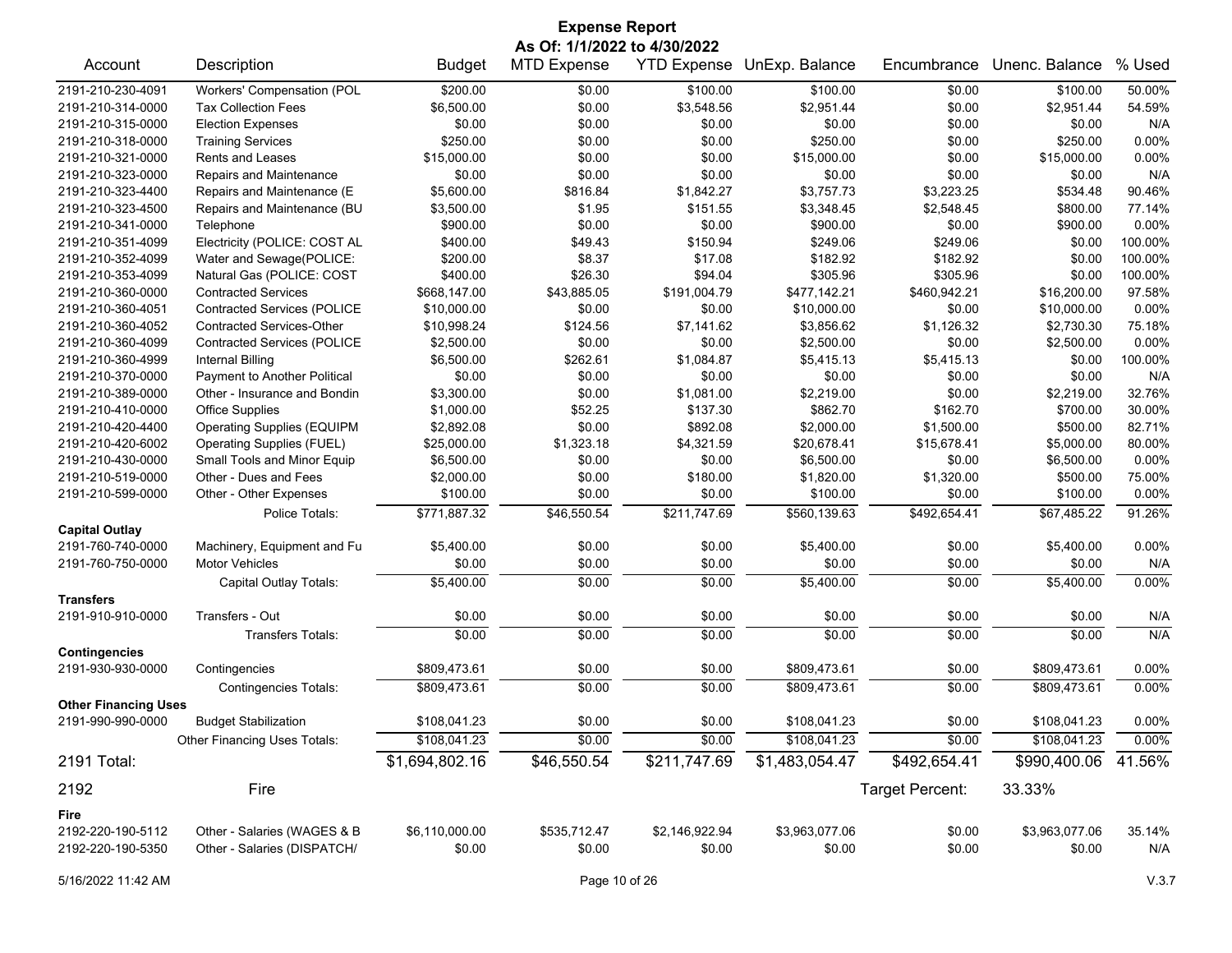**Expense Report**
**As Of: 1/1/2022 to 4/30/2022**

| Account | Description | Budget | MTD Expense | YTD Expense | UnExp. Balance | Encumbrance | Unenc. Balance | % Used |
|---|---|---|---|---|---|---|---|---|
| 2191-210-230-4091 | Workers' Compensation (POL | $200.00 | $0.00 | $100.00 | $100.00 | $0.00 | $100.00 | 50.00% |
| 2191-210-314-0000 | Tax Collection Fees | $6,500.00 | $0.00 | $3,548.56 | $2,951.44 | $0.00 | $2,951.44 | 54.59% |
| 2191-210-315-0000 | Election Expenses | $0.00 | $0.00 | $0.00 | $0.00 | $0.00 | $0.00 | N/A |
| 2191-210-318-0000 | Training Services | $250.00 | $0.00 | $0.00 | $250.00 | $0.00 | $250.00 | 0.00% |
| 2191-210-321-0000 | Rents and Leases | $15,000.00 | $0.00 | $0.00 | $15,000.00 | $0.00 | $15,000.00 | 0.00% |
| 2191-210-323-0000 | Repairs and Maintenance | $0.00 | $0.00 | $0.00 | $0.00 | $0.00 | $0.00 | N/A |
| 2191-210-323-4400 | Repairs and Maintenance (E | $5,600.00 | $816.84 | $1,842.27 | $3,757.73 | $3,223.25 | $534.48 | 90.46% |
| 2191-210-323-4500 | Repairs and Maintenance (BU | $3,500.00 | $1.95 | $151.55 | $3,348.45 | $2,548.45 | $800.00 | 77.14% |
| 2191-210-341-0000 | Telephone | $900.00 | $0.00 | $0.00 | $900.00 | $0.00 | $900.00 | 0.00% |
| 2191-210-351-4099 | Electricity (POLICE: COST AL | $400.00 | $49.43 | $150.94 | $249.06 | $249.06 | $0.00 | 100.00% |
| 2191-210-352-4099 | Water and Sewage(POLICE: | $200.00 | $8.37 | $17.08 | $182.92 | $182.92 | $0.00 | 100.00% |
| 2191-210-353-4099 | Natural Gas (POLICE: COST | $400.00 | $26.30 | $94.04 | $305.96 | $305.96 | $0.00 | 100.00% |
| 2191-210-360-0000 | Contracted Services | $668,147.00 | $43,885.05 | $191,004.79 | $477,142.21 | $460,942.21 | $16,200.00 | 97.58% |
| 2191-210-360-4051 | Contracted Services (POLICE | $10,000.00 | $0.00 | $0.00 | $10,000.00 | $0.00 | $10,000.00 | 0.00% |
| 2191-210-360-4052 | Contracted Services-Other | $10,998.24 | $124.56 | $7,141.62 | $3,856.62 | $1,126.32 | $2,730.30 | 75.18% |
| 2191-210-360-4099 | Contracted Services (POLICE | $2,500.00 | $0.00 | $0.00 | $2,500.00 | $0.00 | $2,500.00 | 0.00% |
| 2191-210-360-4999 | Internal Billing | $6,500.00 | $262.61 | $1,084.87 | $5,415.13 | $5,415.13 | $0.00 | 100.00% |
| 2191-210-370-0000 | Payment to Another Political | $0.00 | $0.00 | $0.00 | $0.00 | $0.00 | $0.00 | N/A |
| 2191-210-389-0000 | Other - Insurance and Bondin | $3,300.00 | $0.00 | $1,081.00 | $2,219.00 | $0.00 | $2,219.00 | 32.76% |
| 2191-210-410-0000 | Office Supplies | $1,000.00 | $52.25 | $137.30 | $862.70 | $162.70 | $700.00 | 30.00% |
| 2191-210-420-4400 | Operating Supplies (EQUIPM | $2,892.08 | $0.00 | $892.08 | $2,000.00 | $1,500.00 | $500.00 | 82.71% |
| 2191-210-420-6002 | Operating Supplies (FUEL) | $25,000.00 | $1,323.18 | $4,321.59 | $20,678.41 | $15,678.41 | $5,000.00 | 80.00% |
| 2191-210-430-0000 | Small Tools and Minor Equip | $6,500.00 | $0.00 | $0.00 | $6,500.00 | $0.00 | $6,500.00 | 0.00% |
| 2191-210-519-0000 | Other - Dues and Fees | $2,000.00 | $0.00 | $180.00 | $1,820.00 | $1,320.00 | $500.00 | 75.00% |
| 2191-210-599-0000 | Other - Other Expenses | $100.00 | $0.00 | $0.00 | $100.00 | $0.00 | $100.00 | 0.00% |
| | Police Totals: | $771,887.32 | $46,550.54 | $211,747.69 | $560,139.63 | $492,654.41 | $67,485.22 | 91.26% |
| **Capital Outlay** | | | | | | | | |
| 2191-760-740-0000 | Machinery, Equipment and Fu | $5,400.00 | $0.00 | $0.00 | $5,400.00 | $0.00 | $5,400.00 | 0.00% |
| 2191-760-750-0000 | Motor Vehicles | $0.00 | $0.00 | $0.00 | $0.00 | $0.00 | $0.00 | N/A |
| | Capital Outlay Totals: | $5,400.00 | $0.00 | $0.00 | $5,400.00 | $0.00 | $5,400.00 | 0.00% |
| **Transfers** | | | | | | | | |
| 2191-910-910-0000 | Transfers - Out | $0.00 | $0.00 | $0.00 | $0.00 | $0.00 | $0.00 | N/A |
| | Transfers Totals: | $0.00 | $0.00 | $0.00 | $0.00 | $0.00 | $0.00 | N/A |
| **Contingencies** | | | | | | | | |
| 2191-930-930-0000 | Contingencies | $809,473.61 | $0.00 | $0.00 | $809,473.61 | $0.00 | $809,473.61 | 0.00% |
| | Contingencies Totals: | $809,473.61 | $0.00 | $0.00 | $809,473.61 | $0.00 | $809,473.61 | 0.00% |
| **Other Financing Uses** | | | | | | | | |
| 2191-990-990-0000 | Budget Stabilization | $108,041.23 | $0.00 | $0.00 | $108,041.23 | $0.00 | $108,041.23 | 0.00% |
| | Other Financing Uses Totals: | $108,041.23 | $0.00 | $0.00 | $108,041.23 | $0.00 | $108,041.23 | 0.00% |
| 2191 Total: | | $1,694,802.16 | $46,550.54 | $211,747.69 | $1,483,054.47 | $492,654.41 | $990,400.06 | 41.56% |
| 2192 | Fire | | | | | Target Percent: | 33.33% | |
| **Fire** | | | | | | | | |
| 2192-220-190-5112 | Other - Salaries (WAGES & B | $6,110,000.00 | $535,712.47 | $2,146,922.94 | $3,963,077.06 | $0.00 | $3,963,077.06 | 35.14% |
| 2192-220-190-5350 | Other - Salaries (DISPATCH/ | $0.00 | $0.00 | $0.00 | $0.00 | $0.00 | $0.00 | N/A |

5/16/2022 11:42 AM V.3.7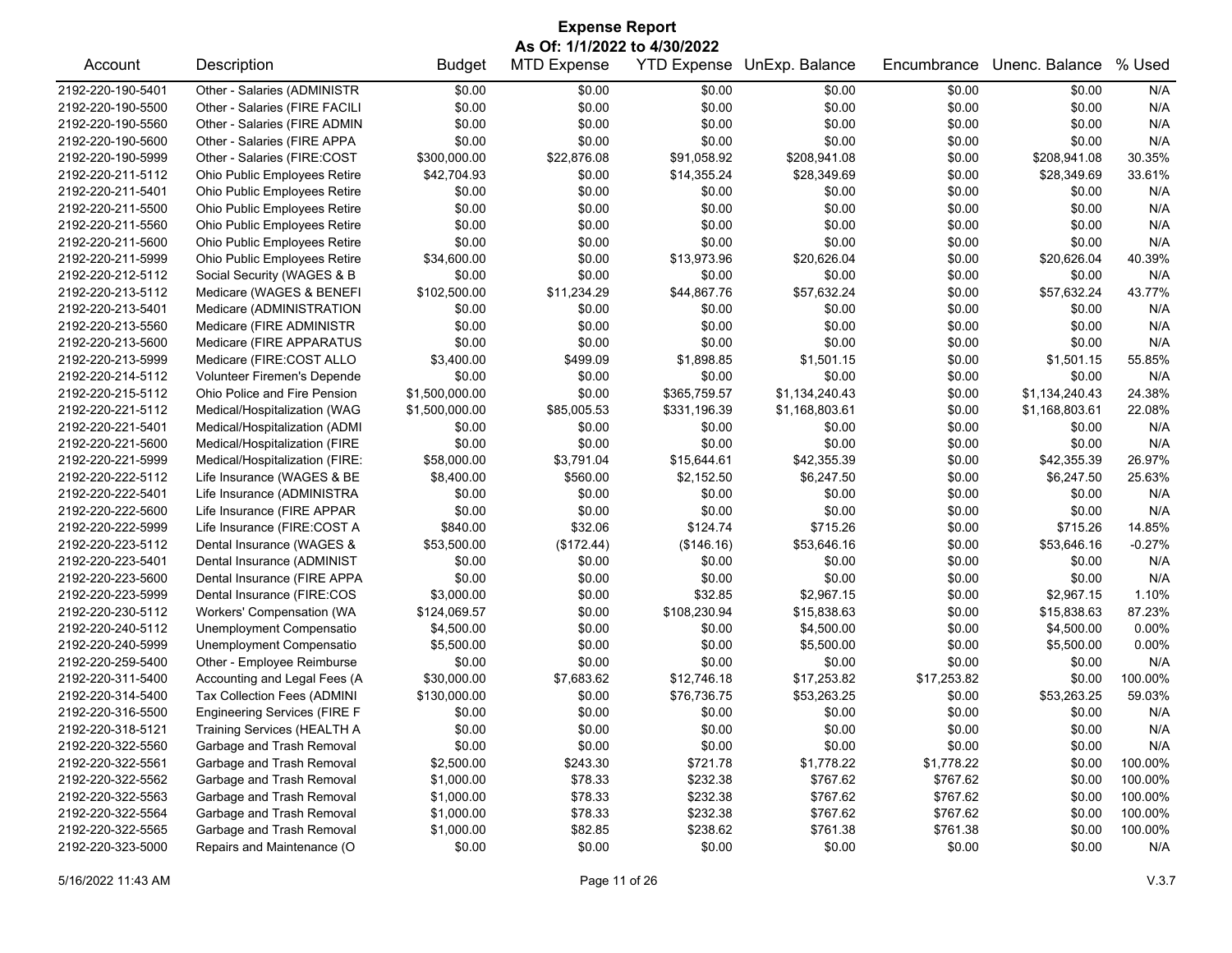# Expense Report

## As Of: 1/1/2022 to 4/30/2022

| Account | Description | Budget | MTD Expense | YTD Expense | UnExp. Balance | Encumbrance | Unenc. Balance | % Used |
|---|---|---|---|---|---|---|---|---|
| 2192-220-190-5401 | Other - Salaries (ADMINISTR | $0.00 | $0.00 | $0.00 | $0.00 | $0.00 | $0.00 | N/A |
| 2192-220-190-5500 | Other - Salaries (FIRE FACILI | $0.00 | $0.00 | $0.00 | $0.00 | $0.00 | $0.00 | N/A |
| 2192-220-190-5560 | Other - Salaries (FIRE ADMIN | $0.00 | $0.00 | $0.00 | $0.00 | $0.00 | $0.00 | N/A |
| 2192-220-190-5600 | Other - Salaries (FIRE APPA | $0.00 | $0.00 | $0.00 | $0.00 | $0.00 | $0.00 | N/A |
| 2192-220-190-5999 | Other - Salaries (FIRE:COST | $300,000.00 | $22,876.08 | $91,058.92 | $208,941.08 | $0.00 | $208,941.08 | 30.35% |
| 2192-220-211-5112 | Ohio Public Employees Retire | $42,704.93 | $0.00 | $14,355.24 | $28,349.69 | $0.00 | $28,349.69 | 33.61% |
| 2192-220-211-5401 | Ohio Public Employees Retire | $0.00 | $0.00 | $0.00 | $0.00 | $0.00 | $0.00 | N/A |
| 2192-220-211-5500 | Ohio Public Employees Retire | $0.00 | $0.00 | $0.00 | $0.00 | $0.00 | $0.00 | N/A |
| 2192-220-211-5560 | Ohio Public Employees Retire | $0.00 | $0.00 | $0.00 | $0.00 | $0.00 | $0.00 | N/A |
| 2192-220-211-5600 | Ohio Public Employees Retire | $0.00 | $0.00 | $0.00 | $0.00 | $0.00 | $0.00 | N/A |
| 2192-220-211-5999 | Ohio Public Employees Retire | $34,600.00 | $0.00 | $13,973.96 | $20,626.04 | $0.00 | $20,626.04 | 40.39% |
| 2192-220-212-5112 | Social Security (WAGES & B | $0.00 | $0.00 | $0.00 | $0.00 | $0.00 | $0.00 | N/A |
| 2192-220-213-5112 | Medicare (WAGES & BENEFI | $102,500.00 | $11,234.29 | $44,867.76 | $57,632.24 | $0.00 | $57,632.24 | 43.77% |
| 2192-220-213-5401 | Medicare (ADMINISTRATION | $0.00 | $0.00 | $0.00 | $0.00 | $0.00 | $0.00 | N/A |
| 2192-220-213-5560 | Medicare (FIRE ADMINISTR | $0.00 | $0.00 | $0.00 | $0.00 | $0.00 | $0.00 | N/A |
| 2192-220-213-5600 | Medicare (FIRE APPARATUS | $0.00 | $0.00 | $0.00 | $0.00 | $0.00 | $0.00 | N/A |
| 2192-220-213-5999 | Medicare (FIRE:COST ALLO | $3,400.00 | $499.09 | $1,898.85 | $1,501.15 | $0.00 | $1,501.15 | 55.85% |
| 2192-220-214-5112 | Volunteer Firemen's Depende | $0.00 | $0.00 | $0.00 | $0.00 | $0.00 | $0.00 | N/A |
| 2192-220-215-5112 | Ohio Police and Fire Pension | $1,500,000.00 | $0.00 | $365,759.57 | $1,134,240.43 | $0.00 | $1,134,240.43 | 24.38% |
| 2192-220-221-5112 | Medical/Hospitalization (WAG | $1,500,000.00 | $85,005.53 | $331,196.39 | $1,168,803.61 | $0.00 | $1,168,803.61 | 22.08% |
| 2192-220-221-5401 | Medical/Hospitalization (ADMI | $0.00 | $0.00 | $0.00 | $0.00 | $0.00 | $0.00 | N/A |
| 2192-220-221-5600 | Medical/Hospitalization (FIRE | $0.00 | $0.00 | $0.00 | $0.00 | $0.00 | $0.00 | N/A |
| 2192-220-221-5999 | Medical/Hospitalization (FIRE: | $58,000.00 | $3,791.04 | $15,644.61 | $42,355.39 | $0.00 | $42,355.39 | 26.97% |
| 2192-220-222-5112 | Life Insurance (WAGES & BE | $8,400.00 | $560.00 | $2,152.50 | $6,247.50 | $0.00 | $6,247.50 | 25.63% |
| 2192-220-222-5401 | Life Insurance (ADMINISTRA | $0.00 | $0.00 | $0.00 | $0.00 | $0.00 | $0.00 | N/A |
| 2192-220-222-5600 | Life Insurance (FIRE APPAR | $0.00 | $0.00 | $0.00 | $0.00 | $0.00 | $0.00 | N/A |
| 2192-220-222-5999 | Life Insurance (FIRE:COST A | $840.00 | $32.06 | $124.74 | $715.26 | $0.00 | $715.26 | 14.85% |
| 2192-220-223-5112 | Dental Insurance (WAGES & | $53,500.00 | ($172.44) | ($146.16) | $53,646.16 | $0.00 | $53,646.16 | -0.27% |
| 2192-220-223-5401 | Dental Insurance (ADMINIST | $0.00 | $0.00 | $0.00 | $0.00 | $0.00 | $0.00 | N/A |
| 2192-220-223-5600 | Dental Insurance (FIRE APPA | $0.00 | $0.00 | $0.00 | $0.00 | $0.00 | $0.00 | N/A |
| 2192-220-223-5999 | Dental Insurance (FIRE:COS | $3,000.00 | $0.00 | $32.85 | $2,967.15 | $0.00 | $2,967.15 | 1.10% |
| 2192-220-230-5112 | Workers' Compensation (WA | $124,069.57 | $0.00 | $108,230.94 | $15,838.63 | $0.00 | $15,838.63 | 87.23% |
| 2192-220-240-5112 | Unemployment Compensatio | $4,500.00 | $0.00 | $0.00 | $4,500.00 | $0.00 | $4,500.00 | 0.00% |
| 2192-220-240-5999 | Unemployment Compensatio | $5,500.00 | $0.00 | $0.00 | $5,500.00 | $0.00 | $5,500.00 | 0.00% |
| 2192-220-259-5400 | Other - Employee Reimburse | $0.00 | $0.00 | $0.00 | $0.00 | $0.00 | $0.00 | N/A |
| 2192-220-311-5400 | Accounting and Legal Fees (A | $30,000.00 | $7,683.62 | $12,746.18 | $17,253.82 | $17,253.82 | $0.00 | 100.00% |
| 2192-220-314-5400 | Tax Collection Fees (ADMINI | $130,000.00 | $0.00 | $76,736.75 | $53,263.25 | $0.00 | $53,263.25 | 59.03% |
| 2192-220-316-5500 | Engineering Services (FIRE F | $0.00 | $0.00 | $0.00 | $0.00 | $0.00 | $0.00 | N/A |
| 2192-220-318-5121 | Training Services (HEALTH A | $0.00 | $0.00 | $0.00 | $0.00 | $0.00 | $0.00 | N/A |
| 2192-220-322-5560 | Garbage and Trash Removal | $0.00 | $0.00 | $0.00 | $0.00 | $0.00 | $0.00 | N/A |
| 2192-220-322-5561 | Garbage and Trash Removal | $2,500.00 | $243.30 | $721.78 | $1,778.22 | $1,778.22 | $0.00 | 100.00% |
| 2192-220-322-5562 | Garbage and Trash Removal | $1,000.00 | $78.33 | $232.38 | $767.62 | $767.62 | $0.00 | 100.00% |
| 2192-220-322-5563 | Garbage and Trash Removal | $1,000.00 | $78.33 | $232.38 | $767.62 | $767.62 | $0.00 | 100.00% |
| 2192-220-322-5564 | Garbage and Trash Removal | $1,000.00 | $78.33 | $232.38 | $767.62 | $767.62 | $0.00 | 100.00% |
| 2192-220-322-5565 | Garbage and Trash Removal | $1,000.00 | $82.85 | $238.62 | $761.38 | $761.38 | $0.00 | 100.00% |
| 2192-220-323-5000 | Repairs and Maintenance (O | $0.00 | $0.00 | $0.00 | $0.00 | $0.00 | $0.00 | N/A |

5/16/2022 11:43 AM V.3.7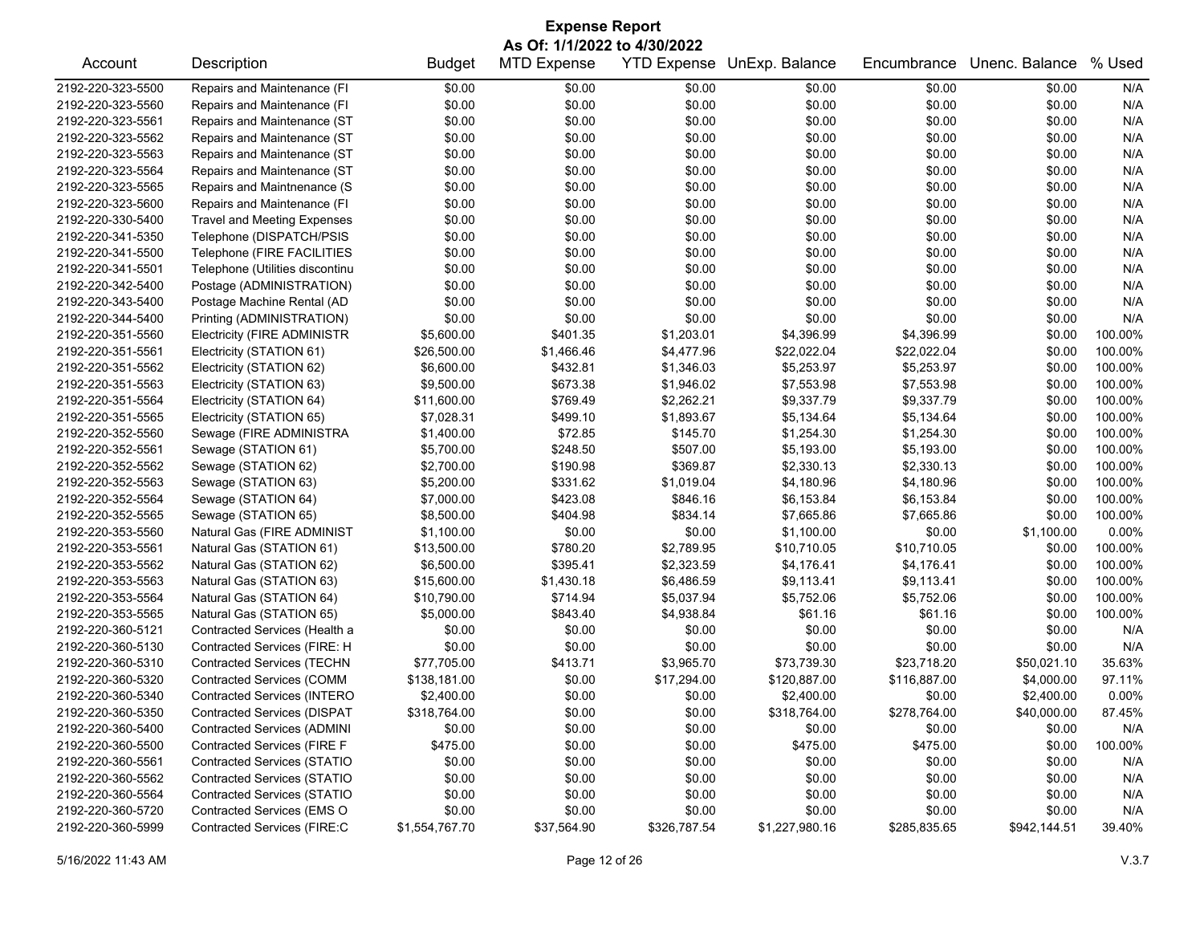# Expense Report

**As Of: 1/1/2022 to 4/30/2022**

| Account | Description | Budget | MTD Expense | YTD Expense | UnExp. Balance | Encumbrance | Unenc. Balance | % Used |
|---|---|---|---|---|---|---|---|---|
| 2192-220-323-5500 | Repairs and Maintenance (FI | $0.00 | $0.00 | $0.00 | $0.00 | $0.00 | $0.00 | N/A |
| 2192-220-323-5560 | Repairs and Maintenance (FI | $0.00 | $0.00 | $0.00 | $0.00 | $0.00 | $0.00 | N/A |
| 2192-220-323-5561 | Repairs and Maintenance (ST | $0.00 | $0.00 | $0.00 | $0.00 | $0.00 | $0.00 | N/A |
| 2192-220-323-5562 | Repairs and Maintenance (ST | $0.00 | $0.00 | $0.00 | $0.00 | $0.00 | $0.00 | N/A |
| 2192-220-323-5563 | Repairs and Maintenance (ST | $0.00 | $0.00 | $0.00 | $0.00 | $0.00 | $0.00 | N/A |
| 2192-220-323-5564 | Repairs and Maintenance (ST | $0.00 | $0.00 | $0.00 | $0.00 | $0.00 | $0.00 | N/A |
| 2192-220-323-5565 | Repairs and Maintnenance (S | $0.00 | $0.00 | $0.00 | $0.00 | $0.00 | $0.00 | N/A |
| 2192-220-323-5600 | Repairs and Maintenance (FI | $0.00 | $0.00 | $0.00 | $0.00 | $0.00 | $0.00 | N/A |
| 2192-220-330-5400 | Travel and Meeting Expenses | $0.00 | $0.00 | $0.00 | $0.00 | $0.00 | $0.00 | N/A |
| 2192-220-341-5350 | Telephone (DISPATCH/PSIS | $0.00 | $0.00 | $0.00 | $0.00 | $0.00 | $0.00 | N/A |
| 2192-220-341-5500 | Telephone (FIRE FACILITIES | $0.00 | $0.00 | $0.00 | $0.00 | $0.00 | $0.00 | N/A |
| 2192-220-341-5501 | Telephone (Utilities discontinu | $0.00 | $0.00 | $0.00 | $0.00 | $0.00 | $0.00 | N/A |
| 2192-220-342-5400 | Postage (ADMINISTRATION) | $0.00 | $0.00 | $0.00 | $0.00 | $0.00 | $0.00 | N/A |
| 2192-220-343-5400 | Postage Machine Rental (AD | $0.00 | $0.00 | $0.00 | $0.00 | $0.00 | $0.00 | N/A |
| 2192-220-344-5400 | Printing (ADMINISTRATION) | $0.00 | $0.00 | $0.00 | $0.00 | $0.00 | $0.00 | N/A |
| 2192-220-351-5560 | Electricity (FIRE ADMINISTR | $5,600.00 | $401.35 | $1,203.01 | $4,396.99 | $4,396.99 | $0.00 | 100.00% |
| 2192-220-351-5561 | Electricity (STATION 61) | $26,500.00 | $1,466.46 | $4,477.96 | $22,022.04 | $22,022.04 | $0.00 | 100.00% |
| 2192-220-351-5562 | Electricity (STATION 62) | $6,600.00 | $432.81 | $1,346.03 | $5,253.97 | $5,253.97 | $0.00 | 100.00% |
| 2192-220-351-5563 | Electricity (STATION 63) | $9,500.00 | $673.38 | $1,946.02 | $7,553.98 | $7,553.98 | $0.00 | 100.00% |
| 2192-220-351-5564 | Electricity (STATION 64) | $11,600.00 | $769.49 | $2,262.21 | $9,337.79 | $9,337.79 | $0.00 | 100.00% |
| 2192-220-351-5565 | Electricity (STATION 65) | $7,028.31 | $499.10 | $1,893.67 | $5,134.64 | $5,134.64 | $0.00 | 100.00% |
| 2192-220-352-5560 | Sewage (FIRE ADMINISTRA | $1,400.00 | $72.85 | $145.70 | $1,254.30 | $1,254.30 | $0.00 | 100.00% |
| 2192-220-352-5561 | Sewage (STATION 61) | $5,700.00 | $248.50 | $507.00 | $5,193.00 | $5,193.00 | $0.00 | 100.00% |
| 2192-220-352-5562 | Sewage (STATION 62) | $2,700.00 | $190.98 | $369.87 | $2,330.13 | $2,330.13 | $0.00 | 100.00% |
| 2192-220-352-5563 | Sewage (STATION 63) | $5,200.00 | $331.62 | $1,019.04 | $4,180.96 | $4,180.96 | $0.00 | 100.00% |
| 2192-220-352-5564 | Sewage (STATION 64) | $7,000.00 | $423.08 | $846.16 | $6,153.84 | $6,153.84 | $0.00 | 100.00% |
| 2192-220-352-5565 | Sewage (STATION 65) | $8,500.00 | $404.98 | $834.14 | $7,665.86 | $7,665.86 | $0.00 | 100.00% |
| 2192-220-353-5560 | Natural Gas (FIRE ADMINIST | $1,100.00 | $0.00 | $0.00 | $1,100.00 | $0.00 | $1,100.00 | 0.00% |
| 2192-220-353-5561 | Natural Gas (STATION 61) | $13,500.00 | $780.20 | $2,789.95 | $10,710.05 | $10,710.05 | $0.00 | 100.00% |
| 2192-220-353-5562 | Natural Gas (STATION 62) | $6,500.00 | $395.41 | $2,323.59 | $4,176.41 | $4,176.41 | $0.00 | 100.00% |
| 2192-220-353-5563 | Natural Gas (STATION 63) | $15,600.00 | $1,430.18 | $6,486.59 | $9,113.41 | $9,113.41 | $0.00 | 100.00% |
| 2192-220-353-5564 | Natural Gas (STATION 64) | $10,790.00 | $714.94 | $5,037.94 | $5,752.06 | $5,752.06 | $0.00 | 100.00% |
| 2192-220-353-5565 | Natural Gas (STATION 65) | $5,000.00 | $843.40 | $4,938.84 | $61.16 | $61.16 | $0.00 | 100.00% |
| 2192-220-360-5121 | Contracted Services (Health a | $0.00 | $0.00 | $0.00 | $0.00 | $0.00 | $0.00 | N/A |
| 2192-220-360-5130 | Contracted Services (FIRE: H | $0.00 | $0.00 | $0.00 | $0.00 | $0.00 | $0.00 | N/A |
| 2192-220-360-5310 | Contracted Services (TECHN | $77,705.00 | $413.71 | $3,965.70 | $73,739.30 | $23,718.20 | $50,021.10 | 35.63% |
| 2192-220-360-5320 | Contracted Services (COMM | $138,181.00 | $0.00 | $17,294.00 | $120,887.00 | $116,887.00 | $4,000.00 | 97.11% |
| 2192-220-360-5340 | Contracted Services (INTERO | $2,400.00 | $0.00 | $0.00 | $2,400.00 | $0.00 | $2,400.00 | 0.00% |
| 2192-220-360-5350 | Contracted Services (DISPAT | $318,764.00 | $0.00 | $0.00 | $318,764.00 | $278,764.00 | $40,000.00 | 87.45% |
| 2192-220-360-5400 | Contracted Services (ADMINI | $0.00 | $0.00 | $0.00 | $0.00 | $0.00 | $0.00 | N/A |
| 2192-220-360-5500 | Contracted Services (FIRE F | $475.00 | $0.00 | $0.00 | $475.00 | $475.00 | $0.00 | 100.00% |
| 2192-220-360-5561 | Contracted Services (STATIO | $0.00 | $0.00 | $0.00 | $0.00 | $0.00 | $0.00 | N/A |
| 2192-220-360-5562 | Contracted Services (STATIO | $0.00 | $0.00 | $0.00 | $0.00 | $0.00 | $0.00 | N/A |
| 2192-220-360-5564 | Contracted Services (STATIO | $0.00 | $0.00 | $0.00 | $0.00 | $0.00 | $0.00 | N/A |
| 2192-220-360-5720 | Contracted Services (EMS O | $0.00 | $0.00 | $0.00 | $0.00 | $0.00 | $0.00 | N/A |
| 2192-220-360-5999 | Contracted Services (FIRE:C | $1,554,767.70 | $37,564.90 | $326,787.54 | $1,227,980.16 | $285,835.65 | $942,144.51 | 39.40% |

5/16/2022 11:43 AM V.3.7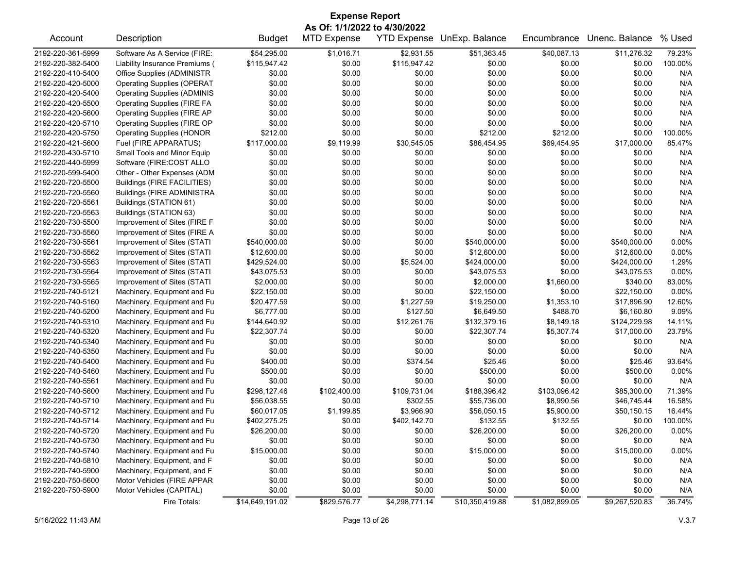# Expense Report

**As Of: 1/1/2022 to 4/30/2022**

| Account | Description | Budget | MTD Expense | YTD Expense | UnExp. Balance | Encumbrance | Unenc. Balance | % Used |
|---|---|---|---|---|---|---|---|---|
| 2192-220-361-5999 | Software As A Service (FIRE: | $54,295.00 | $1,016.71 | $2,931.55 | $51,363.45 | $40,087.13 | $11,276.32 | 79.23% |
| 2192-220-382-5400 | Liability Insurance Premiums ( | $115,947.42 | $0.00 | $115,947.42 | $0.00 | $0.00 | $0.00 | 100.00% |
| 2192-220-410-5400 | Office Supplies (ADMINISTR | $0.00 | $0.00 | $0.00 | $0.00 | $0.00 | $0.00 | N/A |
| 2192-220-420-5000 | Operating Supplies (OPERAT | $0.00 | $0.00 | $0.00 | $0.00 | $0.00 | $0.00 | N/A |
| 2192-220-420-5400 | Operating Supplies (ADMINIS | $0.00 | $0.00 | $0.00 | $0.00 | $0.00 | $0.00 | N/A |
| 2192-220-420-5500 | Operating Supplies (FIRE FA | $0.00 | $0.00 | $0.00 | $0.00 | $0.00 | $0.00 | N/A |
| 2192-220-420-5600 | Operating Supplies (FIRE AP | $0.00 | $0.00 | $0.00 | $0.00 | $0.00 | $0.00 | N/A |
| 2192-220-420-5710 | Operating Supplies (FIRE OP | $0.00 | $0.00 | $0.00 | $0.00 | $0.00 | $0.00 | N/A |
| 2192-220-420-5750 | Operating Supplies (HONOR | $212.00 | $0.00 | $0.00 | $212.00 | $212.00 | $0.00 | 100.00% |
| 2192-220-421-5600 | Fuel (FIRE APPARATUS) | $117,000.00 | $9,119.99 | $30,545.05 | $86,454.95 | $69,454.95 | $17,000.00 | 85.47% |
| 2192-220-430-5710 | Small Tools and Minor Equip | $0.00 | $0.00 | $0.00 | $0.00 | $0.00 | $0.00 | N/A |
| 2192-220-440-5999 | Software (FIRE:COST ALLO | $0.00 | $0.00 | $0.00 | $0.00 | $0.00 | $0.00 | N/A |
| 2192-220-599-5400 | Other - Other Expenses (ADM | $0.00 | $0.00 | $0.00 | $0.00 | $0.00 | $0.00 | N/A |
| 2192-220-720-5500 | Buildings (FIRE FACILITIES) | $0.00 | $0.00 | $0.00 | $0.00 | $0.00 | $0.00 | N/A |
| 2192-220-720-5560 | Buildings (FIRE ADMINISTRA | $0.00 | $0.00 | $0.00 | $0.00 | $0.00 | $0.00 | N/A |
| 2192-220-720-5561 | Buildings (STATION 61) | $0.00 | $0.00 | $0.00 | $0.00 | $0.00 | $0.00 | N/A |
| 2192-220-720-5563 | Buildings (STATION 63) | $0.00 | $0.00 | $0.00 | $0.00 | $0.00 | $0.00 | N/A |
| 2192-220-730-5500 | Improvement of Sites (FIRE F | $0.00 | $0.00 | $0.00 | $0.00 | $0.00 | $0.00 | N/A |
| 2192-220-730-5560 | Improvement of Sites (FIRE A | $0.00 | $0.00 | $0.00 | $0.00 | $0.00 | $0.00 | N/A |
| 2192-220-730-5561 | Improvement of Sites (STATI | $540,000.00 | $0.00 | $0.00 | $540,000.00 | $0.00 | $540,000.00 | 0.00% |
| 2192-220-730-5562 | Improvement of Sites (STATI | $12,600.00 | $0.00 | $0.00 | $12,600.00 | $0.00 | $12,600.00 | 0.00% |
| 2192-220-730-5563 | Improvement of Sites (STATI | $429,524.00 | $0.00 | $5,524.00 | $424,000.00 | $0.00 | $424,000.00 | 1.29% |
| 2192-220-730-5564 | Improvement of Sites (STATI | $43,075.53 | $0.00 | $0.00 | $43,075.53 | $0.00 | $43,075.53 | 0.00% |
| 2192-220-730-5565 | Improvement of Sites (STATI | $2,000.00 | $0.00 | $0.00 | $2,000.00 | $1,660.00 | $340.00 | 83.00% |
| 2192-220-740-5121 | Machinery, Equipment and Fu | $22,150.00 | $0.00 | $0.00 | $22,150.00 | $0.00 | $22,150.00 | 0.00% |
| 2192-220-740-5160 | Machinery, Equipment and Fu | $20,477.59 | $0.00 | $1,227.59 | $19,250.00 | $1,353.10 | $17,896.90 | 12.60% |
| 2192-220-740-5200 | Machinery, Equipment and Fu | $6,777.00 | $0.00 | $127.50 | $6,649.50 | $488.70 | $6,160.80 | 9.09% |
| 2192-220-740-5310 | Machinery, Equipment and Fu | $144,640.92 | $0.00 | $12,261.76 | $132,379.16 | $8,149.18 | $124,229.98 | 14.11% |
| 2192-220-740-5320 | Machinery, Equipment and Fu | $22,307.74 | $0.00 | $0.00 | $22,307.74 | $5,307.74 | $17,000.00 | 23.79% |
| 2192-220-740-5340 | Machinery, Equipment and Fu | $0.00 | $0.00 | $0.00 | $0.00 | $0.00 | $0.00 | N/A |
| 2192-220-740-5350 | Machinery, Equipment and Fu | $0.00 | $0.00 | $0.00 | $0.00 | $0.00 | $0.00 | N/A |
| 2192-220-740-5400 | Machinery, Equipment and Fu | $400.00 | $0.00 | $374.54 | $25.46 | $0.00 | $25.46 | 93.64% |
| 2192-220-740-5460 | Machinery, Equipment and Fu | $500.00 | $0.00 | $0.00 | $500.00 | $0.00 | $500.00 | 0.00% |
| 2192-220-740-5561 | Machinery, Equipment and Fu | $0.00 | $0.00 | $0.00 | $0.00 | $0.00 | $0.00 | N/A |
| 2192-220-740-5600 | Machinery, Equipment and Fu | $298,127.46 | $102,400.00 | $109,731.04 | $188,396.42 | $103,096.42 | $85,300.00 | 71.39% |
| 2192-220-740-5710 | Machinery, Equipment and Fu | $56,038.55 | $0.00 | $302.55 | $55,736.00 | $8,990.56 | $46,745.44 | 16.58% |
| 2192-220-740-5712 | Machinery, Equipment and Fu | $60,017.05 | $1,199.85 | $3,966.90 | $56,050.15 | $5,900.00 | $50,150.15 | 16.44% |
| 2192-220-740-5714 | Machinery, Equipment and Fu | $402,275.25 | $0.00 | $402,142.70 | $132.55 | $132.55 | $0.00 | 100.00% |
| 2192-220-740-5720 | Machinery, Equipment and Fu | $26,200.00 | $0.00 | $0.00 | $26,200.00 | $0.00 | $26,200.00 | 0.00% |
| 2192-220-740-5730 | Machinery, Equipment and Fu | $0.00 | $0.00 | $0.00 | $0.00 | $0.00 | $0.00 | N/A |
| 2192-220-740-5740 | Machinery, Equipment and Fu | $15,000.00 | $0.00 | $0.00 | $15,000.00 | $0.00 | $15,000.00 | 0.00% |
| 2192-220-740-5810 | Machinery, Equipment, and F | $0.00 | $0.00 | $0.00 | $0.00 | $0.00 | $0.00 | N/A |
| 2192-220-740-5900 | Machinery, Equipment, and F | $0.00 | $0.00 | $0.00 | $0.00 | $0.00 | $0.00 | N/A |
| 2192-220-750-5600 | Motor Vehicles (FIRE APPAR | $0.00 | $0.00 | $0.00 | $0.00 | $0.00 | $0.00 | N/A |
| 2192-220-750-5900 | Motor Vehicles (CAPITAL) | $0.00 | $0.00 | $0.00 | $0.00 | $0.00 | $0.00 | N/A |
| | Fire Totals: | $14,649,191.02 | $829,576.77 | $4,298,771.14 | $10,350,419.88 | $1,082,899.05 | $9,267,520.83 | 36.74% |

5/16/2022 11:43 AM

V.3.7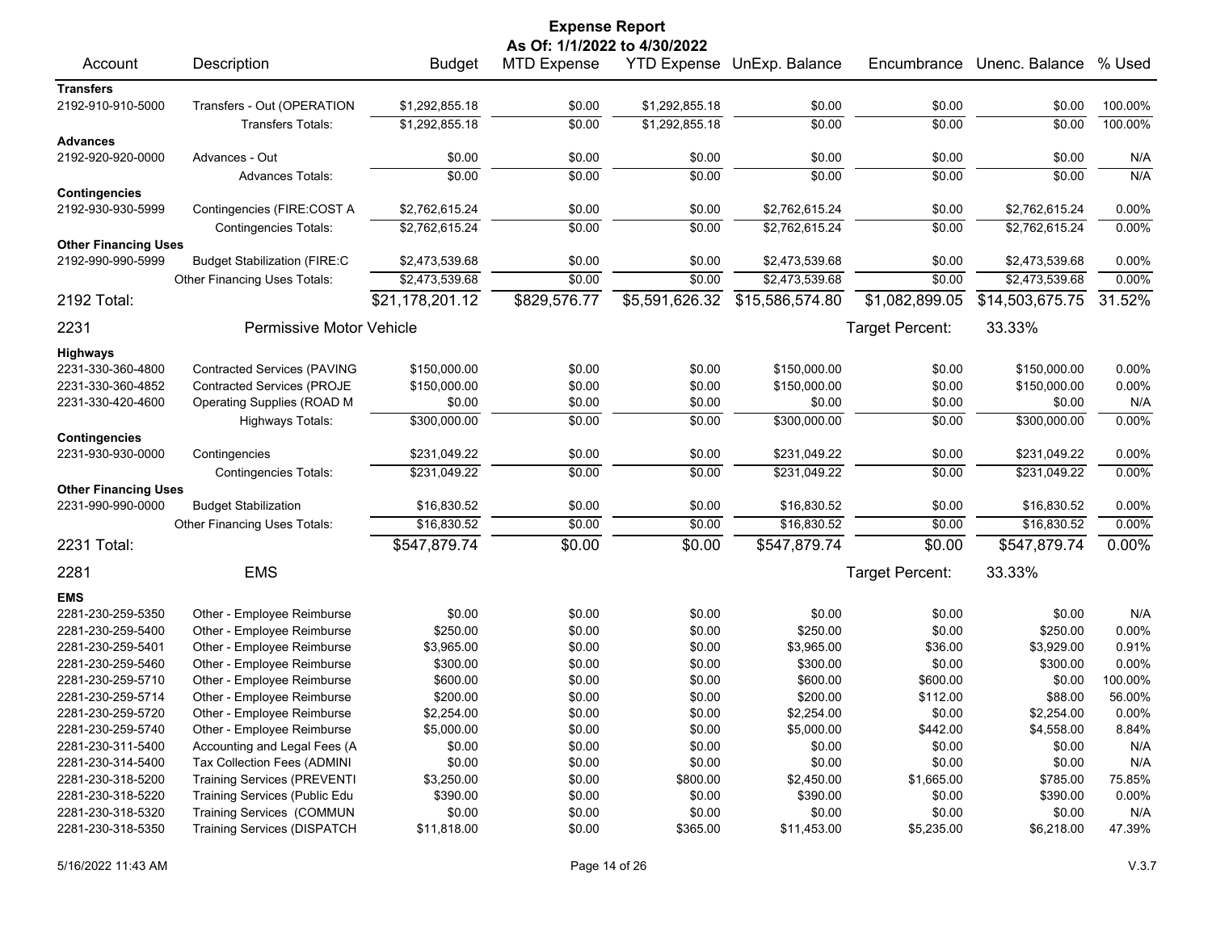# Expense Report

**As Of: 1/1/2022 to 4/30/2022**

| Account | Description | Budget | MTD Expense | YTD Expense | UnExp. Balance | Encumbrance | Unenc. Balance | % Used |
|---|---|---|---|---|---|---|---|---|
| **Transfers** | | | | | | | | |
| 2192-910-910-5000 | Transfers - Out (OPERATION | $1,292,855.18 | $0.00 | $1,292,855.18 | $0.00 | $0.00 | $0.00 | 100.00% |
| | Transfers Totals: | $1,292,855.18 | $0.00 | $1,292,855.18 | $0.00 | $0.00 | $0.00 | 100.00% |
| **Advances** | | | | | | | | |
| 2192-920-920-0000 | Advances - Out | $0.00 | $0.00 | $0.00 | $0.00 | $0.00 | $0.00 | N/A |
| | Advances Totals: | $0.00 | $0.00 | $0.00 | $0.00 | $0.00 | $0.00 | N/A |
| **Contingencies** | | | | | | | | |
| 2192-930-930-5999 | Contingencies (FIRE:COST A | $2,762,615.24 | $0.00 | $0.00 | $2,762,615.24 | $0.00 | $2,762,615.24 | 0.00% |
| | Contingencies Totals: | $2,762,615.24 | $0.00 | $0.00 | $2,762,615.24 | $0.00 | $2,762,615.24 | 0.00% |
| **Other Financing Uses** | | | | | | | | |
| 2192-990-990-5999 | Budget Stabilization (FIRE:C | $2,473,539.68 | $0.00 | $0.00 | $2,473,539.68 | $0.00 | $2,473,539.68 | 0.00% |
| | Other Financing Uses Totals: | $2,473,539.68 | $0.00 | $0.00 | $2,473,539.68 | $0.00 | $2,473,539.68 | 0.00% |
| **2192 Total:** | | $21,178,201.12 | $829,576.77 | $5,591,626.32 | $15,586,574.80 | $1,082,899.05 | $14,503,675.75 | 31.52% |

## 2231 Permissive Motor Vehicle

Target Percent: 33.33%

| Account | Description | Budget | MTD Expense | YTD Expense | UnExp. Balance | Encumbrance | Unenc. Balance | % Used |
|---|---|---|---|---|---|---|---|---|
| **Highways** | | | | | | | | |
| 2231-330-360-4800 | Contracted Services (PAVING | $150,000.00 | $0.00 | $0.00 | $150,000.00 | $0.00 | $150,000.00 | 0.00% |
| 2231-330-360-4852 | Contracted Services (PROJE | $150,000.00 | $0.00 | $0.00 | $150,000.00 | $0.00 | $150,000.00 | 0.00% |
| 2231-330-420-4600 | Operating Supplies (ROAD M | $0.00 | $0.00 | $0.00 | $0.00 | $0.00 | $0.00 | N/A |
| | Highways Totals: | $300,000.00 | $0.00 | $0.00 | $300,000.00 | $0.00 | $300,000.00 | 0.00% |
| **Contingencies** | | | | | | | | |
| 2231-930-930-0000 | Contingencies | $231,049.22 | $0.00 | $0.00 | $231,049.22 | $0.00 | $231,049.22 | 0.00% |
| | Contingencies Totals: | $231,049.22 | $0.00 | $0.00 | $231,049.22 | $0.00 | $231,049.22 | 0.00% |
| **Other Financing Uses** | | | | | | | | |
| 2231-990-990-0000 | Budget Stabilization | $16,830.52 | $0.00 | $0.00 | $16,830.52 | $0.00 | $16,830.52 | 0.00% |
| | Other Financing Uses Totals: | $16,830.52 | $0.00 | $0.00 | $16,830.52 | $0.00 | $16,830.52 | 0.00% |
| **2231 Total:** | | $547,879.74 | $0.00 | $0.00 | $547,879.74 | $0.00 | $547,879.74 | 0.00% |

## 2281 EMS

Target Percent: 33.33%

| Account | Description | Budget | MTD Expense | YTD Expense | UnExp. Balance | Encumbrance | Unenc. Balance | % Used |
|---|---|---|---|---|---|---|---|---|
| **EMS** | | | | | | | | |
| 2281-230-259-5350 | Other - Employee Reimburse | $0.00 | $0.00 | $0.00 | $0.00 | $0.00 | $0.00 | N/A |
| 2281-230-259-5400 | Other - Employee Reimburse | $250.00 | $0.00 | $0.00 | $250.00 | $0.00 | $250.00 | 0.00% |
| 2281-230-259-5401 | Other - Employee Reimburse | $3,965.00 | $0.00 | $0.00 | $3,965.00 | $36.00 | $3,929.00 | 0.91% |
| 2281-230-259-5460 | Other - Employee Reimburse | $300.00 | $0.00 | $0.00 | $300.00 | $0.00 | $300.00 | 0.00% |
| 2281-230-259-5710 | Other - Employee Reimburse | $600.00 | $0.00 | $0.00 | $600.00 | $600.00 | $0.00 | 100.00% |
| 2281-230-259-5714 | Other - Employee Reimburse | $200.00 | $0.00 | $0.00 | $200.00 | $112.00 | $88.00 | 56.00% |
| 2281-230-259-5720 | Other - Employee Reimburse | $2,254.00 | $0.00 | $0.00 | $2,254.00 | $0.00 | $2,254.00 | 0.00% |
| 2281-230-259-5740 | Other - Employee Reimburse | $5,000.00 | $0.00 | $0.00 | $5,000.00 | $442.00 | $4,558.00 | 8.84% |
| 2281-230-311-5400 | Accounting and Legal Fees (A | $0.00 | $0.00 | $0.00 | $0.00 | $0.00 | $0.00 | N/A |
| 2281-230-314-5400 | Tax Collection Fees (ADMINI | $0.00 | $0.00 | $0.00 | $0.00 | $0.00 | $0.00 | N/A |
| 2281-230-318-5200 | Training Services (PREVENTI | $3,250.00 | $0.00 | $800.00 | $2,450.00 | $1,665.00 | $785.00 | 75.85% |
| 2281-230-318-5220 | Training Services (Public Edu | $390.00 | $0.00 | $0.00 | $390.00 | $0.00 | $390.00 | 0.00% |
| 2281-230-318-5320 | Training Services (COMMUN | $0.00 | $0.00 | $0.00 | $0.00 | $0.00 | $0.00 | N/A |
| 2281-230-318-5350 | Training Services (DISPATCH | $11,818.00 | $0.00 | $365.00 | $11,453.00 | $5,235.00 | $6,218.00 | 47.39% |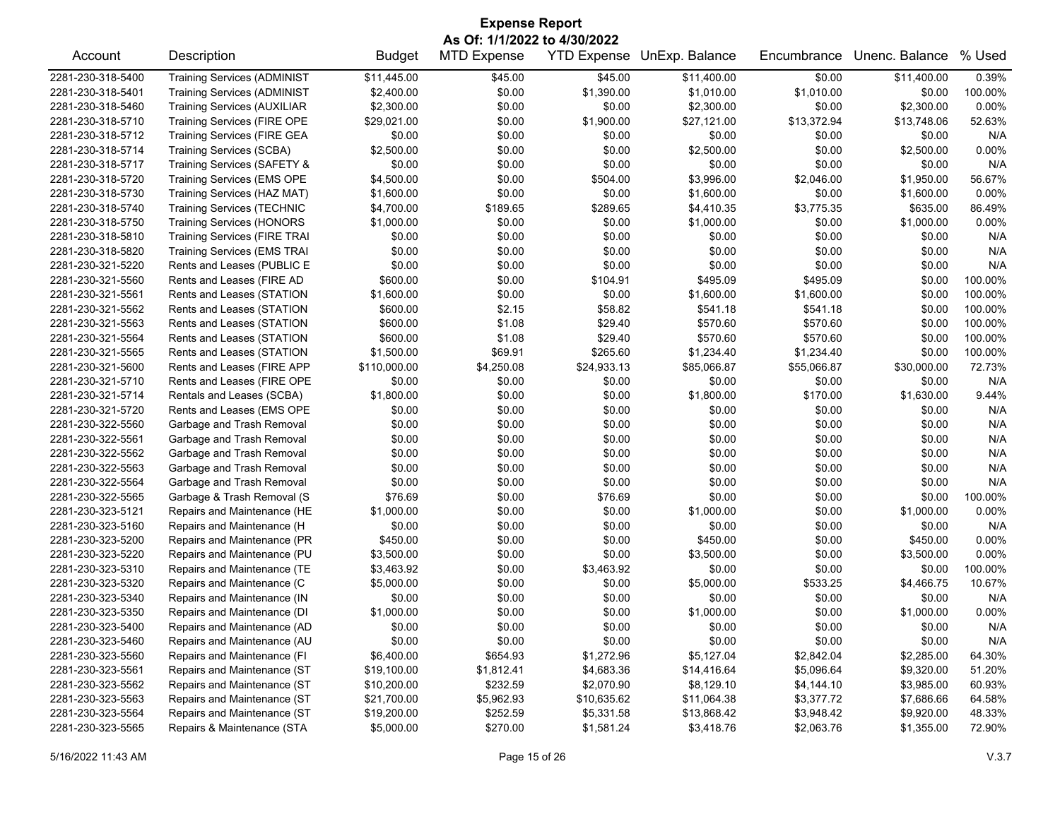# Expense Report

**As Of: 1/1/2022 to 4/30/2022**

| Account | Description | Budget | MTD Expense | YTD Expense | UnExp. Balance | Encumbrance | Unenc. Balance | % Used |
|---|---|---|---|---|---|---|---|---|
| 2281-230-318-5400 | Training Services (ADMINIST | $11,445.00 | $45.00 | $45.00 | $11,400.00 | $0.00 | $11,400.00 | 0.39% |
| 2281-230-318-5401 | Training Services (ADMINIST | $2,400.00 | $0.00 | $1,390.00 | $1,010.00 | $1,010.00 | $0.00 | 100.00% |
| 2281-230-318-5460 | Training Services (AUXILIAR | $2,300.00 | $0.00 | $0.00 | $2,300.00 | $0.00 | $2,300.00 | 0.00% |
| 2281-230-318-5710 | Training Services (FIRE OPE | $29,021.00 | $0.00 | $1,900.00 | $27,121.00 | $13,372.94 | $13,748.06 | 52.63% |
| 2281-230-318-5712 | Training Services (FIRE GEA | $0.00 | $0.00 | $0.00 | $0.00 | $0.00 | $0.00 | N/A |
| 2281-230-318-5714 | Training Services (SCBA) | $2,500.00 | $0.00 | $0.00 | $2,500.00 | $0.00 | $2,500.00 | 0.00% |
| 2281-230-318-5717 | Training Services (SAFETY & | $0.00 | $0.00 | $0.00 | $0.00 | $0.00 | $0.00 | N/A |
| 2281-230-318-5720 | Training Services (EMS OPE | $4,500.00 | $0.00 | $504.00 | $3,996.00 | $2,046.00 | $1,950.00 | 56.67% |
| 2281-230-318-5730 | Training Services (HAZ MAT) | $1,600.00 | $0.00 | $0.00 | $1,600.00 | $0.00 | $1,600.00 | 0.00% |
| 2281-230-318-5740 | Training Services (TECHNIC | $4,700.00 | $189.65 | $289.65 | $4,410.35 | $3,775.35 | $635.00 | 86.49% |
| 2281-230-318-5750 | Training Services (HONORS | $1,000.00 | $0.00 | $0.00 | $1,000.00 | $0.00 | $1,000.00 | 0.00% |
| 2281-230-318-5810 | Training Services (FIRE TRAI | $0.00 | $0.00 | $0.00 | $0.00 | $0.00 | $0.00 | N/A |
| 2281-230-318-5820 | Training Services (EMS TRAI | $0.00 | $0.00 | $0.00 | $0.00 | $0.00 | $0.00 | N/A |
| 2281-230-321-5220 | Rents and Leases (PUBLIC E | $0.00 | $0.00 | $0.00 | $0.00 | $0.00 | $0.00 | N/A |
| 2281-230-321-5560 | Rents and Leases (FIRE AD | $600.00 | $0.00 | $104.91 | $495.09 | $495.09 | $0.00 | 100.00% |
| 2281-230-321-5561 | Rents and Leases (STATION | $1,600.00 | $0.00 | $0.00 | $1,600.00 | $1,600.00 | $0.00 | 100.00% |
| 2281-230-321-5562 | Rents and Leases (STATION | $600.00 | $2.15 | $58.82 | $541.18 | $541.18 | $0.00 | 100.00% |
| 2281-230-321-5563 | Rents and Leases (STATION | $600.00 | $1.08 | $29.40 | $570.60 | $570.60 | $0.00 | 100.00% |
| 2281-230-321-5564 | Rents and Leases (STATION | $600.00 | $1.08 | $29.40 | $570.60 | $570.60 | $0.00 | 100.00% |
| 2281-230-321-5565 | Rents and Leases (STATION | $1,500.00 | $69.91 | $265.60 | $1,234.40 | $1,234.40 | $0.00 | 100.00% |
| 2281-230-321-5600 | Rents and Leases (FIRE APP | $110,000.00 | $4,250.08 | $24,933.13 | $85,066.87 | $55,066.87 | $30,000.00 | 72.73% |
| 2281-230-321-5710 | Rents and Leases (FIRE OPE | $0.00 | $0.00 | $0.00 | $0.00 | $0.00 | $0.00 | N/A |
| 2281-230-321-5714 | Rentals and Leases (SCBA) | $1,800.00 | $0.00 | $0.00 | $1,800.00 | $170.00 | $1,630.00 | 9.44% |
| 2281-230-321-5720 | Rents and Leases (EMS OPE | $0.00 | $0.00 | $0.00 | $0.00 | $0.00 | $0.00 | N/A |
| 2281-230-322-5560 | Garbage and Trash Removal | $0.00 | $0.00 | $0.00 | $0.00 | $0.00 | $0.00 | N/A |
| 2281-230-322-5561 | Garbage and Trash Removal | $0.00 | $0.00 | $0.00 | $0.00 | $0.00 | $0.00 | N/A |
| 2281-230-322-5562 | Garbage and Trash Removal | $0.00 | $0.00 | $0.00 | $0.00 | $0.00 | $0.00 | N/A |
| 2281-230-322-5563 | Garbage and Trash Removal | $0.00 | $0.00 | $0.00 | $0.00 | $0.00 | $0.00 | N/A |
| 2281-230-322-5564 | Garbage and Trash Removal | $0.00 | $0.00 | $0.00 | $0.00 | $0.00 | $0.00 | N/A |
| 2281-230-322-5565 | Garbage & Trash Removal (S | $76.69 | $0.00 | $76.69 | $0.00 | $0.00 | $0.00 | 100.00% |
| 2281-230-323-5121 | Repairs and Maintenance (HE | $1,000.00 | $0.00 | $0.00 | $1,000.00 | $0.00 | $1,000.00 | 0.00% |
| 2281-230-323-5160 | Repairs and Maintenance (H | $0.00 | $0.00 | $0.00 | $0.00 | $0.00 | $0.00 | N/A |
| 2281-230-323-5200 | Repairs and Maintenance (PR | $450.00 | $0.00 | $0.00 | $450.00 | $0.00 | $450.00 | 0.00% |
| 2281-230-323-5220 | Repairs and Maintenance (PU | $3,500.00 | $0.00 | $0.00 | $3,500.00 | $0.00 | $3,500.00 | 0.00% |
| 2281-230-323-5310 | Repairs and Maintenance (TE | $3,463.92 | $0.00 | $3,463.92 | $0.00 | $0.00 | $0.00 | 100.00% |
| 2281-230-323-5320 | Repairs and Maintenance (C | $5,000.00 | $0.00 | $0.00 | $5,000.00 | $533.25 | $4,466.75 | 10.67% |
| 2281-230-323-5340 | Repairs and Maintenance (IN | $0.00 | $0.00 | $0.00 | $0.00 | $0.00 | $0.00 | N/A |
| 2281-230-323-5350 | Repairs and Maintenance (DI | $1,000.00 | $0.00 | $0.00 | $1,000.00 | $0.00 | $1,000.00 | 0.00% |
| 2281-230-323-5400 | Repairs and Maintenance (AD | $0.00 | $0.00 | $0.00 | $0.00 | $0.00 | $0.00 | N/A |
| 2281-230-323-5460 | Repairs and Maintenance (AU | $0.00 | $0.00 | $0.00 | $0.00 | $0.00 | $0.00 | N/A |
| 2281-230-323-5560 | Repairs and Maintenance (FI | $6,400.00 | $654.93 | $1,272.96 | $5,127.04 | $2,842.04 | $2,285.00 | 64.30% |
| 2281-230-323-5561 | Repairs and Maintenance (ST | $19,100.00 | $1,812.41 | $4,683.36 | $14,416.64 | $5,096.64 | $9,320.00 | 51.20% |
| 2281-230-323-5562 | Repairs and Maintenance (ST | $10,200.00 | $232.59 | $2,070.90 | $8,129.10 | $4,144.10 | $3,985.00 | 60.93% |
| 2281-230-323-5563 | Repairs and Maintenance (ST | $21,700.00 | $5,962.93 | $10,635.62 | $11,064.38 | $3,377.72 | $7,686.66 | 64.58% |
| 2281-230-323-5564 | Repairs and Maintenance (ST | $19,200.00 | $252.59 | $5,331.58 | $13,868.42 | $3,948.42 | $9,920.00 | 48.33% |
| 2281-230-323-5565 | Repairs & Maintenance (STA | $5,000.00 | $270.00 | $1,581.24 | $3,418.76 | $2,063.76 | $1,355.00 | 72.90% |

5/16/2022 11:43 AM V.3.7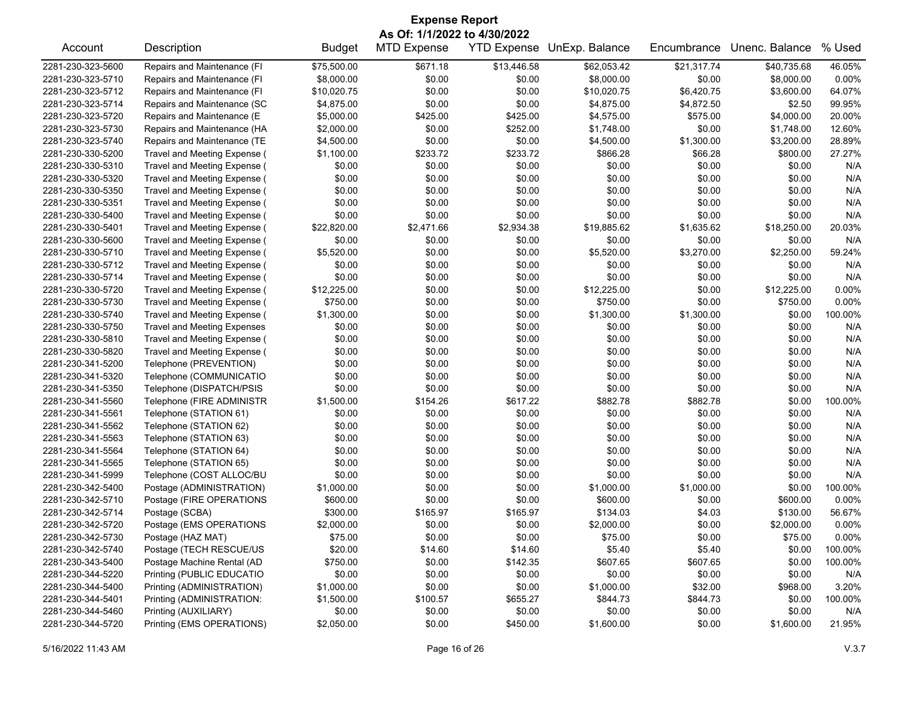# Expense Report

## As Of: 1/1/2022 to 4/30/2022

| Account | Description | Budget | MTD Expense | YTD Expense | UnExp. Balance | Encumbrance | Unenc. Balance | % Used |
|---|---|---|---|---|---|---|---|---|
| 2281-230-323-5600 | Repairs and Maintenance (FI | $75,500.00 | $671.18 | $13,446.58 | $62,053.42 | $21,317.74 | $40,735.68 | 46.05% |
| 2281-230-323-5710 | Repairs and Maintenance (FI | $8,000.00 | $0.00 | $0.00 | $8,000.00 | $0.00 | $8,000.00 | 0.00% |
| 2281-230-323-5712 | Repairs and Maintenance (FI | $10,020.75 | $0.00 | $0.00 | $10,020.75 | $6,420.75 | $3,600.00 | 64.07% |
| 2281-230-323-5714 | Repairs and Maintenance (SC | $4,875.00 | $0.00 | $0.00 | $4,875.00 | $4,872.50 | $2.50 | 99.95% |
| 2281-230-323-5720 | Repairs and Maintenance (E | $5,000.00 | $425.00 | $425.00 | $4,575.00 | $575.00 | $4,000.00 | 20.00% |
| 2281-230-323-5730 | Repairs and Maintenance (HA | $2,000.00 | $0.00 | $252.00 | $1,748.00 | $0.00 | $1,748.00 | 12.60% |
| 2281-230-323-5740 | Repairs and Maintenance (TE | $4,500.00 | $0.00 | $0.00 | $4,500.00 | $1,300.00 | $3,200.00 | 28.89% |
| 2281-230-330-5200 | Travel and Meeting Expense ( | $1,100.00 | $233.72 | $233.72 | $866.28 | $66.28 | $800.00 | 27.27% |
| 2281-230-330-5310 | Travel and Meeting Expense ( | $0.00 | $0.00 | $0.00 | $0.00 | $0.00 | $0.00 | N/A |
| 2281-230-330-5320 | Travel and Meeting Expense ( | $0.00 | $0.00 | $0.00 | $0.00 | $0.00 | $0.00 | N/A |
| 2281-230-330-5350 | Travel and Meeting Expense ( | $0.00 | $0.00 | $0.00 | $0.00 | $0.00 | $0.00 | N/A |
| 2281-230-330-5351 | Travel and Meeting Expense ( | $0.00 | $0.00 | $0.00 | $0.00 | $0.00 | $0.00 | N/A |
| 2281-230-330-5400 | Travel and Meeting Expense ( | $0.00 | $0.00 | $0.00 | $0.00 | $0.00 | $0.00 | N/A |
| 2281-230-330-5401 | Travel and Meeting Expense ( | $22,820.00 | $2,471.66 | $2,934.38 | $19,885.62 | $1,635.62 | $18,250.00 | 20.03% |
| 2281-230-330-5600 | Travel and Meeting Expense ( | $0.00 | $0.00 | $0.00 | $0.00 | $0.00 | $0.00 | N/A |
| 2281-230-330-5710 | Travel and Meeting Expense ( | $5,520.00 | $0.00 | $0.00 | $5,520.00 | $3,270.00 | $2,250.00 | 59.24% |
| 2281-230-330-5712 | Travel and Meeting Expense ( | $0.00 | $0.00 | $0.00 | $0.00 | $0.00 | $0.00 | N/A |
| 2281-230-330-5714 | Travel and Meeting Expense ( | $0.00 | $0.00 | $0.00 | $0.00 | $0.00 | $0.00 | N/A |
| 2281-230-330-5720 | Travel and Meeting Expense ( | $12,225.00 | $0.00 | $0.00 | $12,225.00 | $0.00 | $12,225.00 | 0.00% |
| 2281-230-330-5730 | Travel and Meeting Expense ( | $750.00 | $0.00 | $0.00 | $750.00 | $0.00 | $750.00 | 0.00% |
| 2281-230-330-5740 | Travel and Meeting Expense ( | $1,300.00 | $0.00 | $0.00 | $1,300.00 | $1,300.00 | $0.00 | 100.00% |
| 2281-230-330-5750 | Travel and Meeting Expenses | $0.00 | $0.00 | $0.00 | $0.00 | $0.00 | $0.00 | N/A |
| 2281-230-330-5810 | Travel and Meeting Expense ( | $0.00 | $0.00 | $0.00 | $0.00 | $0.00 | $0.00 | N/A |
| 2281-230-330-5820 | Travel and Meeting Expense ( | $0.00 | $0.00 | $0.00 | $0.00 | $0.00 | $0.00 | N/A |
| 2281-230-341-5200 | Telephone (PREVENTION) | $0.00 | $0.00 | $0.00 | $0.00 | $0.00 | $0.00 | N/A |
| 2281-230-341-5320 | Telephone (COMMUNICATIO | $0.00 | $0.00 | $0.00 | $0.00 | $0.00 | $0.00 | N/A |
| 2281-230-341-5350 | Telephone (DISPATCH/PSIS | $0.00 | $0.00 | $0.00 | $0.00 | $0.00 | $0.00 | N/A |
| 2281-230-341-5560 | Telephone (FIRE ADMINISTR | $1,500.00 | $154.26 | $617.22 | $882.78 | $882.78 | $0.00 | 100.00% |
| 2281-230-341-5561 | Telephone (STATION 61) | $0.00 | $0.00 | $0.00 | $0.00 | $0.00 | $0.00 | N/A |
| 2281-230-341-5562 | Telephone (STATION 62) | $0.00 | $0.00 | $0.00 | $0.00 | $0.00 | $0.00 | N/A |
| 2281-230-341-5563 | Telephone (STATION 63) | $0.00 | $0.00 | $0.00 | $0.00 | $0.00 | $0.00 | N/A |
| 2281-230-341-5564 | Telephone (STATION 64) | $0.00 | $0.00 | $0.00 | $0.00 | $0.00 | $0.00 | N/A |
| 2281-230-341-5565 | Telephone (STATION 65) | $0.00 | $0.00 | $0.00 | $0.00 | $0.00 | $0.00 | N/A |
| 2281-230-341-5999 | Telephone (COST ALLOC/BU | $0.00 | $0.00 | $0.00 | $0.00 | $0.00 | $0.00 | N/A |
| 2281-230-342-5400 | Postage (ADMINISTRATION) | $1,000.00 | $0.00 | $0.00 | $1,000.00 | $1,000.00 | $0.00 | 100.00% |
| 2281-230-342-5710 | Postage (FIRE OPERATIONS | $600.00 | $0.00 | $0.00 | $600.00 | $0.00 | $600.00 | 0.00% |
| 2281-230-342-5714 | Postage (SCBA) | $300.00 | $165.97 | $165.97 | $134.03 | $4.03 | $130.00 | 56.67% |
| 2281-230-342-5720 | Postage (EMS OPERATIONS | $2,000.00 | $0.00 | $0.00 | $2,000.00 | $0.00 | $2,000.00 | 0.00% |
| 2281-230-342-5730 | Postage (HAZ MAT) | $75.00 | $0.00 | $0.00 | $75.00 | $0.00 | $75.00 | 0.00% |
| 2281-230-342-5740 | Postage (TECH RESCUE/US | $20.00 | $14.60 | $14.60 | $5.40 | $5.40 | $0.00 | 100.00% |
| 2281-230-343-5400 | Postage Machine Rental (AD | $750.00 | $0.00 | $142.35 | $607.65 | $607.65 | $0.00 | 100.00% |
| 2281-230-344-5220 | Printing (PUBLIC EDUCATIO | $0.00 | $0.00 | $0.00 | $0.00 | $0.00 | $0.00 | N/A |
| 2281-230-344-5400 | Printing (ADMINISTRATION) | $1,000.00 | $0.00 | $0.00 | $1,000.00 | $32.00 | $968.00 | 3.20% |
| 2281-230-344-5401 | Printing (ADMINISTRATION: | $1,500.00 | $100.57 | $655.27 | $844.73 | $844.73 | $0.00 | 100.00% |
| 2281-230-344-5460 | Printing (AUXILIARY) | $0.00 | $0.00 | $0.00 | $0.00 | $0.00 | $0.00 | N/A |
| 2281-230-344-5720 | Printing (EMS OPERATIONS) | $2,050.00 | $0.00 | $450.00 | $1,600.00 | $0.00 | $1,600.00 | 21.95% |

5/16/2022 11:43 AM V.3.7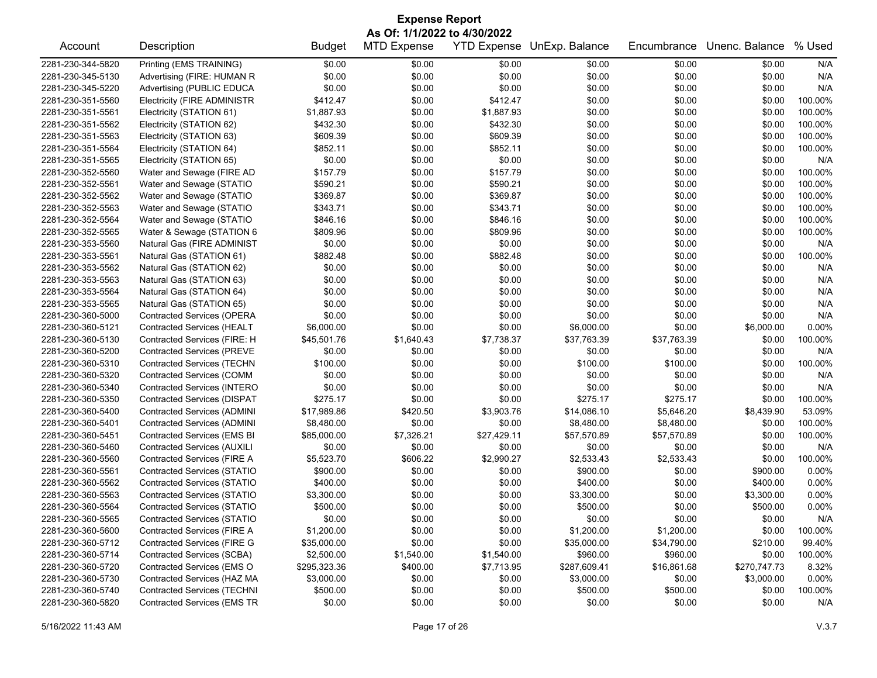# Expense Report

**As Of: 1/1/2022 to 4/30/2022**

| Account | Description | Budget | MTD Expense | YTD Expense | UnExp. Balance | Encumbrance | Unenc. Balance | % Used |
|---|---|---|---|---|---|---|---|---|
| 2281-230-344-5820 | Printing (EMS TRAINING) | $0.00 | $0.00 | $0.00 | $0.00 | $0.00 | $0.00 | N/A |
| 2281-230-345-5130 | Advertising (FIRE: HUMAN R | $0.00 | $0.00 | $0.00 | $0.00 | $0.00 | $0.00 | N/A |
| 2281-230-345-5220 | Advertising (PUBLIC EDUCA | $0.00 | $0.00 | $0.00 | $0.00 | $0.00 | $0.00 | N/A |
| 2281-230-351-5560 | Electricity (FIRE ADMINISTR | $412.47 | $0.00 | $412.47 | $0.00 | $0.00 | $0.00 | 100.00% |
| 2281-230-351-5561 | Electricity (STATION 61) | $1,887.93 | $0.00 | $1,887.93 | $0.00 | $0.00 | $0.00 | 100.00% |
| 2281-230-351-5562 | Electricity (STATION 62) | $432.30 | $0.00 | $432.30 | $0.00 | $0.00 | $0.00 | 100.00% |
| 2281-230-351-5563 | Electricity (STATION 63) | $609.39 | $0.00 | $609.39 | $0.00 | $0.00 | $0.00 | 100.00% |
| 2281-230-351-5564 | Electricity (STATION 64) | $852.11 | $0.00 | $852.11 | $0.00 | $0.00 | $0.00 | 100.00% |
| 2281-230-351-5565 | Electricity (STATION 65) | $0.00 | $0.00 | $0.00 | $0.00 | $0.00 | $0.00 | N/A |
| 2281-230-352-5560 | Water and Sewage (FIRE AD | $157.79 | $0.00 | $157.79 | $0.00 | $0.00 | $0.00 | 100.00% |
| 2281-230-352-5561 | Water and Sewage (STATIO | $590.21 | $0.00 | $590.21 | $0.00 | $0.00 | $0.00 | 100.00% |
| 2281-230-352-5562 | Water and Sewage (STATIO | $369.87 | $0.00 | $369.87 | $0.00 | $0.00 | $0.00 | 100.00% |
| 2281-230-352-5563 | Water and Sewage (STATIO | $343.71 | $0.00 | $343.71 | $0.00 | $0.00 | $0.00 | 100.00% |
| 2281-230-352-5564 | Water and Sewage (STATIO | $846.16 | $0.00 | $846.16 | $0.00 | $0.00 | $0.00 | 100.00% |
| 2281-230-352-5565 | Water & Sewage (STATION 6 | $809.96 | $0.00 | $809.96 | $0.00 | $0.00 | $0.00 | 100.00% |
| 2281-230-353-5560 | Natural Gas (FIRE ADMINIST | $0.00 | $0.00 | $0.00 | $0.00 | $0.00 | $0.00 | N/A |
| 2281-230-353-5561 | Natural Gas (STATION 61) | $882.48 | $0.00 | $882.48 | $0.00 | $0.00 | $0.00 | 100.00% |
| 2281-230-353-5562 | Natural Gas (STATION 62) | $0.00 | $0.00 | $0.00 | $0.00 | $0.00 | $0.00 | N/A |
| 2281-230-353-5563 | Natural Gas (STATION 63) | $0.00 | $0.00 | $0.00 | $0.00 | $0.00 | $0.00 | N/A |
| 2281-230-353-5564 | Natural Gas (STATION 64) | $0.00 | $0.00 | $0.00 | $0.00 | $0.00 | $0.00 | N/A |
| 2281-230-353-5565 | Natural Gas (STATION 65) | $0.00 | $0.00 | $0.00 | $0.00 | $0.00 | $0.00 | N/A |
| 2281-230-360-5000 | Contracted Services (OPERA | $0.00 | $0.00 | $0.00 | $0.00 | $0.00 | $0.00 | N/A |
| 2281-230-360-5121 | Contracted Services (HEALT | $6,000.00 | $0.00 | $0.00 | $6,000.00 | $0.00 | $6,000.00 | 0.00% |
| 2281-230-360-5130 | Contracted Services (FIRE: H | $45,501.76 | $1,640.43 | $7,738.37 | $37,763.39 | $37,763.39 | $0.00 | 100.00% |
| 2281-230-360-5200 | Contracted Services (PREVE | $0.00 | $0.00 | $0.00 | $0.00 | $0.00 | $0.00 | N/A |
| 2281-230-360-5310 | Contracted Services (TECHN | $100.00 | $0.00 | $0.00 | $100.00 | $100.00 | $0.00 | 100.00% |
| 2281-230-360-5320 | Contracted Services (COMM | $0.00 | $0.00 | $0.00 | $0.00 | $0.00 | $0.00 | N/A |
| 2281-230-360-5340 | Contracted Services (INTERO | $0.00 | $0.00 | $0.00 | $0.00 | $0.00 | $0.00 | N/A |
| 2281-230-360-5350 | Contracted Services (DISPAT | $275.17 | $0.00 | $0.00 | $275.17 | $275.17 | $0.00 | 100.00% |
| 2281-230-360-5400 | Contracted Services (ADMINI | $17,989.86 | $420.50 | $3,903.76 | $14,086.10 | $5,646.20 | $8,439.90 | 53.09% |
| 2281-230-360-5401 | Contracted Services (ADMINI | $8,480.00 | $0.00 | $0.00 | $8,480.00 | $8,480.00 | $0.00 | 100.00% |
| 2281-230-360-5451 | Contracted Services (EMS BI | $85,000.00 | $7,326.21 | $27,429.11 | $57,570.89 | $57,570.89 | $0.00 | 100.00% |
| 2281-230-360-5460 | Contracted Services (AUXILI | $0.00 | $0.00 | $0.00 | $0.00 | $0.00 | $0.00 | N/A |
| 2281-230-360-5560 | Contracted Services (FIRE A | $5,523.70 | $606.22 | $2,990.27 | $2,533.43 | $2,533.43 | $0.00 | 100.00% |
| 2281-230-360-5561 | Contracted Services (STATIO | $900.00 | $0.00 | $0.00 | $900.00 | $0.00 | $900.00 | 0.00% |
| 2281-230-360-5562 | Contracted Services (STATIO | $400.00 | $0.00 | $0.00 | $400.00 | $0.00 | $400.00 | 0.00% |
| 2281-230-360-5563 | Contracted Services (STATIO | $3,300.00 | $0.00 | $0.00 | $3,300.00 | $0.00 | $3,300.00 | 0.00% |
| 2281-230-360-5564 | Contracted Services (STATIO | $500.00 | $0.00 | $0.00 | $500.00 | $0.00 | $500.00 | 0.00% |
| 2281-230-360-5565 | Contracted Services (STATIO | $0.00 | $0.00 | $0.00 | $0.00 | $0.00 | $0.00 | N/A |
| 2281-230-360-5600 | Contracted Services (FIRE A | $1,200.00 | $0.00 | $0.00 | $1,200.00 | $1,200.00 | $0.00 | 100.00% |
| 2281-230-360-5712 | Contracted Services (FIRE G | $35,000.00 | $0.00 | $0.00 | $35,000.00 | $34,790.00 | $210.00 | 99.40% |
| 2281-230-360-5714 | Contracted Services (SCBA) | $2,500.00 | $1,540.00 | $1,540.00 | $960.00 | $960.00 | $0.00 | 100.00% |
| 2281-230-360-5720 | Contracted Services (EMS O | $295,323.36 | $400.00 | $7,713.95 | $287,609.41 | $16,861.68 | $270,747.73 | 8.32% |
| 2281-230-360-5730 | Contracted Services (HAZ MA | $3,000.00 | $0.00 | $0.00 | $3,000.00 | $0.00 | $3,000.00 | 0.00% |
| 2281-230-360-5740 | Contracted Services (TECHNI | $500.00 | $0.00 | $0.00 | $500.00 | $500.00 | $0.00 | 100.00% |
| 2281-230-360-5820 | Contracted Services (EMS TR | $0.00 | $0.00 | $0.00 | $0.00 | $0.00 | $0.00 | N/A |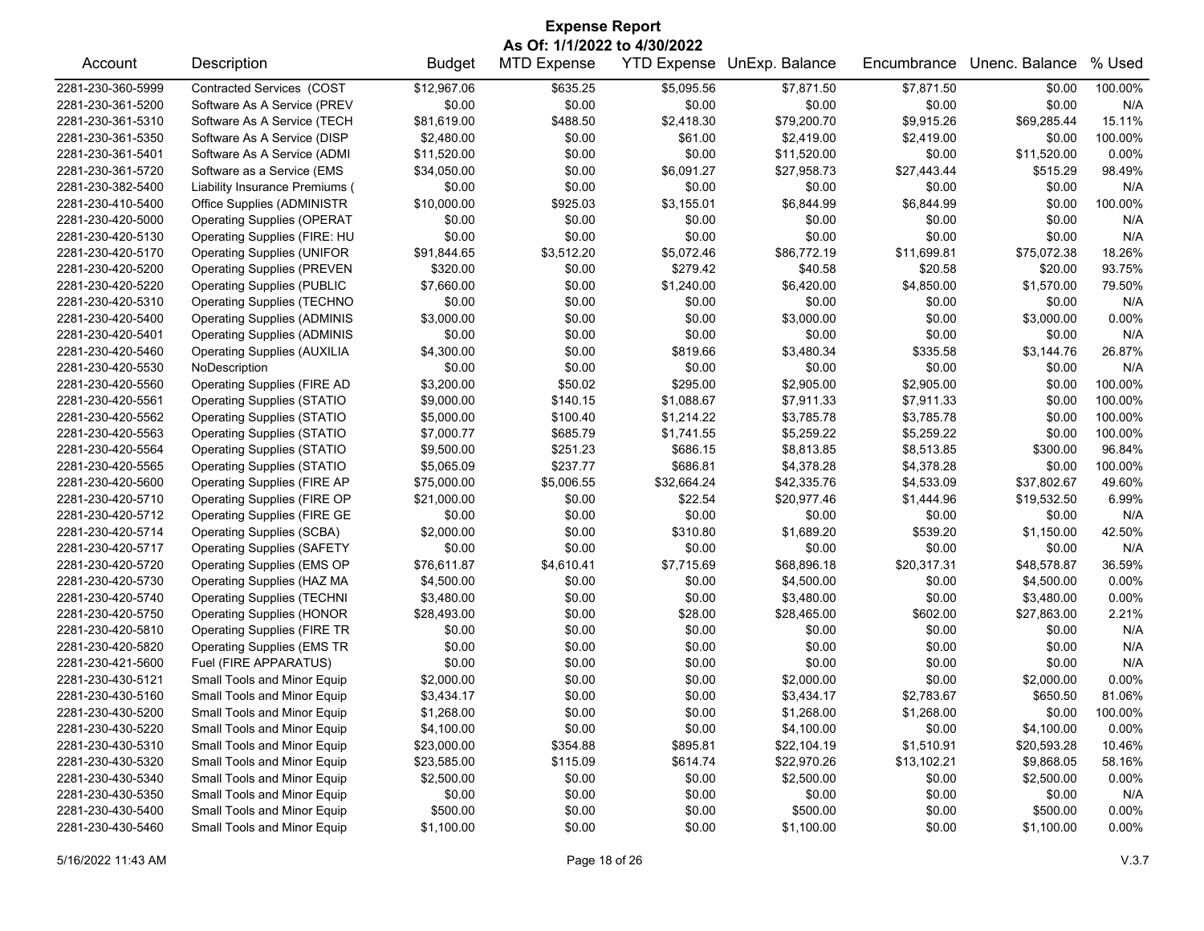# Expense Report

**As Of: 1/1/2022 to 4/30/2022**

| Account | Description | Budget | MTD Expense | YTD Expense | UnExp. Balance | Encumbrance | Unenc. Balance | % Used |
|---|---|---|---|---|---|---|---|---|
| 2281-230-360-5999 | Contracted Services (COST | $12,967.06 | $635.25 | $5,095.56 | $7,871.50 | $7,871.50 | $0.00 | 100.00% |
| 2281-230-361-5200 | Software As A Service (PREV | $0.00 | $0.00 | $0.00 | $0.00 | $0.00 | $0.00 | N/A |
| 2281-230-361-5310 | Software As A Service (TECH | $81,619.00 | $488.50 | $2,418.30 | $79,200.70 | $9,915.26 | $69,285.44 | 15.11% |
| 2281-230-361-5350 | Software As A Service (DISP | $2,480.00 | $0.00 | $61.00 | $2,419.00 | $2,419.00 | $0.00 | 100.00% |
| 2281-230-361-5401 | Software As A Service (ADMI | $11,520.00 | $0.00 | $0.00 | $11,520.00 | $0.00 | $11,520.00 | 0.00% |
| 2281-230-361-5720 | Software as a Service (EMS | $34,050.00 | $0.00 | $6,091.27 | $27,958.73 | $27,443.44 | $515.29 | 98.49% |
| 2281-230-382-5400 | Liability Insurance Premiums ( | $0.00 | $0.00 | $0.00 | $0.00 | $0.00 | $0.00 | N/A |
| 2281-230-410-5400 | Office Supplies (ADMINISTR | $10,000.00 | $925.03 | $3,155.01 | $6,844.99 | $6,844.99 | $0.00 | 100.00% |
| 2281-230-420-5000 | Operating Supplies (OPERAT | $0.00 | $0.00 | $0.00 | $0.00 | $0.00 | $0.00 | N/A |
| 2281-230-420-5130 | Operating Supplies (FIRE: HU | $0.00 | $0.00 | $0.00 | $0.00 | $0.00 | $0.00 | N/A |
| 2281-230-420-5170 | Operating Supplies (UNIFOR | $91,844.65 | $3,512.20 | $5,072.46 | $86,772.19 | $11,699.81 | $75,072.38 | 18.26% |
| 2281-230-420-5200 | Operating Supplies (PREVEN | $320.00 | $0.00 | $279.42 | $40.58 | $20.58 | $20.00 | 93.75% |
| 2281-230-420-5220 | Operating Supplies (PUBLIC | $7,660.00 | $0.00 | $1,240.00 | $6,420.00 | $4,850.00 | $1,570.00 | 79.50% |
| 2281-230-420-5310 | Operating Supplies (TECHNO | $0.00 | $0.00 | $0.00 | $0.00 | $0.00 | $0.00 | N/A |
| 2281-230-420-5400 | Operating Supplies (ADMINIS | $3,000.00 | $0.00 | $0.00 | $3,000.00 | $0.00 | $3,000.00 | 0.00% |
| 2281-230-420-5401 | Operating Supplies (ADMINIS | $0.00 | $0.00 | $0.00 | $0.00 | $0.00 | $0.00 | N/A |
| 2281-230-420-5460 | Operating Supplies (AUXILIA | $4,300.00 | $0.00 | $819.66 | $3,480.34 | $335.58 | $3,144.76 | 26.87% |
| 2281-230-420-5530 | NoDescription | $0.00 | $0.00 | $0.00 | $0.00 | $0.00 | $0.00 | N/A |
| 2281-230-420-5560 | Operating Supplies (FIRE AD | $3,200.00 | $50.02 | $295.00 | $2,905.00 | $2,905.00 | $0.00 | 100.00% |
| 2281-230-420-5561 | Operating Supplies (STATIO | $9,000.00 | $140.15 | $1,088.67 | $7,911.33 | $7,911.33 | $0.00 | 100.00% |
| 2281-230-420-5562 | Operating Supplies (STATIO | $5,000.00 | $100.40 | $1,214.22 | $3,785.78 | $3,785.78 | $0.00 | 100.00% |
| 2281-230-420-5563 | Operating Supplies (STATIO | $7,000.77 | $685.79 | $1,741.55 | $5,259.22 | $5,259.22 | $0.00 | 100.00% |
| 2281-230-420-5564 | Operating Supplies (STATIO | $9,500.00 | $251.23 | $686.15 | $8,813.85 | $8,513.85 | $300.00 | 96.84% |
| 2281-230-420-5565 | Operating Supplies (STATIO | $5,065.09 | $237.77 | $686.81 | $4,378.28 | $4,378.28 | $0.00 | 100.00% |
| 2281-230-420-5600 | Operating Supplies (FIRE AP | $75,000.00 | $5,006.55 | $32,664.24 | $42,335.76 | $4,533.09 | $37,802.67 | 49.60% |
| 2281-230-420-5710 | Operating Supplies (FIRE OP | $21,000.00 | $0.00 | $22.54 | $20,977.46 | $1,444.96 | $19,532.50 | 6.99% |
| 2281-230-420-5712 | Operating Supplies (FIRE GE | $0.00 | $0.00 | $0.00 | $0.00 | $0.00 | $0.00 | N/A |
| 2281-230-420-5714 | Operating Supplies (SCBA) | $2,000.00 | $0.00 | $310.80 | $1,689.20 | $539.20 | $1,150.00 | 42.50% |
| 2281-230-420-5717 | Operating Supplies (SAFETY | $0.00 | $0.00 | $0.00 | $0.00 | $0.00 | $0.00 | N/A |
| 2281-230-420-5720 | Operating Supplies (EMS OP | $76,611.87 | $4,610.41 | $7,715.69 | $68,896.18 | $20,317.31 | $48,578.87 | 36.59% |
| 2281-230-420-5730 | Operating Supplies (HAZ MA | $4,500.00 | $0.00 | $0.00 | $4,500.00 | $0.00 | $4,500.00 | 0.00% |
| 2281-230-420-5740 | Operating Supplies (TECHNI | $3,480.00 | $0.00 | $0.00 | $3,480.00 | $0.00 | $3,480.00 | 0.00% |
| 2281-230-420-5750 | Operating Supplies (HONOR | $28,493.00 | $0.00 | $28.00 | $28,465.00 | $602.00 | $27,863.00 | 2.21% |
| 2281-230-420-5810 | Operating Supplies (FIRE TR | $0.00 | $0.00 | $0.00 | $0.00 | $0.00 | $0.00 | N/A |
| 2281-230-420-5820 | Operating Supplies (EMS TR | $0.00 | $0.00 | $0.00 | $0.00 | $0.00 | $0.00 | N/A |
| 2281-230-421-5600 | Fuel (FIRE APPARATUS) | $0.00 | $0.00 | $0.00 | $0.00 | $0.00 | $0.00 | N/A |
| 2281-230-430-5121 | Small Tools and Minor Equip | $2,000.00 | $0.00 | $0.00 | $2,000.00 | $0.00 | $2,000.00 | 0.00% |
| 2281-230-430-5160 | Small Tools and Minor Equip | $3,434.17 | $0.00 | $0.00 | $3,434.17 | $2,783.67 | $650.50 | 81.06% |
| 2281-230-430-5200 | Small Tools and Minor Equip | $1,268.00 | $0.00 | $0.00 | $1,268.00 | $1,268.00 | $0.00 | 100.00% |
| 2281-230-430-5220 | Small Tools and Minor Equip | $4,100.00 | $0.00 | $0.00 | $4,100.00 | $0.00 | $4,100.00 | 0.00% |
| 2281-230-430-5310 | Small Tools and Minor Equip | $23,000.00 | $354.88 | $895.81 | $22,104.19 | $1,510.91 | $20,593.28 | 10.46% |
| 2281-230-430-5320 | Small Tools and Minor Equip | $23,585.00 | $115.09 | $614.74 | $22,970.26 | $13,102.21 | $9,868.05 | 58.16% |
| 2281-230-430-5340 | Small Tools and Minor Equip | $2,500.00 | $0.00 | $0.00 | $2,500.00 | $0.00 | $2,500.00 | 0.00% |
| 2281-230-430-5350 | Small Tools and Minor Equip | $0.00 | $0.00 | $0.00 | $0.00 | $0.00 | $0.00 | N/A |
| 2281-230-430-5400 | Small Tools and Minor Equip | $500.00 | $0.00 | $0.00 | $500.00 | $0.00 | $500.00 | 0.00% |
| 2281-230-430-5460 | Small Tools and Minor Equip | $1,100.00 | $0.00 | $0.00 | $1,100.00 | $0.00 | $1,100.00 | 0.00% |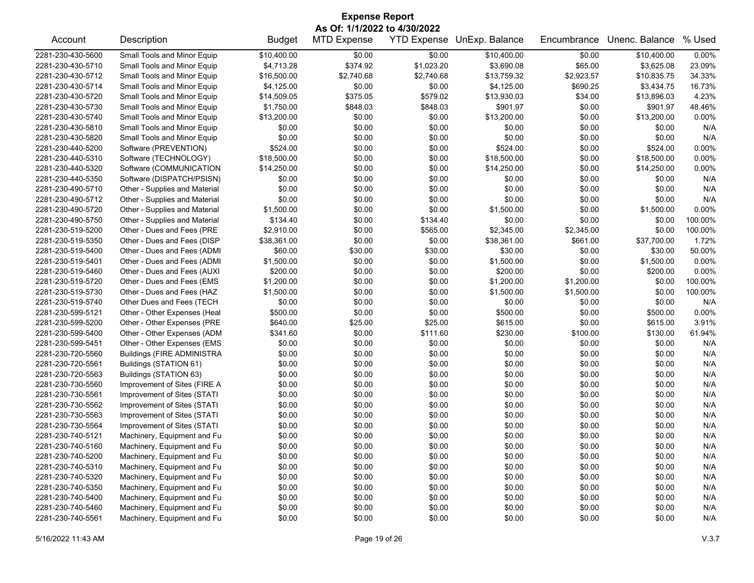# Expense Report

**As Of: 1/1/2022 to 4/30/2022**

| Account | Description | Budget | MTD Expense | YTD Expense | UnExp. Balance | Encumbrance | Unenc. Balance | % Used |
|---|---|---|---|---|---|---|---|---|
| 2281-230-430-5600 | Small Tools and Minor Equip | $10,400.00 | $0.00 | $0.00 | $10,400.00 | $0.00 | $10,400.00 | 0.00% |
| 2281-230-430-5710 | Small Tools and Minor Equip | $4,713.28 | $374.92 | $1,023.20 | $3,690.08 | $65.00 | $3,625.08 | 23.09% |
| 2281-230-430-5712 | Small Tools and Minor Equip | $16,500.00 | $2,740.68 | $2,740.68 | $13,759.32 | $2,923.57 | $10,835.75 | 34.33% |
| 2281-230-430-5714 | Small Tools and Minor Equip | $4,125.00 | $0.00 | $0.00 | $4,125.00 | $690.25 | $3,434.75 | 16.73% |
| 2281-230-430-5720 | Small Tools and Minor Equip | $14,509.05 | $375.05 | $579.02 | $13,930.03 | $34.00 | $13,896.03 | 4.23% |
| 2281-230-430-5730 | Small Tools and Minor Equip | $1,750.00 | $848.03 | $848.03 | $901.97 | $0.00 | $901.97 | 48.46% |
| 2281-230-430-5740 | Small Tools and Minor Equip | $13,200.00 | $0.00 | $0.00 | $13,200.00 | $0.00 | $13,200.00 | 0.00% |
| 2281-230-430-5810 | Small Tools and Minor Equip | $0.00 | $0.00 | $0.00 | $0.00 | $0.00 | $0.00 | N/A |
| 2281-230-430-5820 | Small Tools and Minor Equip | $0.00 | $0.00 | $0.00 | $0.00 | $0.00 | $0.00 | N/A |
| 2281-230-440-5200 | Software (PREVENTION) | $524.00 | $0.00 | $0.00 | $524.00 | $0.00 | $524.00 | 0.00% |
| 2281-230-440-5310 | Software (TECHNOLOGY) | $18,500.00 | $0.00 | $0.00 | $18,500.00 | $0.00 | $18,500.00 | 0.00% |
| 2281-230-440-5320 | Software (COMMUNICATION | $14,250.00 | $0.00 | $0.00 | $14,250.00 | $0.00 | $14,250.00 | 0.00% |
| 2281-230-440-5350 | Software (DISPATCH/PSISN) | $0.00 | $0.00 | $0.00 | $0.00 | $0.00 | $0.00 | N/A |
| 2281-230-490-5710 | Other - Supplies and Material | $0.00 | $0.00 | $0.00 | $0.00 | $0.00 | $0.00 | N/A |
| 2281-230-490-5712 | Other - Supplies and Material | $0.00 | $0.00 | $0.00 | $0.00 | $0.00 | $0.00 | N/A |
| 2281-230-490-5720 | Other - Supplies and Material | $1,500.00 | $0.00 | $0.00 | $1,500.00 | $0.00 | $1,500.00 | 0.00% |
| 2281-230-490-5750 | Other - Supplies and Material | $134.40 | $0.00 | $134.40 | $0.00 | $0.00 | $0.00 | 100.00% |
| 2281-230-519-5200 | Other - Dues and Fees (PRE | $2,910.00 | $0.00 | $565.00 | $2,345.00 | $2,345.00 | $0.00 | 100.00% |
| 2281-230-519-5350 | Other - Dues and Fees (DISP | $38,361.00 | $0.00 | $0.00 | $38,361.00 | $661.00 | $37,700.00 | 1.72% |
| 2281-230-519-5400 | Other - Dues and Fees (ADMI | $60.00 | $30.00 | $30.00 | $30.00 | $0.00 | $30.00 | 50.00% |
| 2281-230-519-5401 | Other - Dues and Fees (ADMI | $1,500.00 | $0.00 | $0.00 | $1,500.00 | $0.00 | $1,500.00 | 0.00% |
| 2281-230-519-5460 | Other - Dues and Fees (AUXI | $200.00 | $0.00 | $0.00 | $200.00 | $0.00 | $200.00 | 0.00% |
| 2281-230-519-5720 | Other - Dues and Fees (EMS | $1,200.00 | $0.00 | $0.00 | $1,200.00 | $1,200.00 | $0.00 | 100.00% |
| 2281-230-519-5730 | Other - Dues and Fees (HAZ | $1,500.00 | $0.00 | $0.00 | $1,500.00 | $1,500.00 | $0.00 | 100.00% |
| 2281-230-519-5740 | Other Dues and Fees (TECH | $0.00 | $0.00 | $0.00 | $0.00 | $0.00 | $0.00 | N/A |
| 2281-230-599-5121 | Other - Other Expenses (Heal | $500.00 | $0.00 | $0.00 | $500.00 | $0.00 | $500.00 | 0.00% |
| 2281-230-599-5200 | Other - Other Expenses (PRE | $640.00 | $25.00 | $25.00 | $615.00 | $0.00 | $615.00 | 3.91% |
| 2281-230-599-5400 | Other - Other Expenses (ADM | $341.60 | $0.00 | $111.60 | $230.00 | $100.00 | $130.00 | 61.94% |
| 2281-230-599-5451 | Other - Other Expenses (EMS | $0.00 | $0.00 | $0.00 | $0.00 | $0.00 | $0.00 | N/A |
| 2281-230-720-5560 | Buildings (FIRE ADMINISTRA | $0.00 | $0.00 | $0.00 | $0.00 | $0.00 | $0.00 | N/A |
| 2281-230-720-5561 | Buildings (STATION 61) | $0.00 | $0.00 | $0.00 | $0.00 | $0.00 | $0.00 | N/A |
| 2281-230-720-5563 | Buildings (STATION 63) | $0.00 | $0.00 | $0.00 | $0.00 | $0.00 | $0.00 | N/A |
| 2281-230-730-5560 | Improvement of Sites (FIRE A | $0.00 | $0.00 | $0.00 | $0.00 | $0.00 | $0.00 | N/A |
| 2281-230-730-5561 | Improvement of Sites (STATI | $0.00 | $0.00 | $0.00 | $0.00 | $0.00 | $0.00 | N/A |
| 2281-230-730-5562 | Improvement of Sites (STATI | $0.00 | $0.00 | $0.00 | $0.00 | $0.00 | $0.00 | N/A |
| 2281-230-730-5563 | Improvement of Sites (STATI | $0.00 | $0.00 | $0.00 | $0.00 | $0.00 | $0.00 | N/A |
| 2281-230-730-5564 | Improvement of Sites (STATI | $0.00 | $0.00 | $0.00 | $0.00 | $0.00 | $0.00 | N/A |
| 2281-230-740-5121 | Machinery, Equipment and Fu | $0.00 | $0.00 | $0.00 | $0.00 | $0.00 | $0.00 | N/A |
| 2281-230-740-5160 | Machinery, Equipment and Fu | $0.00 | $0.00 | $0.00 | $0.00 | $0.00 | $0.00 | N/A |
| 2281-230-740-5200 | Machinery, Equipment and Fu | $0.00 | $0.00 | $0.00 | $0.00 | $0.00 | $0.00 | N/A |
| 2281-230-740-5310 | Machinery, Equipment and Fu | $0.00 | $0.00 | $0.00 | $0.00 | $0.00 | $0.00 | N/A |
| 2281-230-740-5320 | Machinery, Equipment and Fu | $0.00 | $0.00 | $0.00 | $0.00 | $0.00 | $0.00 | N/A |
| 2281-230-740-5350 | Machinery, Equipment and Fu | $0.00 | $0.00 | $0.00 | $0.00 | $0.00 | $0.00 | N/A |
| 2281-230-740-5400 | Machinery, Equipment and Fu | $0.00 | $0.00 | $0.00 | $0.00 | $0.00 | $0.00 | N/A |
| 2281-230-740-5460 | Machinery, Equipment and Fu | $0.00 | $0.00 | $0.00 | $0.00 | $0.00 | $0.00 | N/A |
| 2281-230-740-5561 | Machinery, Equipment and Fu | $0.00 | $0.00 | $0.00 | $0.00 | $0.00 | $0.00 | N/A |

5/16/2022 11:43 AM V.3.7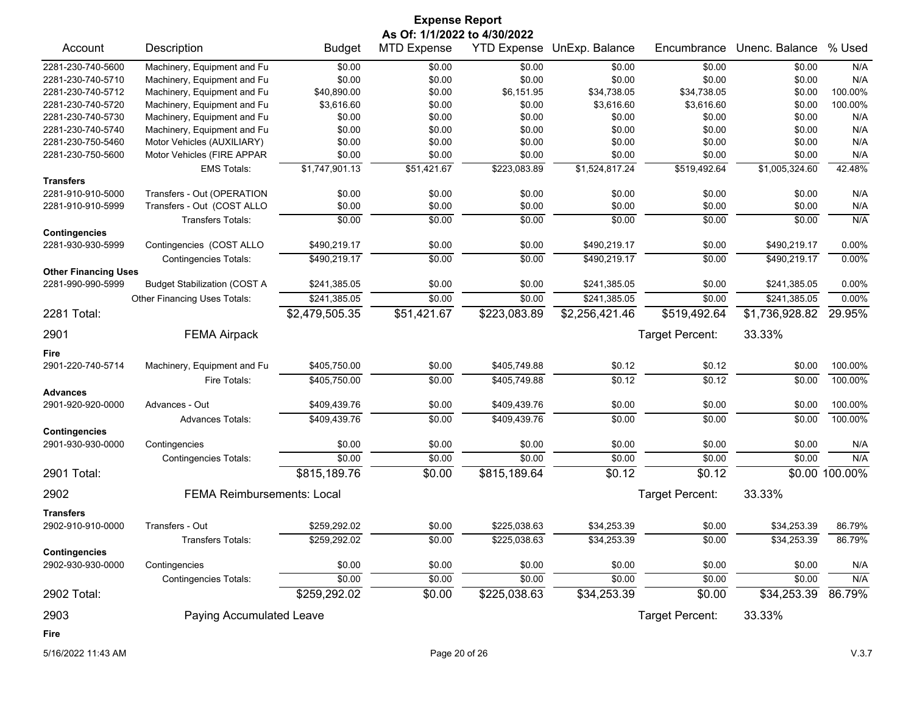# Expense Report

**As Of: 1/1/2022 to 4/30/2022**

| Account | Description | Budget | MTD Expense | YTD Expense | UnExp. Balance | Encumbrance | Unenc. Balance | % Used |
|---|---|---|---|---|---|---|---|---|
| 2281-230-740-5600 | Machinery, Equipment and Fu | $0.00 | $0.00 | $0.00 | $0.00 | $0.00 | $0.00 | N/A |
| 2281-230-740-5710 | Machinery, Equipment and Fu | $0.00 | $0.00 | $0.00 | $0.00 | $0.00 | $0.00 | N/A |
| 2281-230-740-5712 | Machinery, Equipment and Fu | $40,890.00 | $0.00 | $6,151.95 | $34,738.05 | $34,738.05 | $0.00 | 100.00% |
| 2281-230-740-5720 | Machinery, Equipment and Fu | $3,616.60 | $0.00 | $0.00 | $3,616.60 | $3,616.60 | $0.00 | 100.00% |
| 2281-230-740-5730 | Machinery, Equipment and Fu | $0.00 | $0.00 | $0.00 | $0.00 | $0.00 | $0.00 | N/A |
| 2281-230-740-5740 | Machinery, Equipment and Fu | $0.00 | $0.00 | $0.00 | $0.00 | $0.00 | $0.00 | N/A |
| 2281-230-750-5460 | Motor Vehicles (AUXILIARY) | $0.00 | $0.00 | $0.00 | $0.00 | $0.00 | $0.00 | N/A |
| 2281-230-750-5600 | Motor Vehicles (FIRE APPAR | $0.00 | $0.00 | $0.00 | $0.00 | $0.00 | $0.00 | N/A |
| | EMS Totals: | $1,747,901.13 | $51,421.67 | $223,083.89 | $1,524,817.24 | $519,492.64 | $1,005,324.60 | 42.48% |
| **Transfers** | | | | | | | | |
| 2281-910-910-5000 | Transfers - Out (OPERATION | $0.00 | $0.00 | $0.00 | $0.00 | $0.00 | $0.00 | N/A |
| 2281-910-910-5999 | Transfers - Out (COST ALLO | $0.00 | $0.00 | $0.00 | $0.00 | $0.00 | $0.00 | N/A |
| | Transfers Totals: | $0.00 | $0.00 | $0.00 | $0.00 | $0.00 | $0.00 | N/A |
| **Contingencies** | | | | | | | | |
| 2281-930-930-5999 | Contingencies (COST ALLO | $490,219.17 | $0.00 | $0.00 | $490,219.17 | $0.00 | $490,219.17 | 0.00% |
| | Contingencies Totals: | $490,219.17 | $0.00 | $0.00 | $490,219.17 | $0.00 | $490,219.17 | 0.00% |
| **Other Financing Uses** | | | | | | | | |
| 2281-990-990-5999 | Budget Stabilization (COST A | $241,385.05 | $0.00 | $0.00 | $241,385.05 | $0.00 | $241,385.05 | 0.00% |
| | Other Financing Uses Totals: | $241,385.05 | $0.00 | $0.00 | $241,385.05 | $0.00 | $241,385.05 | 0.00% |
| **2281 Total:** | | $2,479,505.35 | $51,421.67 | $223,083.89 | $2,256,421.46 | $519,492.64 | $1,736,928.82 | 29.95% |
| **2901** | **FEMA Airpack** | | | | | Target Percent: | 33.33% | |
| **Fire** | | | | | | | | |
| 2901-220-740-5714 | Machinery, Equipment and Fu | $405,750.00 | $0.00 | $405,749.88 | $0.12 | $0.12 | $0.00 | 100.00% |
| | Fire Totals: | $405,750.00 | $0.00 | $405,749.88 | $0.12 | $0.12 | $0.00 | 100.00% |
| **Advances** | | | | | | | | |
| 2901-920-920-0000 | Advances - Out | $409,439.76 | $0.00 | $409,439.76 | $0.00 | $0.00 | $0.00 | 100.00% |
| | Advances Totals: | $409,439.76 | $0.00 | $409,439.76 | $0.00 | $0.00 | $0.00 | 100.00% |
| **Contingencies** | | | | | | | | |
| 2901-930-930-0000 | Contingencies | $0.00 | $0.00 | $0.00 | $0.00 | $0.00 | $0.00 | N/A |
| | Contingencies Totals: | $0.00 | $0.00 | $0.00 | $0.00 | $0.00 | $0.00 | N/A |
| **2901 Total:** | | $815,189.76 | $0.00 | $815,189.64 | $0.12 | $0.12 | $0.00 | 100.00% |
| **2902** | **FEMA Reimbursements: Local** | | | | | Target Percent: | 33.33% | |
| **Transfers** | | | | | | | | |
| 2902-910-910-0000 | Transfers - Out | $259,292.02 | $0.00 | $225,038.63 | $34,253.39 | $0.00 | $34,253.39 | 86.79% |
| | Transfers Totals: | $259,292.02 | $0.00 | $225,038.63 | $34,253.39 | $0.00 | $34,253.39 | 86.79% |
| **Contingencies** | | | | | | | | |
| 2902-930-930-0000 | Contingencies | $0.00 | $0.00 | $0.00 | $0.00 | $0.00 | $0.00 | N/A |
| | Contingencies Totals: | $0.00 | $0.00 | $0.00 | $0.00 | $0.00 | $0.00 | N/A |
| **2902 Total:** | | $259,292.02 | $0.00 | $225,038.63 | $34,253.39 | $0.00 | $34,253.39 | 86.79% |
| **2903** | **Paying Accumulated Leave** | | | | | Target Percent: | 33.33% | |
| **Fire** | | | | | | | | |

5/16/2022 11:43 AM — V.3.7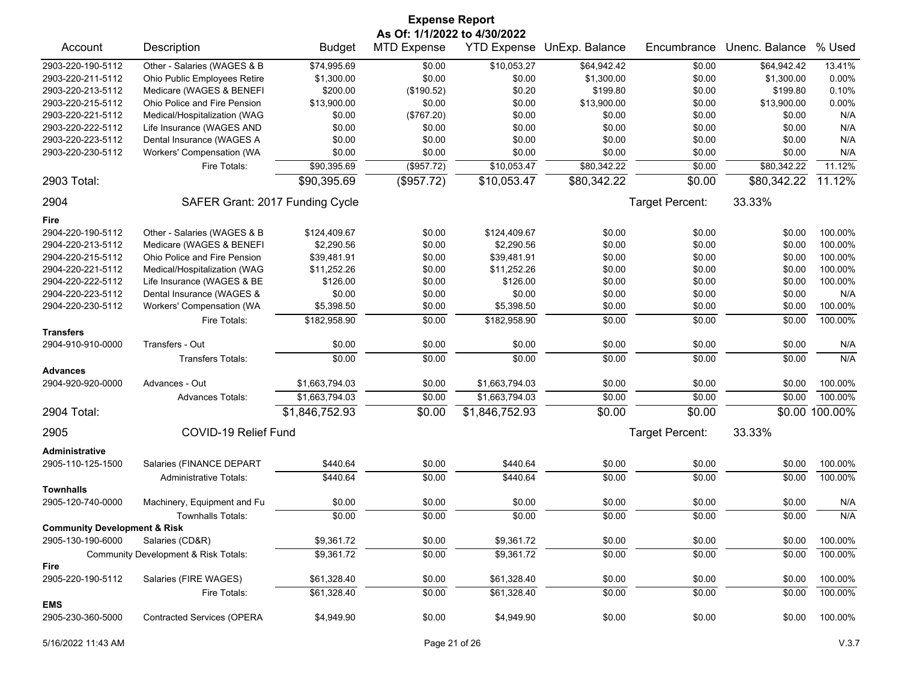# Expense Report

**As Of: 1/1/2022 to 4/30/2022**

| Account | Description | Budget | MTD Expense | YTD Expense | UnExp. Balance | Encumbrance | Unenc. Balance | % Used |
|---|---|---|---|---|---|---|---|---|
| 2903-220-190-5112 | Other - Salaries (WAGES & B | $74,995.69 | $0.00 | $10,053.27 | $64,942.42 | $0.00 | $64,942.42 | 13.41% |
| 2903-220-211-5112 | Ohio Public Employees Retire | $1,300.00 | $0.00 | $0.00 | $1,300.00 | $0.00 | $1,300.00 | 0.00% |
| 2903-220-213-5112 | Medicare (WAGES & BENEFI | $200.00 | ($190.52) | $0.20 | $199.80 | $0.00 | $199.80 | 0.10% |
| 2903-220-215-5112 | Ohio Police and Fire Pension | $13,900.00 | $0.00 | $0.00 | $13,900.00 | $0.00 | $13,900.00 | 0.00% |
| 2903-220-221-5112 | Medical/Hospitalization (WAG | $0.00 | ($767.20) | $0.00 | $0.00 | $0.00 | $0.00 | N/A |
| 2903-220-222-5112 | Life Insurance (WAGES AND | $0.00 | $0.00 | $0.00 | $0.00 | $0.00 | $0.00 | N/A |
| 2903-220-223-5112 | Dental Insurance (WAGES A | $0.00 | $0.00 | $0.00 | $0.00 | $0.00 | $0.00 | N/A |
| 2903-220-230-5112 | Workers' Compensation (WA | $0.00 | $0.00 | $0.00 | $0.00 | $0.00 | $0.00 | N/A |
| | Fire Totals: | $90,395.69 | ($957.72) | $10,053.47 | $80,342.22 | $0.00 | $80,342.22 | 11.12% |
| **2903 Total:** | | **$90,395.69** | **($957.72)** | **$10,053.47** | **$80,342.22** | **$0.00** | **$80,342.22** | **11.12%** |
| **2904** | **SAFER Grant: 2017 Funding Cycle** | | | | | Target Percent: | 33.33% | |
| **Fire** | | | | | | | | |
| 2904-220-190-5112 | Other - Salaries (WAGES & B | $124,409.67 | $0.00 | $124,409.67 | $0.00 | $0.00 | $0.00 | 100.00% |
| 2904-220-213-5112 | Medicare (WAGES & BENEFI | $2,290.56 | $0.00 | $2,290.56 | $0.00 | $0.00 | $0.00 | 100.00% |
| 2904-220-215-5112 | Ohio Police and Fire Pension | $39,481.91 | $0.00 | $39,481.91 | $0.00 | $0.00 | $0.00 | 100.00% |
| 2904-220-221-5112 | Medical/Hospitalization (WAG | $11,252.26 | $0.00 | $11,252.26 | $0.00 | $0.00 | $0.00 | 100.00% |
| 2904-220-222-5112 | Life Insurance (WAGES & BE | $126.00 | $0.00 | $126.00 | $0.00 | $0.00 | $0.00 | 100.00% |
| 2904-220-223-5112 | Dental Insurance (WAGES & | $0.00 | $0.00 | $0.00 | $0.00 | $0.00 | $0.00 | N/A |
| 2904-220-230-5112 | Workers' Compensation (WA | $5,398.50 | $0.00 | $5,398.50 | $0.00 | $0.00 | $0.00 | 100.00% |
| | Fire Totals: | $182,958.90 | $0.00 | $182,958.90 | $0.00 | $0.00 | $0.00 | 100.00% |
| **Transfers** | | | | | | | | |
| 2904-910-910-0000 | Transfers - Out | $0.00 | $0.00 | $0.00 | $0.00 | $0.00 | $0.00 | N/A |
| | Transfers Totals: | $0.00 | $0.00 | $0.00 | $0.00 | $0.00 | $0.00 | N/A |
| **Advances** | | | | | | | | |
| 2904-920-920-0000 | Advances - Out | $1,663,794.03 | $0.00 | $1,663,794.03 | $0.00 | $0.00 | $0.00 | 100.00% |
| | Advances Totals: | $1,663,794.03 | $0.00 | $1,663,794.03 | $0.00 | $0.00 | $0.00 | 100.00% |
| **2904 Total:** | | **$1,846,752.93** | **$0.00** | **$1,846,752.93** | **$0.00** | **$0.00** | **$0.00** | **100.00%** |
| **2905** | **COVID-19 Relief Fund** | | | | | Target Percent: | 33.33% | |
| **Administrative** | | | | | | | | |
| 2905-110-125-1500 | Salaries (FINANCE DEPART | $440.64 | $0.00 | $440.64 | $0.00 | $0.00 | $0.00 | 100.00% |
| | Administrative Totals: | $440.64 | $0.00 | $440.64 | $0.00 | $0.00 | $0.00 | 100.00% |
| **Townhalls** | | | | | | | | |
| 2905-120-740-0000 | Machinery, Equipment and Fu | $0.00 | $0.00 | $0.00 | $0.00 | $0.00 | $0.00 | N/A |
| | Townhalls Totals: | $0.00 | $0.00 | $0.00 | $0.00 | $0.00 | $0.00 | N/A |
| **Community Development & Risk** | | | | | | | | |
| 2905-130-190-6000 | Salaries (CD&R) | $9,361.72 | $0.00 | $9,361.72 | $0.00 | $0.00 | $0.00 | 100.00% |
| | Community Development & Risk Totals: | $9,361.72 | $0.00 | $9,361.72 | $0.00 | $0.00 | $0.00 | 100.00% |
| **Fire** | | | | | | | | |
| 2905-220-190-5112 | Salaries (FIRE WAGES) | $61,328.40 | $0.00 | $61,328.40 | $0.00 | $0.00 | $0.00 | 100.00% |
| | Fire Totals: | $61,328.40 | $0.00 | $61,328.40 | $0.00 | $0.00 | $0.00 | 100.00% |
| **EMS** | | | | | | | | |
| 2905-230-360-5000 | Contracted Services (OPERA | $4,949.90 | $0.00 | $4,949.90 | $0.00 | $0.00 | $0.00 | 100.00% |

5/16/2022 11:43 AM V.3.7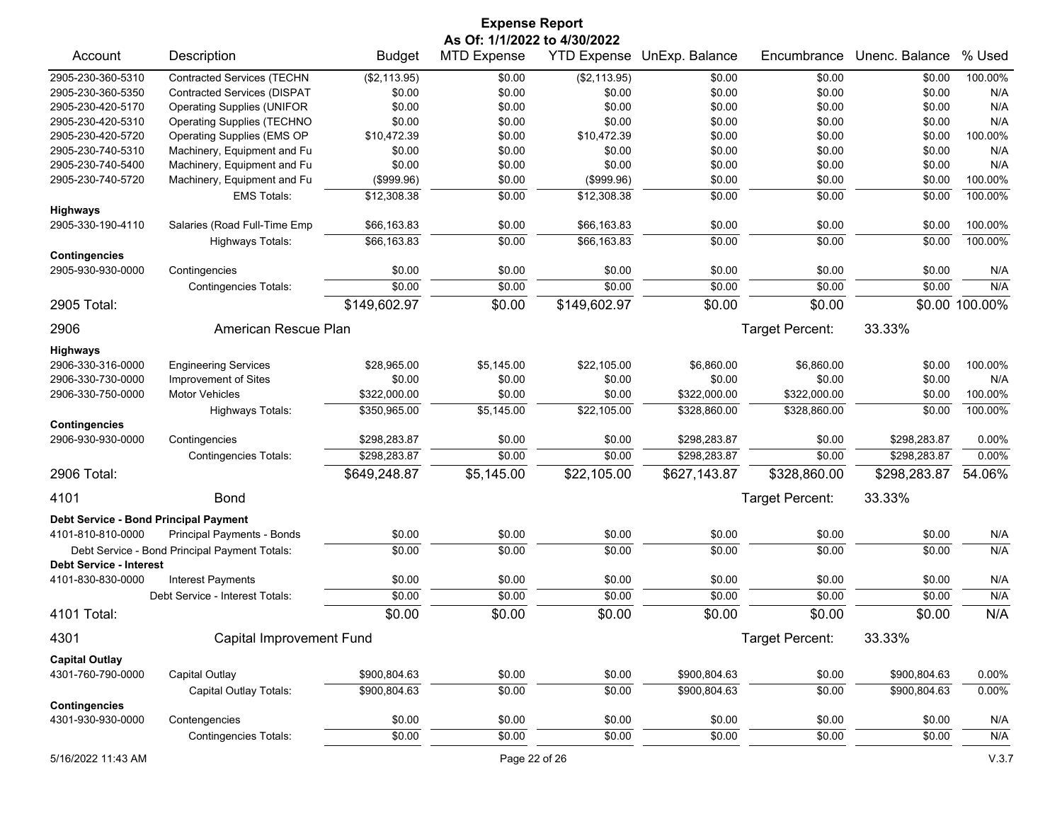# Expense Report

**As Of: 1/1/2022 to 4/30/2022**

| Account | Description | Budget | MTD Expense | YTD Expense | UnExp. Balance | Encumbrance | Unenc. Balance | % Used |
|---|---|---|---|---|---|---|---|---|
| 2905-230-360-5310 | Contracted Services (TECHN | ($2,113.95) | $0.00 | ($2,113.95) | $0.00 | $0.00 | $0.00 | 100.00% |
| 2905-230-360-5350 | Contracted Services (DISPAT | $0.00 | $0.00 | $0.00 | $0.00 | $0.00 | $0.00 | N/A |
| 2905-230-420-5170 | Operating Supplies (UNIFOR | $0.00 | $0.00 | $0.00 | $0.00 | $0.00 | $0.00 | N/A |
| 2905-230-420-5310 | Operating Supplies (TECHNO | $0.00 | $0.00 | $0.00 | $0.00 | $0.00 | $0.00 | N/A |
| 2905-230-420-5720 | Operating Supplies (EMS OP | $10,472.39 | $0.00 | $10,472.39 | $0.00 | $0.00 | $0.00 | 100.00% |
| 2905-230-740-5310 | Machinery, Equipment and Fu | $0.00 | $0.00 | $0.00 | $0.00 | $0.00 | $0.00 | N/A |
| 2905-230-740-5400 | Machinery, Equipment and Fu | $0.00 | $0.00 | $0.00 | $0.00 | $0.00 | $0.00 | N/A |
| 2905-230-740-5720 | Machinery, Equipment and Fu | ($999.96) | $0.00 | ($999.96) | $0.00 | $0.00 | $0.00 | 100.00% |
| | EMS Totals: | $12,308.38 | $0.00 | $12,308.38 | $0.00 | $0.00 | $0.00 | 100.00% |
| **Highways** | | | | | | | | |
| 2905-330-190-4110 | Salaries (Road Full-Time Emp | $66,163.83 | $0.00 | $66,163.83 | $0.00 | $0.00 | $0.00 | 100.00% |
| | Highways Totals: | $66,163.83 | $0.00 | $66,163.83 | $0.00 | $0.00 | $0.00 | 100.00% |
| **Contingencies** | | | | | | | | |
| 2905-930-930-0000 | Contingencies | $0.00 | $0.00 | $0.00 | $0.00 | $0.00 | $0.00 | N/A |
| | Contingencies Totals: | $0.00 | $0.00 | $0.00 | $0.00 | $0.00 | $0.00 | N/A |
| **2905 Total:** | | $149,602.97 | $0.00 | $149,602.97 | $0.00 | $0.00 | $0.00 | 100.00% |
| **2906** | **American Rescue Plan** | | | | | Target Percent: | 33.33% | |
| **Highways** | | | | | | | | |
| 2906-330-316-0000 | Engineering Services | $28,965.00 | $5,145.00 | $22,105.00 | $6,860.00 | $6,860.00 | $0.00 | 100.00% |
| 2906-330-730-0000 | Improvement of Sites | $0.00 | $0.00 | $0.00 | $0.00 | $0.00 | $0.00 | N/A |
| 2906-330-750-0000 | Motor Vehicles | $322,000.00 | $0.00 | $0.00 | $322,000.00 | $322,000.00 | $0.00 | 100.00% |
| | Highways Totals: | $350,965.00 | $5,145.00 | $22,105.00 | $328,860.00 | $328,860.00 | $0.00 | 100.00% |
| **Contingencies** | | | | | | | | |
| 2906-930-930-0000 | Contingencies | $298,283.87 | $0.00 | $0.00 | $298,283.87 | $0.00 | $298,283.87 | 0.00% |
| | Contingencies Totals: | $298,283.87 | $0.00 | $0.00 | $298,283.87 | $0.00 | $298,283.87 | 0.00% |
| **2906 Total:** | | $649,248.87 | $5,145.00 | $22,105.00 | $627,143.87 | $328,860.00 | $298,283.87 | 54.06% |
| **4101** | **Bond** | | | | | Target Percent: | 33.33% | |
| **Debt Service - Bond Principal Payment** | | | | | | | | |
| 4101-810-810-0000 | Principal Payments - Bonds | $0.00 | $0.00 | $0.00 | $0.00 | $0.00 | $0.00 | N/A |
| | Debt Service - Bond Principal Payment Totals: | $0.00 | $0.00 | $0.00 | $0.00 | $0.00 | $0.00 | N/A |
| **Debt Service - Interest** | | | | | | | | |
| 4101-830-830-0000 | Interest Payments | $0.00 | $0.00 | $0.00 | $0.00 | $0.00 | $0.00 | N/A |
| | Debt Service - Interest Totals: | $0.00 | $0.00 | $0.00 | $0.00 | $0.00 | $0.00 | N/A |
| **4101 Total:** | | $0.00 | $0.00 | $0.00 | $0.00 | $0.00 | $0.00 | N/A |
| **4301** | **Capital Improvement Fund** | | | | | Target Percent: | 33.33% | |
| **Capital Outlay** | | | | | | | | |
| 4301-760-790-0000 | Capital Outlay | $900,804.63 | $0.00 | $0.00 | $900,804.63 | $0.00 | $900,804.63 | 0.00% |
| | Capital Outlay Totals: | $900,804.63 | $0.00 | $0.00 | $900,804.63 | $0.00 | $900,804.63 | 0.00% |
| **Contingencies** | | | | | | | | |
| 4301-930-930-0000 | Contengencies | $0.00 | $0.00 | $0.00 | $0.00 | $0.00 | $0.00 | N/A |
| | Contingencies Totals: | $0.00 | $0.00 | $0.00 | $0.00 | $0.00 | $0.00 | N/A |

5/16/2022 11:43 AM V.3.7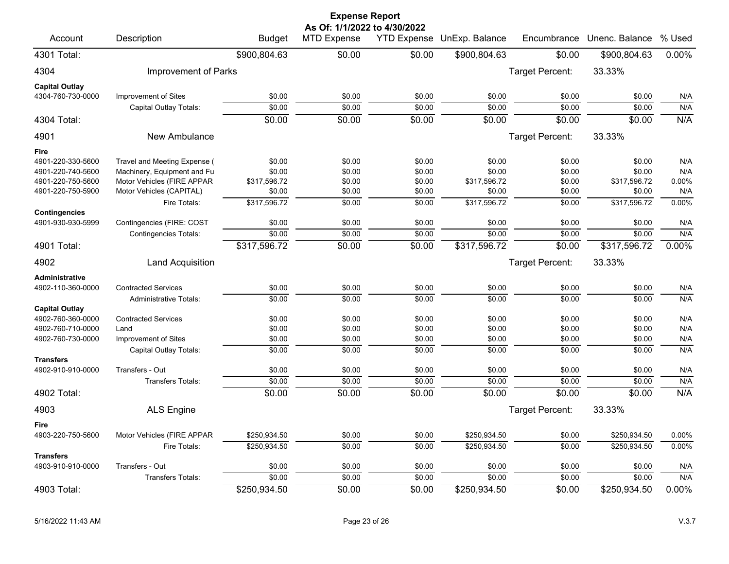# Expense Report

**As Of: 1/1/2022 to 4/30/2022**

| Account | Description | Budget | MTD Expense | YTD Expense | UnExp. Balance | Encumbrance | Unenc. Balance | % Used |
|---|---|---|---|---|---|---|---|---|
| **4301 Total:** | | $900,804.63 | $0.00 | $0.00 | $900,804.63 | $0.00 | $900,804.63 | 0.00% |
| **4304** | **Improvement of Parks** | | | | | Target Percent: | 33.33% | |
| **Capital Outlay** | | | | | | | | |
| 4304-760-730-0000 | Improvement of Sites | $0.00 | $0.00 | $0.00 | $0.00 | $0.00 | $0.00 | N/A |
| | Capital Outlay Totals: | $0.00 | $0.00 | $0.00 | $0.00 | $0.00 | $0.00 | N/A |
| **4304 Total:** | | $0.00 | $0.00 | $0.00 | $0.00 | $0.00 | $0.00 | N/A |
| **4901** | **New Ambulance** | | | | | Target Percent: | 33.33% | |
| **Fire** | | | | | | | | |
| 4901-220-330-5600 | Travel and Meeting Expense ( | $0.00 | $0.00 | $0.00 | $0.00 | $0.00 | $0.00 | N/A |
| 4901-220-740-5600 | Machinery, Equipment and Fu | $0.00 | $0.00 | $0.00 | $0.00 | $0.00 | $0.00 | N/A |
| 4901-220-750-5600 | Motor Vehicles (FIRE APPAR | $317,596.72 | $0.00 | $0.00 | $317,596.72 | $0.00 | $317,596.72 | 0.00% |
| 4901-220-750-5900 | Motor Vehicles (CAPITAL) | $0.00 | $0.00 | $0.00 | $0.00 | $0.00 | $0.00 | N/A |
| | Fire Totals: | $317,596.72 | $0.00 | $0.00 | $317,596.72 | $0.00 | $317,596.72 | 0.00% |
| **Contingencies** | | | | | | | | |
| 4901-930-930-5999 | Contingencies (FIRE: COST | $0.00 | $0.00 | $0.00 | $0.00 | $0.00 | $0.00 | N/A |
| | Contingencies Totals: | $0.00 | $0.00 | $0.00 | $0.00 | $0.00 | $0.00 | N/A |
| **4901 Total:** | | $317,596.72 | $0.00 | $0.00 | $317,596.72 | $0.00 | $317,596.72 | 0.00% |
| **4902** | **Land Acquisition** | | | | | Target Percent: | 33.33% | |
| **Administrative** | | | | | | | | |
| 4902-110-360-0000 | Contracted Services | $0.00 | $0.00 | $0.00 | $0.00 | $0.00 | $0.00 | N/A |
| | Administrative Totals: | $0.00 | $0.00 | $0.00 | $0.00 | $0.00 | $0.00 | N/A |
| **Capital Outlay** | | | | | | | | |
| 4902-760-360-0000 | Contracted Services | $0.00 | $0.00 | $0.00 | $0.00 | $0.00 | $0.00 | N/A |
| 4902-760-710-0000 | Land | $0.00 | $0.00 | $0.00 | $0.00 | $0.00 | $0.00 | N/A |
| 4902-760-730-0000 | Improvement of Sites | $0.00 | $0.00 | $0.00 | $0.00 | $0.00 | $0.00 | N/A |
| | Capital Outlay Totals: | $0.00 | $0.00 | $0.00 | $0.00 | $0.00 | $0.00 | N/A |
| **Transfers** | | | | | | | | |
| 4902-910-910-0000 | Transfers - Out | $0.00 | $0.00 | $0.00 | $0.00 | $0.00 | $0.00 | N/A |
| | Transfers Totals: | $0.00 | $0.00 | $0.00 | $0.00 | $0.00 | $0.00 | N/A |
| **4902 Total:** | | $0.00 | $0.00 | $0.00 | $0.00 | $0.00 | $0.00 | N/A |
| **4903** | **ALS Engine** | | | | | Target Percent: | 33.33% | |
| **Fire** | | | | | | | | |
| 4903-220-750-5600 | Motor Vehicles (FIRE APPAR | $250,934.50 | $0.00 | $0.00 | $250,934.50 | $0.00 | $250,934.50 | 0.00% |
| | Fire Totals: | $250,934.50 | $0.00 | $0.00 | $250,934.50 | $0.00 | $250,934.50 | 0.00% |
| **Transfers** | | | | | | | | |
| 4903-910-910-0000 | Transfers - Out | $0.00 | $0.00 | $0.00 | $0.00 | $0.00 | $0.00 | N/A |
| | Transfers Totals: | $0.00 | $0.00 | $0.00 | $0.00 | $0.00 | $0.00 | N/A |
| **4903 Total:** | | $250,934.50 | $0.00 | $0.00 | $250,934.50 | $0.00 | $250,934.50 | 0.00% |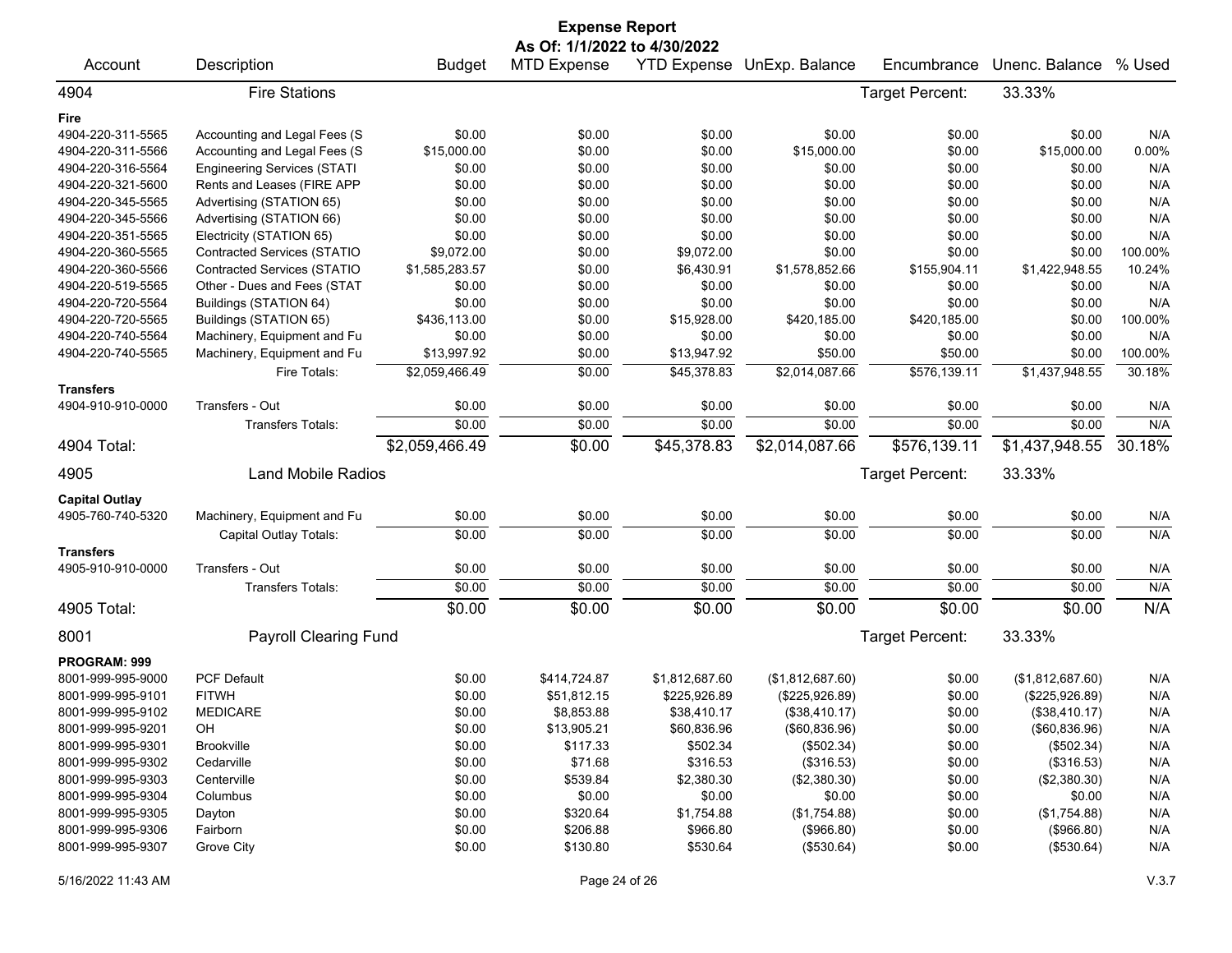# Expense Report

**As Of: 1/1/2022 to 4/30/2022**

| Account | Description | Budget | MTD Expense | YTD Expense | UnExp. Balance | Encumbrance | Unenc. Balance | % Used |
|---|---|---|---|---|---|---|---|---|
| **4904** | **Fire Stations** | | | | | Target Percent: | 33.33% | |
| **Fire** | | | | | | | | |
| 4904-220-311-5565 | Accounting and Legal Fees (S | $0.00 | $0.00 | $0.00 | $0.00 | $0.00 | $0.00 | N/A |
| 4904-220-311-5566 | Accounting and Legal Fees (S | $15,000.00 | $0.00 | $0.00 | $15,000.00 | $0.00 | $15,000.00 | 0.00% |
| 4904-220-316-5564 | Engineering Services (STATI | $0.00 | $0.00 | $0.00 | $0.00 | $0.00 | $0.00 | N/A |
| 4904-220-321-5600 | Rents and Leases (FIRE APP | $0.00 | $0.00 | $0.00 | $0.00 | $0.00 | $0.00 | N/A |
| 4904-220-345-5565 | Advertising (STATION 65) | $0.00 | $0.00 | $0.00 | $0.00 | $0.00 | $0.00 | N/A |
| 4904-220-345-5566 | Advertising (STATION 66) | $0.00 | $0.00 | $0.00 | $0.00 | $0.00 | $0.00 | N/A |
| 4904-220-351-5565 | Electricity (STATION 65) | $0.00 | $0.00 | $0.00 | $0.00 | $0.00 | $0.00 | N/A |
| 4904-220-360-5565 | Contracted Services (STATIO | $9,072.00 | $0.00 | $9,072.00 | $0.00 | $0.00 | $0.00 | 100.00% |
| 4904-220-360-5566 | Contracted Services (STATIO | $1,585,283.57 | $0.00 | $6,430.91 | $1,578,852.66 | $155,904.11 | $1,422,948.55 | 10.24% |
| 4904-220-519-5565 | Other - Dues and Fees (STAT | $0.00 | $0.00 | $0.00 | $0.00 | $0.00 | $0.00 | N/A |
| 4904-220-720-5564 | Buildings (STATION 64) | $0.00 | $0.00 | $0.00 | $0.00 | $0.00 | $0.00 | N/A |
| 4904-220-720-5565 | Buildings (STATION 65) | $436,113.00 | $0.00 | $15,928.00 | $420,185.00 | $420,185.00 | $0.00 | 100.00% |
| 4904-220-740-5564 | Machinery, Equipment and Fu | $0.00 | $0.00 | $0.00 | $0.00 | $0.00 | $0.00 | N/A |
| 4904-220-740-5565 | Machinery, Equipment and Fu | $13,997.92 | $0.00 | $13,947.92 | $50.00 | $50.00 | $0.00 | 100.00% |
| | Fire Totals: | $2,059,466.49 | $0.00 | $45,378.83 | $2,014,087.66 | $576,139.11 | $1,437,948.55 | 30.18% |
| **Transfers** | | | | | | | | |
| 4904-910-910-0000 | Transfers - Out | $0.00 | $0.00 | $0.00 | $0.00 | $0.00 | $0.00 | N/A |
| | Transfers Totals: | $0.00 | $0.00 | $0.00 | $0.00 | $0.00 | $0.00 | N/A |
| **4904 Total:** | | $2,059,466.49 | $0.00 | $45,378.83 | $2,014,087.66 | $576,139.11 | $1,437,948.55 | 30.18% |
| **4905** | **Land Mobile Radios** | | | | | Target Percent: | 33.33% | |
| **Capital Outlay** | | | | | | | | |
| 4905-760-740-5320 | Machinery, Equipment and Fu | $0.00 | $0.00 | $0.00 | $0.00 | $0.00 | $0.00 | N/A |
| | Capital Outlay Totals: | $0.00 | $0.00 | $0.00 | $0.00 | $0.00 | $0.00 | N/A |
| **Transfers** | | | | | | | | |
| 4905-910-910-0000 | Transfers - Out | $0.00 | $0.00 | $0.00 | $0.00 | $0.00 | $0.00 | N/A |
| | Transfers Totals: | $0.00 | $0.00 | $0.00 | $0.00 | $0.00 | $0.00 | N/A |
| **4905 Total:** | | $0.00 | $0.00 | $0.00 | $0.00 | $0.00 | $0.00 | N/A |
| **8001** | **Payroll Clearing Fund** | | | | | Target Percent: | 33.33% | |
| **PROGRAM: 999** | | | | | | | | |
| 8001-999-995-9000 | PCF Default | $0.00 | $414,724.87 | $1,812,687.60 | ($1,812,687.60) | $0.00 | ($1,812,687.60) | N/A |
| 8001-999-995-9101 | FITWH | $0.00 | $51,812.15 | $225,926.89 | ($225,926.89) | $0.00 | ($225,926.89) | N/A |
| 8001-999-995-9102 | MEDICARE | $0.00 | $8,853.88 | $38,410.17 | ($38,410.17) | $0.00 | ($38,410.17) | N/A |
| 8001-999-995-9201 | OH | $0.00 | $13,905.21 | $60,836.96 | ($60,836.96) | $0.00 | ($60,836.96) | N/A |
| 8001-999-995-9301 | Brookville | $0.00 | $117.33 | $502.34 | ($502.34) | $0.00 | ($502.34) | N/A |
| 8001-999-995-9302 | Cedarville | $0.00 | $71.68 | $316.53 | ($316.53) | $0.00 | ($316.53) | N/A |
| 8001-999-995-9303 | Centerville | $0.00 | $539.84 | $2,380.30 | ($2,380.30) | $0.00 | ($2,380.30) | N/A |
| 8001-999-995-9304 | Columbus | $0.00 | $0.00 | $0.00 | $0.00 | $0.00 | $0.00 | N/A |
| 8001-999-995-9305 | Dayton | $0.00 | $320.64 | $1,754.88 | ($1,754.88) | $0.00 | ($1,754.88) | N/A |
| 8001-999-995-9306 | Fairborn | $0.00 | $206.88 | $966.80 | ($966.80) | $0.00 | ($966.80) | N/A |
| 8001-999-995-9307 | Grove City | $0.00 | $130.80 | $530.64 | ($530.64) | $0.00 | ($530.64) | N/A |

5/16/2022 11:43 AM V.3.7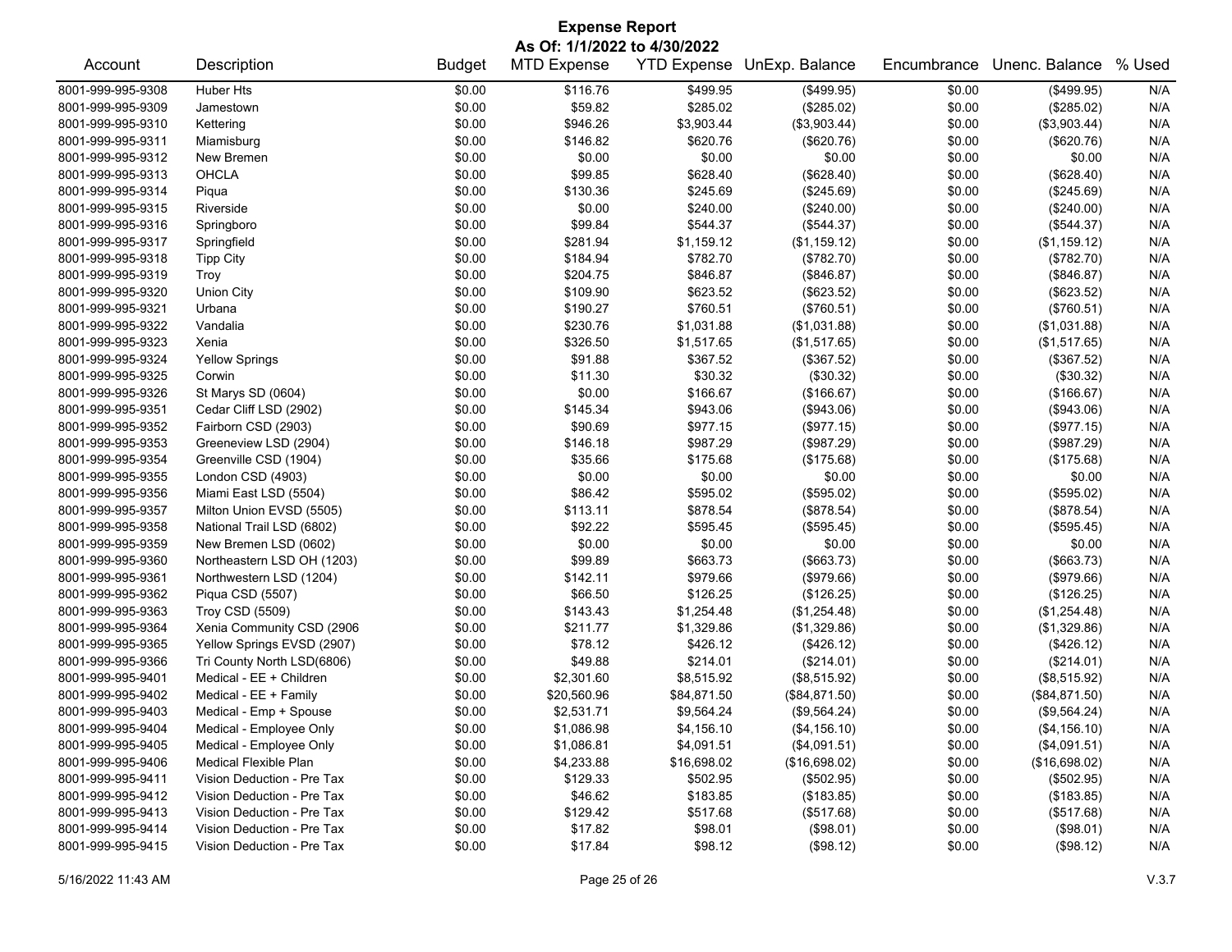# Expense Report

**As Of: 1/1/2022 to 4/30/2022**

| Account | Description | Budget | MTD Expense | YTD Expense | UnExp. Balance | Encumbrance | Unenc. Balance | % Used |
|---|---|---|---|---|---|---|---|---|
| 8001-999-995-9308 | Huber Hts | $0.00 | $116.76 | $499.95 | ($499.95) | $0.00 | ($499.95) | N/A |
| 8001-999-995-9309 | Jamestown | $0.00 | $59.82 | $285.02 | ($285.02) | $0.00 | ($285.02) | N/A |
| 8001-999-995-9310 | Kettering | $0.00 | $946.26 | $3,903.44 | ($3,903.44) | $0.00 | ($3,903.44) | N/A |
| 8001-999-995-9311 | Miamisburg | $0.00 | $146.82 | $620.76 | ($620.76) | $0.00 | ($620.76) | N/A |
| 8001-999-995-9312 | New Bremen | $0.00 | $0.00 | $0.00 | $0.00 | $0.00 | $0.00 | N/A |
| 8001-999-995-9313 | OHCLA | $0.00 | $99.85 | $628.40 | ($628.40) | $0.00 | ($628.40) | N/A |
| 8001-999-995-9314 | Piqua | $0.00 | $130.36 | $245.69 | ($245.69) | $0.00 | ($245.69) | N/A |
| 8001-999-995-9315 | Riverside | $0.00 | $0.00 | $240.00 | ($240.00) | $0.00 | ($240.00) | N/A |
| 8001-999-995-9316 | Springboro | $0.00 | $99.84 | $544.37 | ($544.37) | $0.00 | ($544.37) | N/A |
| 8001-999-995-9317 | Springfield | $0.00 | $281.94 | $1,159.12 | ($1,159.12) | $0.00 | ($1,159.12) | N/A |
| 8001-999-995-9318 | Tipp City | $0.00 | $184.94 | $782.70 | ($782.70) | $0.00 | ($782.70) | N/A |
| 8001-999-995-9319 | Troy | $0.00 | $204.75 | $846.87 | ($846.87) | $0.00 | ($846.87) | N/A |
| 8001-999-995-9320 | Union City | $0.00 | $109.90 | $623.52 | ($623.52) | $0.00 | ($623.52) | N/A |
| 8001-999-995-9321 | Urbana | $0.00 | $190.27 | $760.51 | ($760.51) | $0.00 | ($760.51) | N/A |
| 8001-999-995-9322 | Vandalia | $0.00 | $230.76 | $1,031.88 | ($1,031.88) | $0.00 | ($1,031.88) | N/A |
| 8001-999-995-9323 | Xenia | $0.00 | $326.50 | $1,517.65 | ($1,517.65) | $0.00 | ($1,517.65) | N/A |
| 8001-999-995-9324 | Yellow Springs | $0.00 | $91.88 | $367.52 | ($367.52) | $0.00 | ($367.52) | N/A |
| 8001-999-995-9325 | Corwin | $0.00 | $11.30 | $30.32 | ($30.32) | $0.00 | ($30.32) | N/A |
| 8001-999-995-9326 | St Marys SD (0604) | $0.00 | $0.00 | $166.67 | ($166.67) | $0.00 | ($166.67) | N/A |
| 8001-999-995-9351 | Cedar Cliff LSD (2902) | $0.00 | $145.34 | $943.06 | ($943.06) | $0.00 | ($943.06) | N/A |
| 8001-999-995-9352 | Fairborn CSD (2903) | $0.00 | $90.69 | $977.15 | ($977.15) | $0.00 | ($977.15) | N/A |
| 8001-999-995-9353 | Greeneview LSD (2904) | $0.00 | $146.18 | $987.29 | ($987.29) | $0.00 | ($987.29) | N/A |
| 8001-999-995-9354 | Greenville CSD (1904) | $0.00 | $35.66 | $175.68 | ($175.68) | $0.00 | ($175.68) | N/A |
| 8001-999-995-9355 | London CSD (4903) | $0.00 | $0.00 | $0.00 | $0.00 | $0.00 | $0.00 | N/A |
| 8001-999-995-9356 | Miami East LSD (5504) | $0.00 | $86.42 | $595.02 | ($595.02) | $0.00 | ($595.02) | N/A |
| 8001-999-995-9357 | Milton Union EVSD (5505) | $0.00 | $113.11 | $878.54 | ($878.54) | $0.00 | ($878.54) | N/A |
| 8001-999-995-9358 | National Trail LSD (6802) | $0.00 | $92.22 | $595.45 | ($595.45) | $0.00 | ($595.45) | N/A |
| 8001-999-995-9359 | New Bremen LSD (0602) | $0.00 | $0.00 | $0.00 | $0.00 | $0.00 | $0.00 | N/A |
| 8001-999-995-9360 | Northeastern LSD OH (1203) | $0.00 | $99.89 | $663.73 | ($663.73) | $0.00 | ($663.73) | N/A |
| 8001-999-995-9361 | Northwestern LSD (1204) | $0.00 | $142.11 | $979.66 | ($979.66) | $0.00 | ($979.66) | N/A |
| 8001-999-995-9362 | Piqua CSD (5507) | $0.00 | $66.50 | $126.25 | ($126.25) | $0.00 | ($126.25) | N/A |
| 8001-999-995-9363 | Troy CSD (5509) | $0.00 | $143.43 | $1,254.48 | ($1,254.48) | $0.00 | ($1,254.48) | N/A |
| 8001-999-995-9364 | Xenia Community CSD (2906 | $0.00 | $211.77 | $1,329.86 | ($1,329.86) | $0.00 | ($1,329.86) | N/A |
| 8001-999-995-9365 | Yellow Springs EVSD (2907) | $0.00 | $78.12 | $426.12 | ($426.12) | $0.00 | ($426.12) | N/A |
| 8001-999-995-9366 | Tri County North LSD(6806) | $0.00 | $49.88 | $214.01 | ($214.01) | $0.00 | ($214.01) | N/A |
| 8001-999-995-9401 | Medical - EE + Children | $0.00 | $2,301.60 | $8,515.92 | ($8,515.92) | $0.00 | ($8,515.92) | N/A |
| 8001-999-995-9402 | Medical - EE + Family | $0.00 | $20,560.96 | $84,871.50 | ($84,871.50) | $0.00 | ($84,871.50) | N/A |
| 8001-999-995-9403 | Medical - Emp + Spouse | $0.00 | $2,531.71 | $9,564.24 | ($9,564.24) | $0.00 | ($9,564.24) | N/A |
| 8001-999-995-9404 | Medical - Employee Only | $0.00 | $1,086.98 | $4,156.10 | ($4,156.10) | $0.00 | ($4,156.10) | N/A |
| 8001-999-995-9405 | Medical - Employee Only | $0.00 | $1,086.81 | $4,091.51 | ($4,091.51) | $0.00 | ($4,091.51) | N/A |
| 8001-999-995-9406 | Medical Flexible Plan | $0.00 | $4,233.88 | $16,698.02 | ($16,698.02) | $0.00 | ($16,698.02) | N/A |
| 8001-999-995-9411 | Vision Deduction - Pre Tax | $0.00 | $129.33 | $502.95 | ($502.95) | $0.00 | ($502.95) | N/A |
| 8001-999-995-9412 | Vision Deduction - Pre Tax | $0.00 | $46.62 | $183.85 | ($183.85) | $0.00 | ($183.85) | N/A |
| 8001-999-995-9413 | Vision Deduction - Pre Tax | $0.00 | $129.42 | $517.68 | ($517.68) | $0.00 | ($517.68) | N/A |
| 8001-999-995-9414 | Vision Deduction - Pre Tax | $0.00 | $17.82 | $98.01 | ($98.01) | $0.00 | ($98.01) | N/A |
| 8001-999-995-9415 | Vision Deduction - Pre Tax | $0.00 | $17.84 | $98.12 | ($98.12) | $0.00 | ($98.12) | N/A |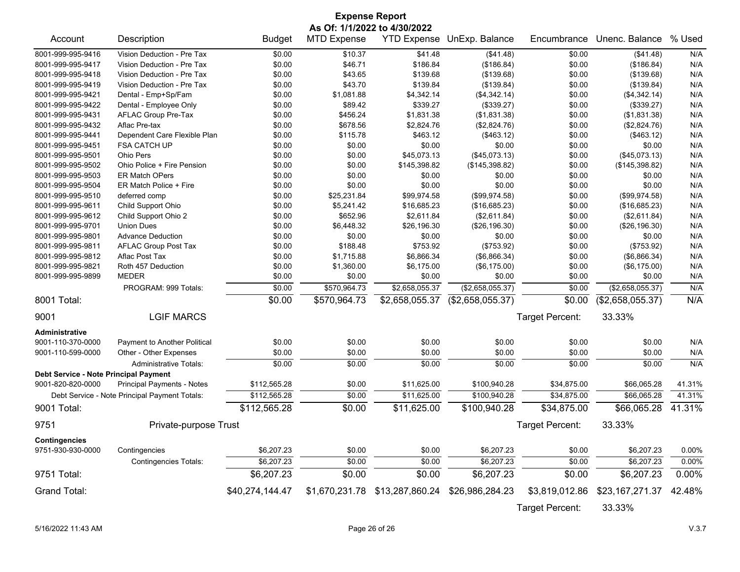# Expense Report

**As Of: 1/1/2022 to 4/30/2022**

| Account | Description | Budget | MTD Expense | YTD Expense | UnExp. Balance | Encumbrance | Unenc. Balance | % Used |
|---|---|---|---|---|---|---|---|---|
| 8001-999-995-9416 | Vision Deduction - Pre Tax | $0.00 | $10.37 | $41.48 | ($41.48) | $0.00 | ($41.48) | N/A |
| 8001-999-995-9417 | Vision Deduction - Pre Tax | $0.00 | $46.71 | $186.84 | ($186.84) | $0.00 | ($186.84) | N/A |
| 8001-999-995-9418 | Vision Deduction - Pre Tax | $0.00 | $43.65 | $139.68 | ($139.68) | $0.00 | ($139.68) | N/A |
| 8001-999-995-9419 | Vision Deduction - Pre Tax | $0.00 | $43.70 | $139.84 | ($139.84) | $0.00 | ($139.84) | N/A |
| 8001-999-995-9421 | Dental - Emp+Sp/Fam | $0.00 | $1,081.88 | $4,342.14 | ($4,342.14) | $0.00 | ($4,342.14) | N/A |
| 8001-999-995-9422 | Dental - Employee Only | $0.00 | $89.42 | $339.27 | ($339.27) | $0.00 | ($339.27) | N/A |
| 8001-999-995-9431 | AFLAC Group Pre-Tax | $0.00 | $456.24 | $1,831.38 | ($1,831.38) | $0.00 | ($1,831.38) | N/A |
| 8001-999-995-9432 | Aflac Pre-tax | $0.00 | $678.56 | $2,824.76 | ($2,824.76) | $0.00 | ($2,824.76) | N/A |
| 8001-999-995-9441 | Dependent Care Flexible Plan | $0.00 | $115.78 | $463.12 | ($463.12) | $0.00 | ($463.12) | N/A |
| 8001-999-995-9451 | FSA CATCH UP | $0.00 | $0.00 | $0.00 | $0.00 | $0.00 | $0.00 | N/A |
| 8001-999-995-9501 | Ohio Pers | $0.00 | $0.00 | $45,073.13 | ($45,073.13) | $0.00 | ($45,073.13) | N/A |
| 8001-999-995-9502 | Ohio Police + Fire Pension | $0.00 | $0.00 | $145,398.82 | ($145,398.82) | $0.00 | ($145,398.82) | N/A |
| 8001-999-995-9503 | ER Match OPers | $0.00 | $0.00 | $0.00 | $0.00 | $0.00 | $0.00 | N/A |
| 8001-999-995-9504 | ER Match Police + Fire | $0.00 | $0.00 | $0.00 | $0.00 | $0.00 | $0.00 | N/A |
| 8001-999-995-9510 | deferred comp | $0.00 | $25,231.84 | $99,974.58 | ($99,974.58) | $0.00 | ($99,974.58) | N/A |
| 8001-999-995-9611 | Child Support Ohio | $0.00 | $5,241.42 | $16,685.23 | ($16,685.23) | $0.00 | ($16,685.23) | N/A |
| 8001-999-995-9612 | Child Support Ohio 2 | $0.00 | $652.96 | $2,611.84 | ($2,611.84) | $0.00 | ($2,611.84) | N/A |
| 8001-999-995-9701 | Union Dues | $0.00 | $6,448.32 | $26,196.30 | ($26,196.30) | $0.00 | ($26,196.30) | N/A |
| 8001-999-995-9801 | Advance Deduction | $0.00 | $0.00 | $0.00 | $0.00 | $0.00 | $0.00 | N/A |
| 8001-999-995-9811 | AFLAC Group Post Tax | $0.00 | $188.48 | $753.92 | ($753.92) | $0.00 | ($753.92) | N/A |
| 8001-999-995-9812 | Aflac Post Tax | $0.00 | $1,715.88 | $6,866.34 | ($6,866.34) | $0.00 | ($6,866.34) | N/A |
| 8001-999-995-9821 | Roth 457 Deduction | $0.00 | $1,360.00 | $6,175.00 | ($6,175.00) | $0.00 | ($6,175.00) | N/A |
| 8001-999-995-9899 | MEDER | $0.00 | $0.00 | $0.00 | $0.00 | $0.00 | $0.00 | N/A |
| | PROGRAM: 999 Totals: | $0.00 | $570,964.73 | $2,658,055.37 | ($2,658,055.37) | $0.00 | ($2,658,055.37) | N/A |
| **8001 Total:** | | $0.00 | $570,964.73 | $2,658,055.37 | ($2,658,055.37) | $0.00 | ($2,658,055.37) | N/A |
| **9001** | **LGIF MARCS** | | | | | Target Percent: | 33.33% | |
| **Administrative** | | | | | | | | |
| 9001-110-370-0000 | Payment to Another Political | $0.00 | $0.00 | $0.00 | $0.00 | $0.00 | $0.00 | N/A |
| 9001-110-599-0000 | Other - Other Expenses | $0.00 | $0.00 | $0.00 | $0.00 | $0.00 | $0.00 | N/A |
| | Administrative Totals: | $0.00 | $0.00 | $0.00 | $0.00 | $0.00 | $0.00 | N/A |
| **Debt Service - Note Principal Payment** | | | | | | | | |
| 9001-820-820-0000 | Principal Payments - Notes | $112,565.28 | $0.00 | $11,625.00 | $100,940.28 | $34,875.00 | $66,065.28 | 41.31% |
| | Debt Service - Note Principal Payment Totals: | $112,565.28 | $0.00 | $11,625.00 | $100,940.28 | $34,875.00 | $66,065.28 | 41.31% |
| **9001 Total:** | | $112,565.28 | $0.00 | $11,625.00 | $100,940.28 | $34,875.00 | $66,065.28 | 41.31% |
| **9751** | **Private-purpose Trust** | | | | | Target Percent: | 33.33% | |
| **Contingencies** | | | | | | | | |
| 9751-930-930-0000 | Contingencies | $6,207.23 | $0.00 | $0.00 | $6,207.23 | $0.00 | $6,207.23 | 0.00% |
| | Contingencies Totals: | $6,207.23 | $0.00 | $0.00 | $6,207.23 | $0.00 | $6,207.23 | 0.00% |
| **9751 Total:** | | $6,207.23 | $0.00 | $0.00 | $6,207.23 | $0.00 | $6,207.23 | 0.00% |
| **Grand Total:** | | $40,274,144.47 | $1,670,231.78 | $13,287,860.24 | $26,986,284.23 | $3,819,012.86 | $23,167,271.37 | 42.48% |
| | | | | | | Target Percent: | 33.33% | |

5/16/2022 11:43 AM

V.3.7